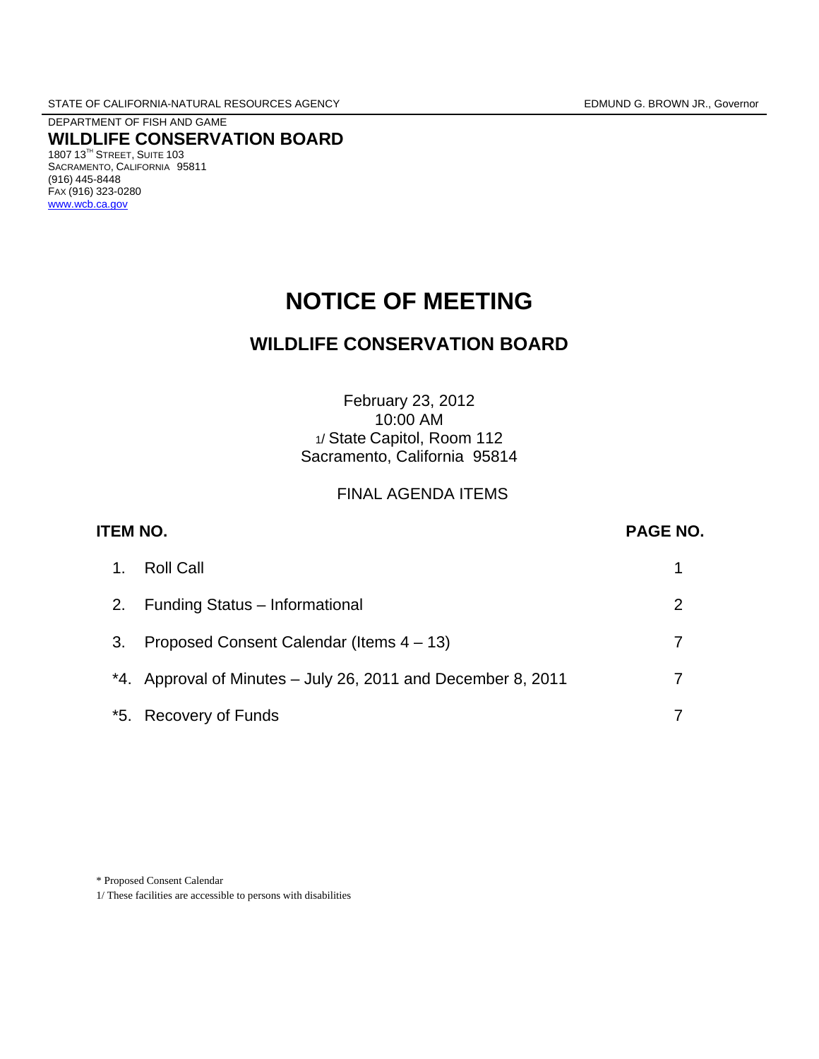STATE OF CALIFORNIA-NATURAL RESOURCES AGENCY EDMUND G. BROWN JR., Governor

DEPARTMENT OF FISH AND GAME

**WILDLIFE CONSERVATION BOARD**

1807 13TH STREET, SUITE 103
SACRAMENTO, CALIFORNIA 95811
(916) 445-8448
FAX (916) 323-0280
www.wcb.ca.gov

# NOTICE OF MEETING

## WILDLIFE CONSERVATION BOARD

February 23, 2012
10:00 AM
1/ State Capitol, Room 112
Sacramento, California 95814

FINAL AGENDA ITEMS

| ITEM NO. | | PAGE NO. |
|---|---|---|
| 1. | Roll Call | 1 |
| 2. | Funding Status – Informational | 2 |
| 3. | Proposed Consent Calendar (Items 4 – 13) | 7 |
| *4. | Approval of Minutes – July 26, 2011 and December 8, 2011 | 7 |
| *5. | Recovery of Funds | 7 |

* Proposed Consent Calendar

1/ These facilities are accessible to persons with disabilities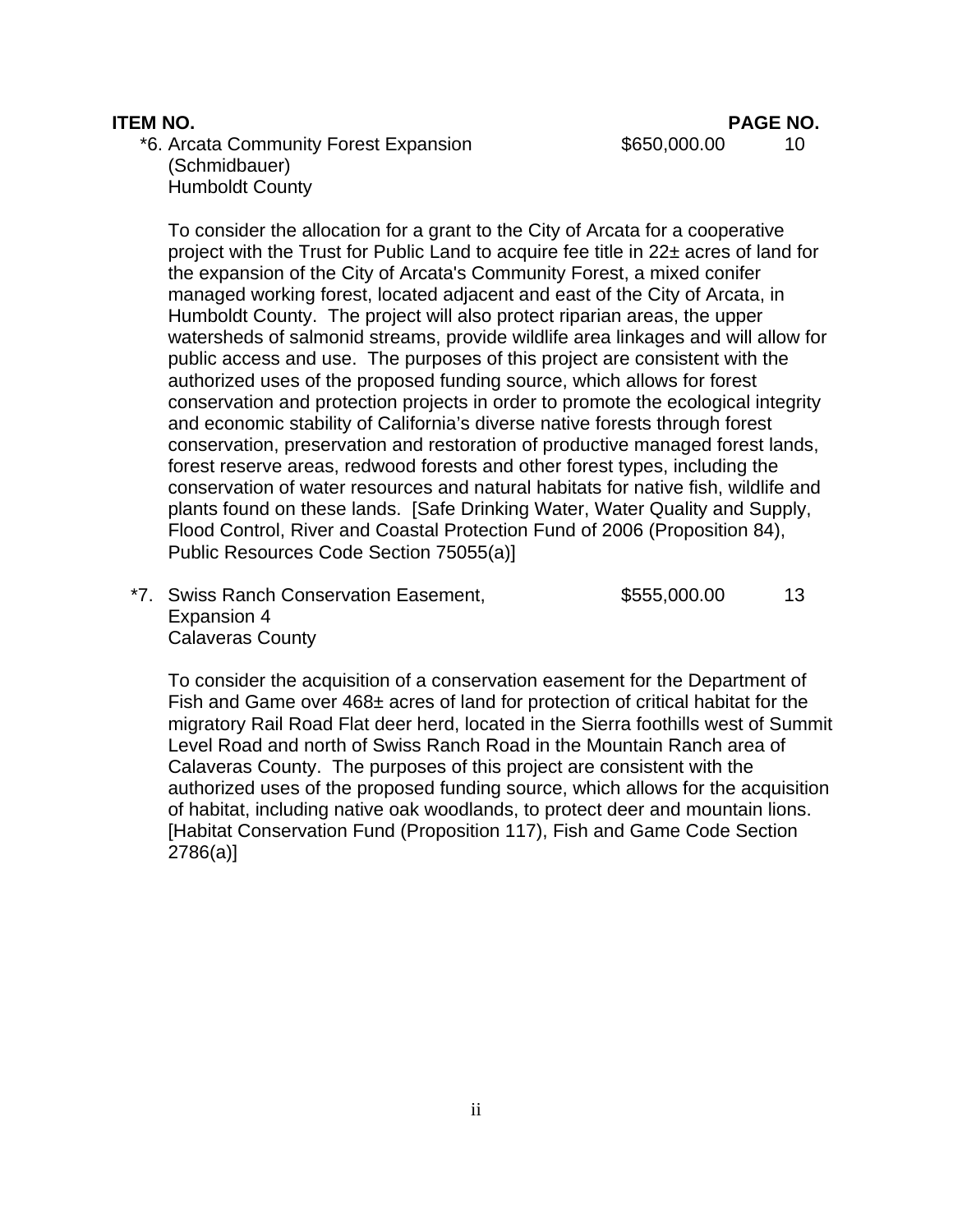**ITEM NO.** **PAGE NO.**

*6. Arcata Community Forest Expansion (Schmidbauer)
Humboldt County — $650,000.00 — 10

To consider the allocation for a grant to the City of Arcata for a cooperative project with the Trust for Public Land to acquire fee title in 22± acres of land for the expansion of the City of Arcata's Community Forest, a mixed conifer managed working forest, located adjacent and east of the City of Arcata, in Humboldt County. The project will also protect riparian areas, the upper watersheds of salmonid streams, provide wildlife area linkages and will allow for public access and use. The purposes of this project are consistent with the authorized uses of the proposed funding source, which allows for forest conservation and protection projects in order to promote the ecological integrity and economic stability of California's diverse native forests through forest conservation, preservation and restoration of productive managed forest lands, forest reserve areas, redwood forests and other forest types, including the conservation of water resources and natural habitats for native fish, wildlife and plants found on these lands. [Safe Drinking Water, Water Quality and Supply, Flood Control, River and Coastal Protection Fund of 2006 (Proposition 84), Public Resources Code Section 75055(a)]

*7. Swiss Ranch Conservation Easement, Expansion 4
Calaveras County — $555,000.00 — 13

To consider the acquisition of a conservation easement for the Department of Fish and Game over 468± acres of land for protection of critical habitat for the migratory Rail Road Flat deer herd, located in the Sierra foothills west of Summit Level Road and north of Swiss Ranch Road in the Mountain Ranch area of Calaveras County. The purposes of this project are consistent with the authorized uses of the proposed funding source, which allows for the acquisition of habitat, including native oak woodlands, to protect deer and mountain lions. [Habitat Conservation Fund (Proposition 117), Fish and Game Code Section 2786(a)]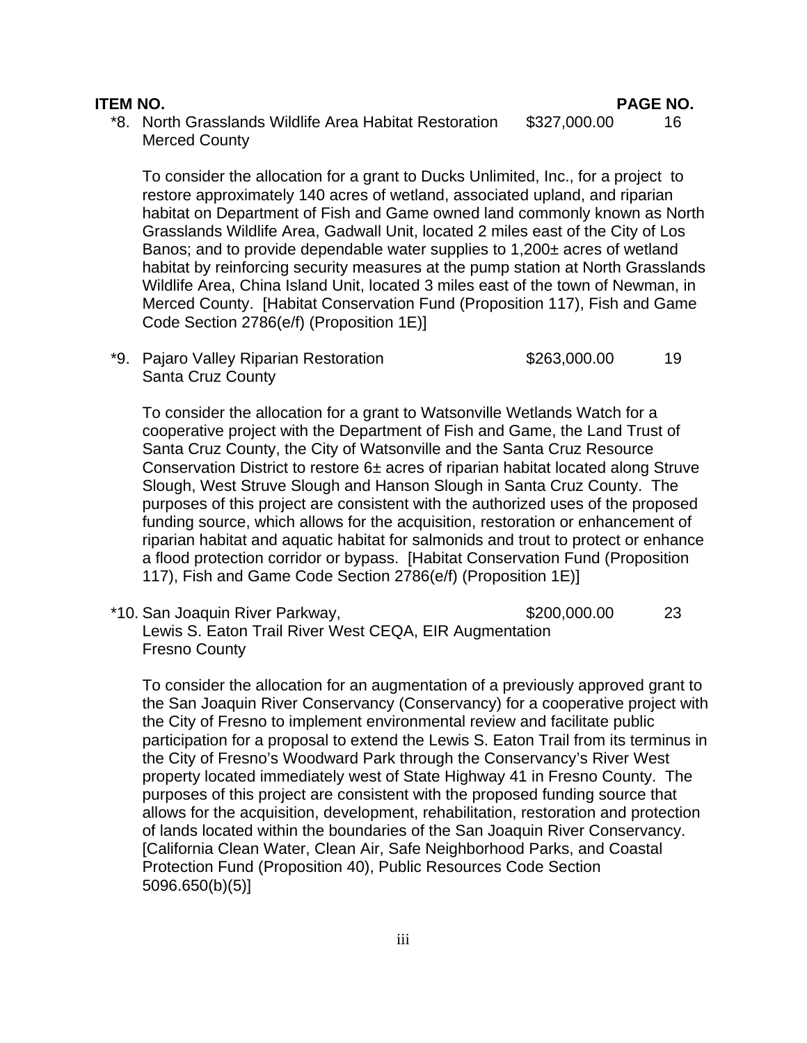| ITEM NO. | | | PAGE NO. |
|---|---|---|---|
| *8. | North Grasslands Wildlife Area Habitat Restoration<br>Merced County | $327,000.00 | 16 |

To consider the allocation for a grant to Ducks Unlimited, Inc., for a project to restore approximately 140 acres of wetland, associated upland, and riparian habitat on Department of Fish and Game owned land commonly known as North Grasslands Wildlife Area, Gadwall Unit, located 2 miles east of the City of Los Banos; and to provide dependable water supplies to 1,200± acres of wetland habitat by reinforcing security measures at the pump station at North Grasslands Wildlife Area, China Island Unit, located 3 miles east of the town of Newman, in Merced County. [Habitat Conservation Fund (Proposition 117), Fish and Game Code Section 2786(e/f) (Proposition 1E)]

| | | | |
|---|---|---|---|
| *9. | Pajaro Valley Riparian Restoration<br>Santa Cruz County | $263,000.00 | 19 |

To consider the allocation for a grant to Watsonville Wetlands Watch for a cooperative project with the Department of Fish and Game, the Land Trust of Santa Cruz County, the City of Watsonville and the Santa Cruz Resource Conservation District to restore 6± acres of riparian habitat located along Struve Slough, West Struve Slough and Hanson Slough in Santa Cruz County. The purposes of this project are consistent with the authorized uses of the proposed funding source, which allows for the acquisition, restoration or enhancement of riparian habitat and aquatic habitat for salmonids and trout to protect or enhance a flood protection corridor or bypass. [Habitat Conservation Fund (Proposition 117), Fish and Game Code Section 2786(e/f) (Proposition 1E)]

| | | | |
|---|---|---|---|
| *10. | San Joaquin River Parkway,<br>Lewis S. Eaton Trail River West CEQA, EIR Augmentation<br>Fresno County | $200,000.00 | 23 |

To consider the allocation for an augmentation of a previously approved grant to the San Joaquin River Conservancy (Conservancy) for a cooperative project with the City of Fresno to implement environmental review and facilitate public participation for a proposal to extend the Lewis S. Eaton Trail from its terminus in the City of Fresno's Woodward Park through the Conservancy's River West property located immediately west of State Highway 41 in Fresno County. The purposes of this project are consistent with the proposed funding source that allows for the acquisition, development, rehabilitation, restoration and protection of lands located within the boundaries of the San Joaquin River Conservancy. [California Clean Water, Clean Air, Safe Neighborhood Parks, and Coastal Protection Fund (Proposition 40), Public Resources Code Section 5096.650(b)(5)]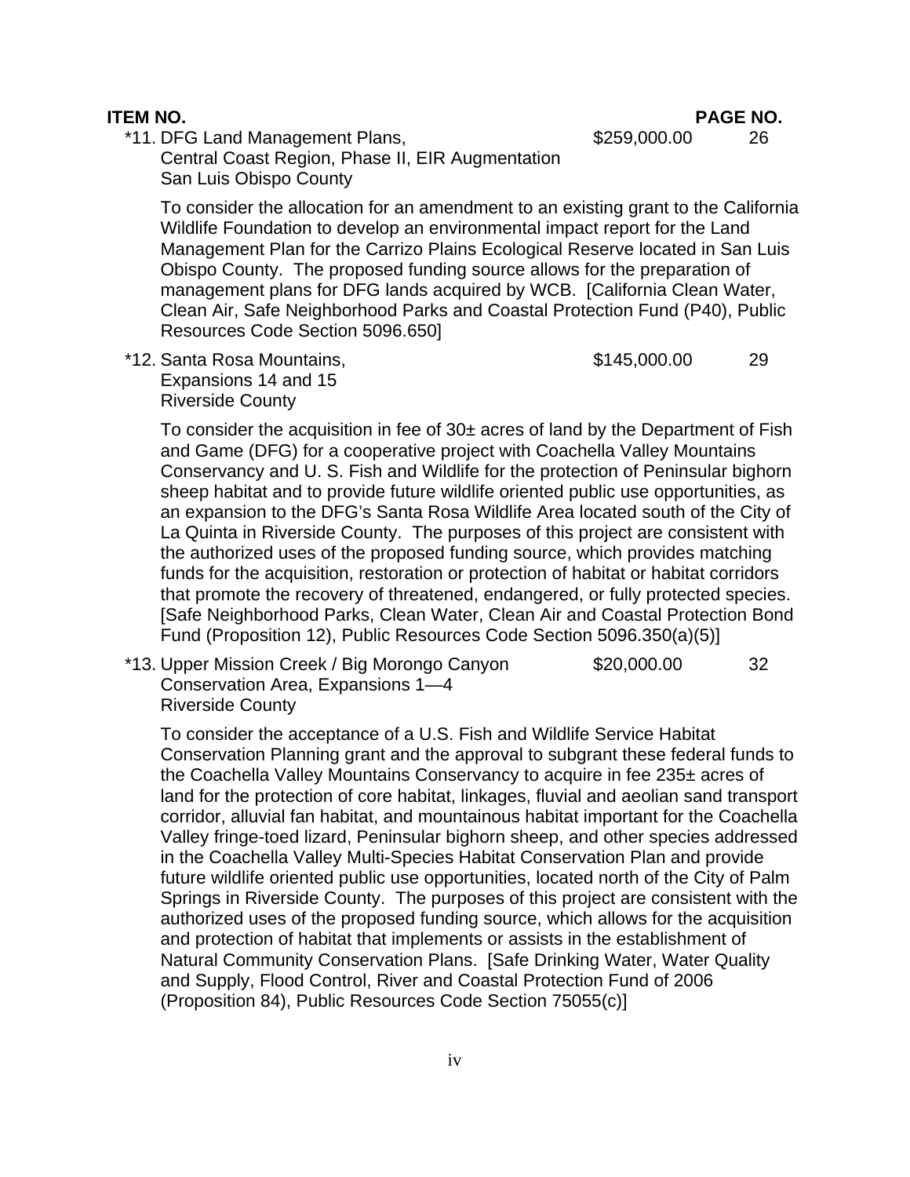**ITEM NO.** **PAGE NO.**

*11. DFG Land Management Plans, Central Coast Region, Phase II, EIR Augmentation San Luis Obispo County — $259,000.00 — 26

To consider the allocation for an amendment to an existing grant to the California Wildlife Foundation to develop an environmental impact report for the Land Management Plan for the Carrizo Plains Ecological Reserve located in San Luis Obispo County. The proposed funding source allows for the preparation of management plans for DFG lands acquired by WCB. [California Clean Water, Clean Air, Safe Neighborhood Parks and Coastal Protection Fund (P40), Public Resources Code Section 5096.650]

*12. Santa Rosa Mountains, Expansions 14 and 15 Riverside County — $145,000.00 — 29

To consider the acquisition in fee of 30± acres of land by the Department of Fish and Game (DFG) for a cooperative project with Coachella Valley Mountains Conservancy and U. S. Fish and Wildlife for the protection of Peninsular bighorn sheep habitat and to provide future wildlife oriented public use opportunities, as an expansion to the DFG's Santa Rosa Wildlife Area located south of the City of La Quinta in Riverside County. The purposes of this project are consistent with the authorized uses of the proposed funding source, which provides matching funds for the acquisition, restoration or protection of habitat or habitat corridors that promote the recovery of threatened, endangered, or fully protected species. [Safe Neighborhood Parks, Clean Water, Clean Air and Coastal Protection Bond Fund (Proposition 12), Public Resources Code Section 5096.350(a)(5)]

*13. Upper Mission Creek / Big Morongo Canyon Conservation Area, Expansions 1—4 Riverside County — $20,000.00 — 32

To consider the acceptance of a U.S. Fish and Wildlife Service Habitat Conservation Planning grant and the approval to subgrant these federal funds to the Coachella Valley Mountains Conservancy to acquire in fee 235± acres of land for the protection of core habitat, linkages, fluvial and aeolian sand transport corridor, alluvial fan habitat, and mountainous habitat important for the Coachella Valley fringe-toed lizard, Peninsular bighorn sheep, and other species addressed in the Coachella Valley Multi-Species Habitat Conservation Plan and provide future wildlife oriented public use opportunities, located north of the City of Palm Springs in Riverside County. The purposes of this project are consistent with the authorized uses of the proposed funding source, which allows for the acquisition and protection of habitat that implements or assists in the establishment of Natural Community Conservation Plans. [Safe Drinking Water, Water Quality and Supply, Flood Control, River and Coastal Protection Fund of 2006 (Proposition 84), Public Resources Code Section 75055(c)]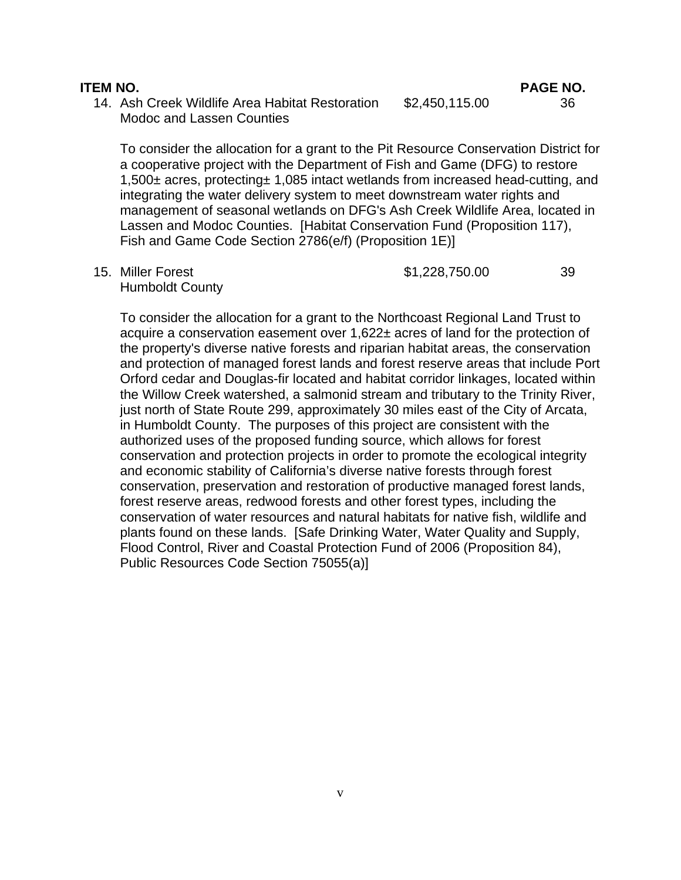**ITEM NO.** **PAGE NO.**

14. Ash Creek Wildlife Area Habitat Restoration $2,450,115.00 36
    Modoc and Lassen Counties

    To consider the allocation for a grant to the Pit Resource Conservation District for a cooperative project with the Department of Fish and Game (DFG) to restore 1,500± acres, protecting± 1,085 intact wetlands from increased head-cutting, and integrating the water delivery system to meet downstream water rights and management of seasonal wetlands on DFG's Ash Creek Wildlife Area, located in Lassen and Modoc Counties. [Habitat Conservation Fund (Proposition 117), Fish and Game Code Section 2786(e/f) (Proposition 1E)]

15. Miller Forest $1,228,750.00 39
    Humboldt County

    To consider the allocation for a grant to the Northcoast Regional Land Trust to acquire a conservation easement over 1,622± acres of land for the protection of the property's diverse native forests and riparian habitat areas, the conservation and protection of managed forest lands and forest reserve areas that include Port Orford cedar and Douglas-fir located and habitat corridor linkages, located within the Willow Creek watershed, a salmonid stream and tributary to the Trinity River, just north of State Route 299, approximately 30 miles east of the City of Arcata, in Humboldt County. The purposes of this project are consistent with the authorized uses of the proposed funding source, which allows for forest conservation and protection projects in order to promote the ecological integrity and economic stability of California's diverse native forests through forest conservation, preservation and restoration of productive managed forest lands, forest reserve areas, redwood forests and other forest types, including the conservation of water resources and natural habitats for native fish, wildlife and plants found on these lands. [Safe Drinking Water, Water Quality and Supply, Flood Control, River and Coastal Protection Fund of 2006 (Proposition 84), Public Resources Code Section 75055(a)]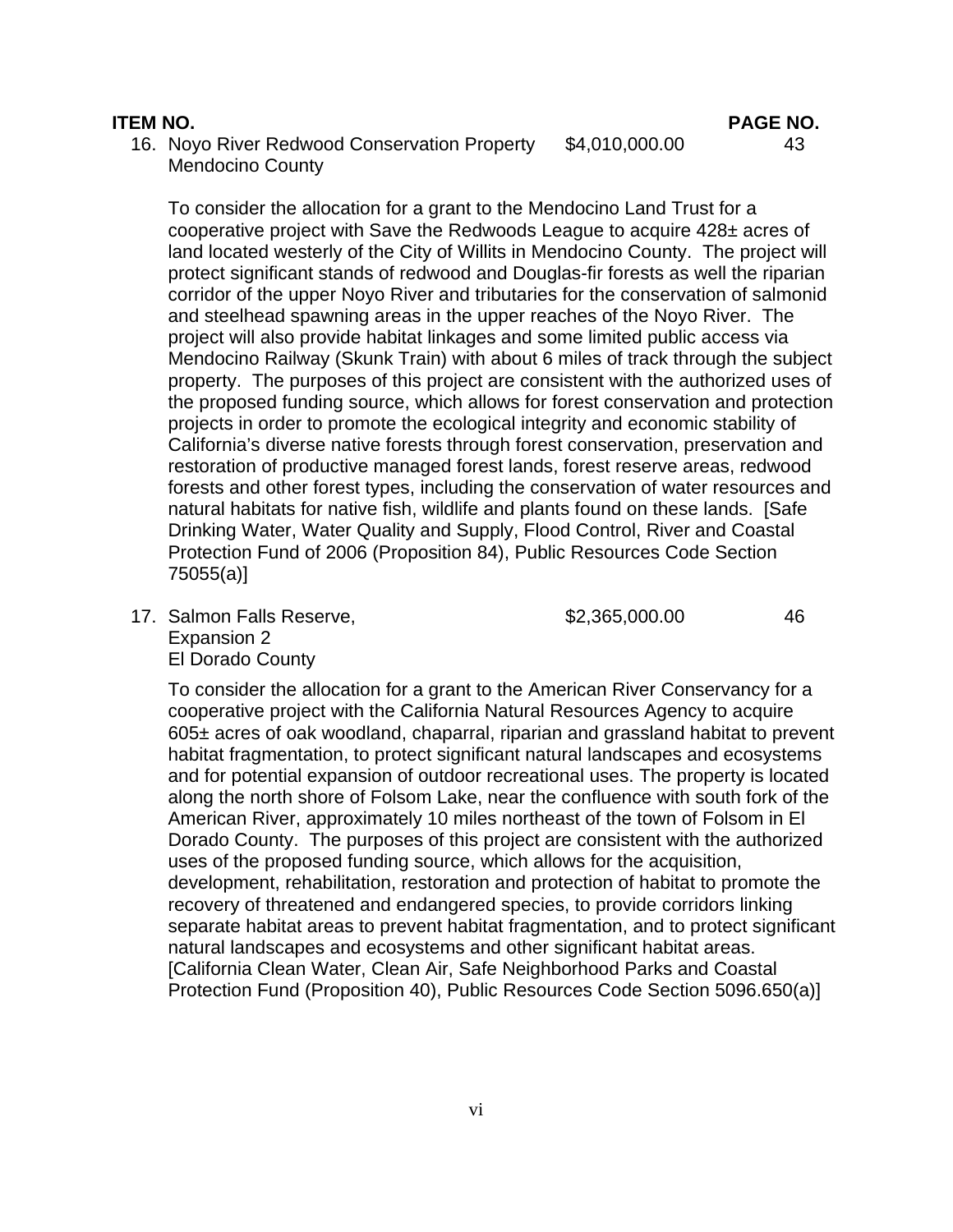**ITEM NO.** **PAGE NO.**

16. Noyo River Redwood Conservation Property $4,010,000.00 43
    Mendocino County

    To consider the allocation for a grant to the Mendocino Land Trust for a cooperative project with Save the Redwoods League to acquire 428± acres of land located westerly of the City of Willits in Mendocino County. The project will protect significant stands of redwood and Douglas-fir forests as well the riparian corridor of the upper Noyo River and tributaries for the conservation of salmonid and steelhead spawning areas in the upper reaches of the Noyo River. The project will also provide habitat linkages and some limited public access via Mendocino Railway (Skunk Train) with about 6 miles of track through the subject property. The purposes of this project are consistent with the authorized uses of the proposed funding source, which allows for forest conservation and protection projects in order to promote the ecological integrity and economic stability of California's diverse native forests through forest conservation, preservation and restoration of productive managed forest lands, forest reserve areas, redwood forests and other forest types, including the conservation of water resources and natural habitats for native fish, wildlife and plants found on these lands. [Safe Drinking Water, Water Quality and Supply, Flood Control, River and Coastal Protection Fund of 2006 (Proposition 84), Public Resources Code Section 75055(a)]

17. Salmon Falls Reserve, $2,365,000.00 46
    Expansion 2
    El Dorado County

    To consider the allocation for a grant to the American River Conservancy for a cooperative project with the California Natural Resources Agency to acquire 605± acres of oak woodland, chaparral, riparian and grassland habitat to prevent habitat fragmentation, to protect significant natural landscapes and ecosystems and for potential expansion of outdoor recreational uses. The property is located along the north shore of Folsom Lake, near the confluence with south fork of the American River, approximately 10 miles northeast of the town of Folsom in El Dorado County. The purposes of this project are consistent with the authorized uses of the proposed funding source, which allows for the acquisition, development, rehabilitation, restoration and protection of habitat to promote the recovery of threatened and endangered species, to provide corridors linking separate habitat areas to prevent habitat fragmentation, and to protect significant natural landscapes and ecosystems and other significant habitat areas. [California Clean Water, Clean Air, Safe Neighborhood Parks and Coastal Protection Fund (Proposition 40), Public Resources Code Section 5096.650(a)]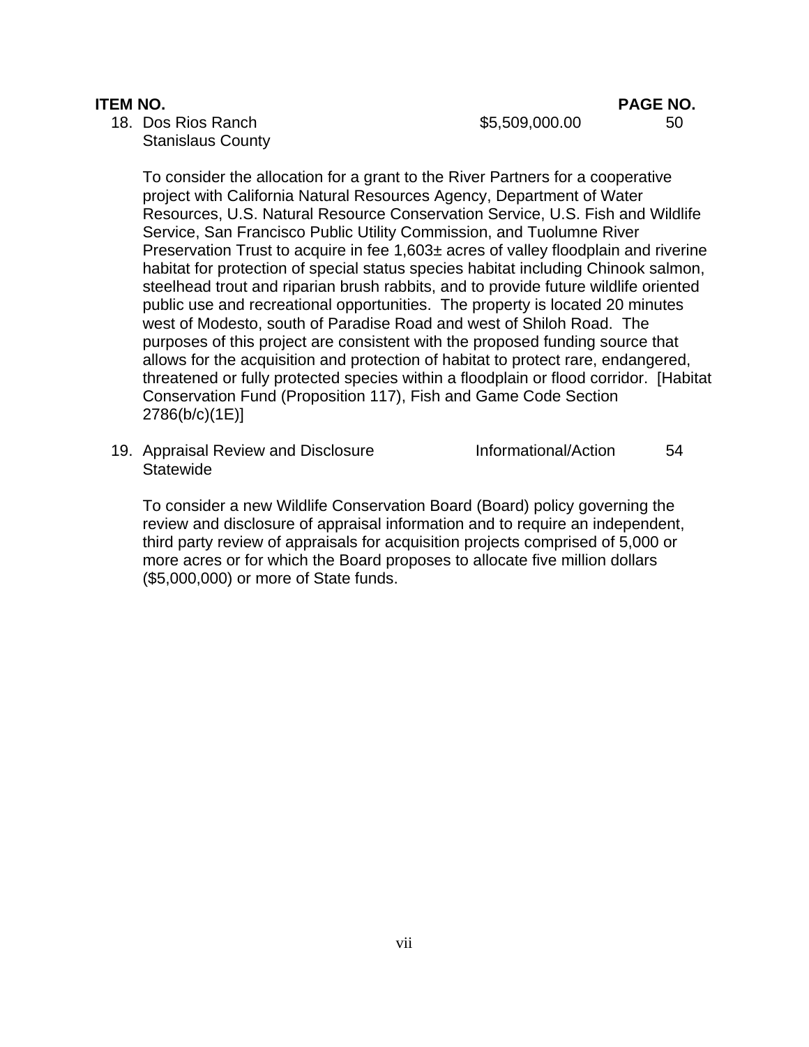**ITEM NO.** **PAGE NO.**

18. Dos Rios Ranch $5,509,000.00 50
    Stanislaus County

    To consider the allocation for a grant to the River Partners for a cooperative project with California Natural Resources Agency, Department of Water Resources, U.S. Natural Resource Conservation Service, U.S. Fish and Wildlife Service, San Francisco Public Utility Commission, and Tuolumne River Preservation Trust to acquire in fee 1,603± acres of valley floodplain and riverine habitat for protection of special status species habitat including Chinook salmon, steelhead trout and riparian brush rabbits, and to provide future wildlife oriented public use and recreational opportunities. The property is located 20 minutes west of Modesto, south of Paradise Road and west of Shiloh Road. The purposes of this project are consistent with the proposed funding source that allows for the acquisition and protection of habitat to protect rare, endangered, threatened or fully protected species within a floodplain or flood corridor. [Habitat Conservation Fund (Proposition 117), Fish and Game Code Section 2786(b/c)(1E)]

19. Appraisal Review and Disclosure Informational/Action 54
    Statewide

    To consider a new Wildlife Conservation Board (Board) policy governing the review and disclosure of appraisal information and to require an independent, third party review of appraisals for acquisition projects comprised of 5,000 or more acres or for which the Board proposes to allocate five million dollars ($5,000,000) or more of State funds.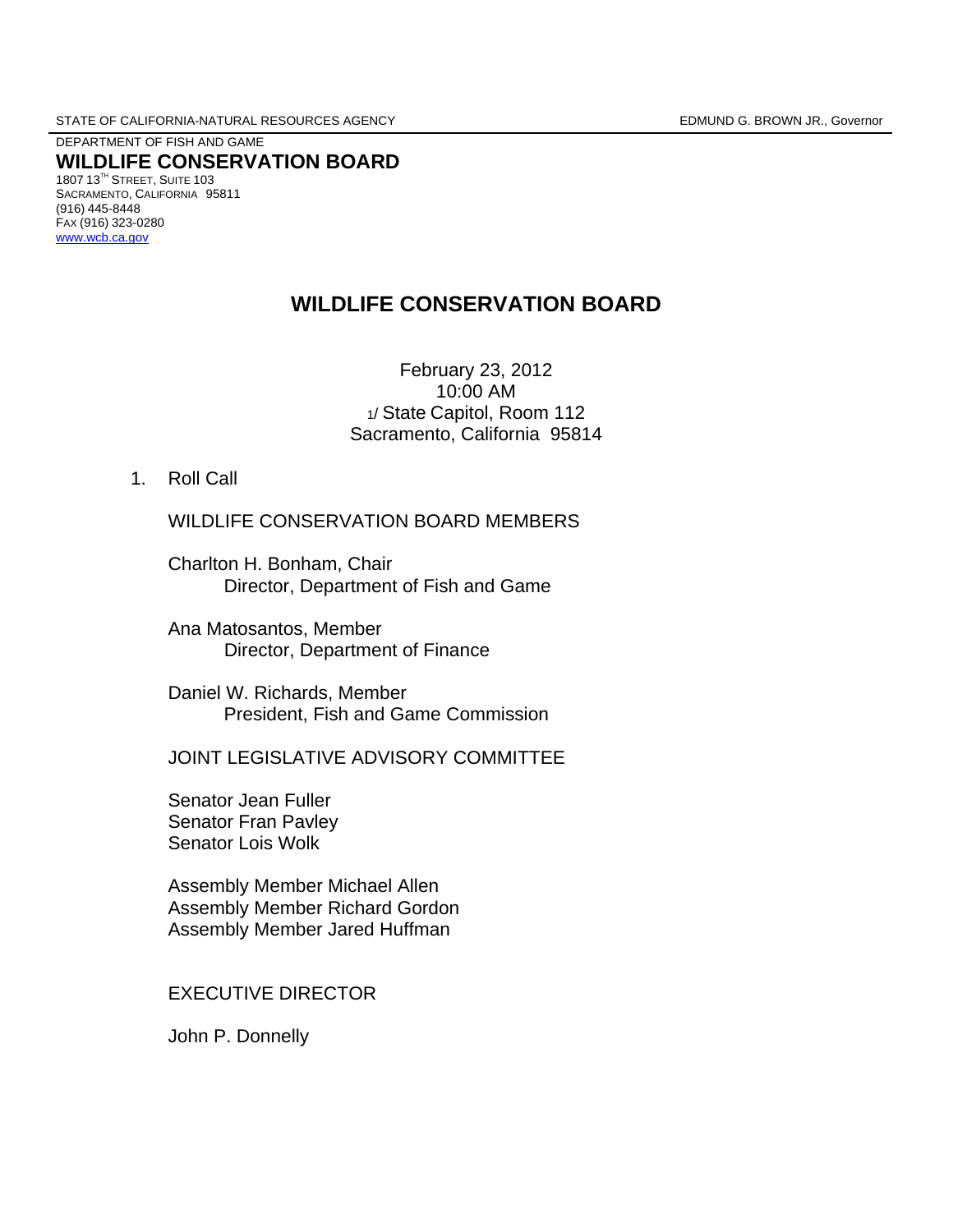STATE OF CALIFORNIA-NATURAL RESOURCES AGENCY EDMUND G. BROWN JR., Governor

DEPARTMENT OF FISH AND GAME

**WILDLIFE CONSERVATION BOARD**

1807 13TH STREET, SUITE 103
SACRAMENTO, CALIFORNIA 95811
(916) 445-8448
FAX (916) 323-0280
www.wcb.ca.gov

# WILDLIFE CONSERVATION BOARD

February 23, 2012
10:00 AM
1/ State Capitol, Room 112
Sacramento, California 95814

1. Roll Call

WILDLIFE CONSERVATION BOARD MEMBERS

Charlton H. Bonham, Chair
Director, Department of Fish and Game

Ana Matosantos, Member
Director, Department of Finance

Daniel W. Richards, Member
President, Fish and Game Commission

JOINT LEGISLATIVE ADVISORY COMMITTEE

Senator Jean Fuller
Senator Fran Pavley
Senator Lois Wolk

Assembly Member Michael Allen
Assembly Member Richard Gordon
Assembly Member Jared Huffman

EXECUTIVE DIRECTOR

John P. Donnelly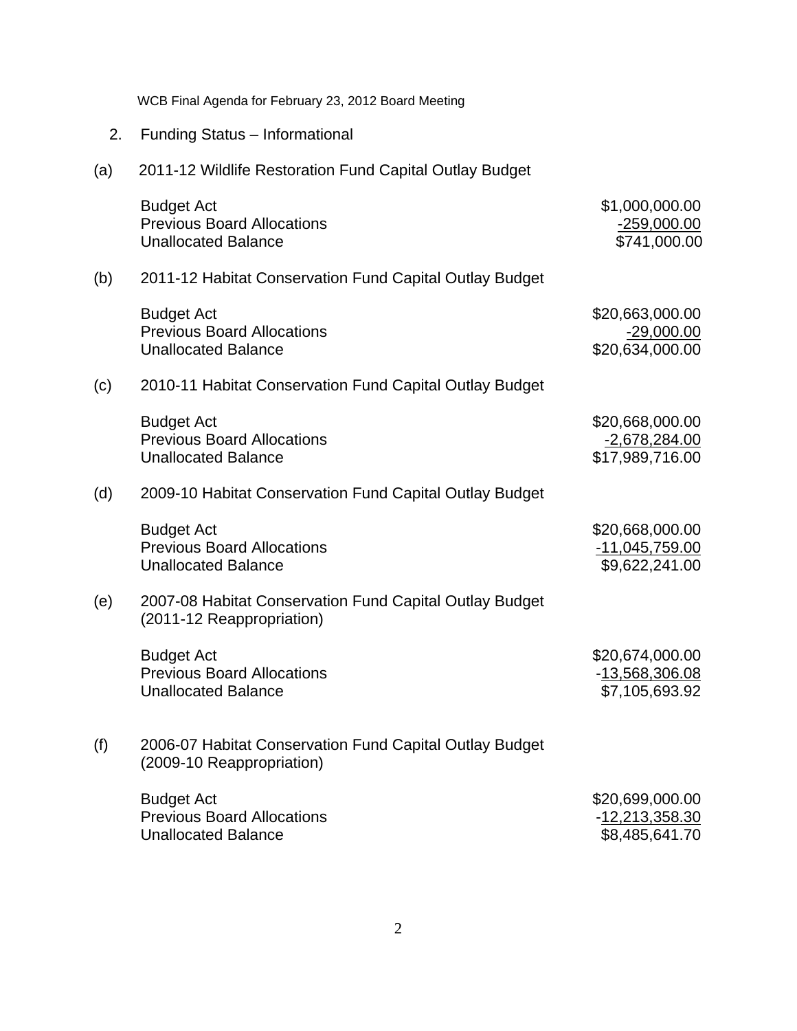WCB Final Agenda for February 23, 2012 Board Meeting

2. Funding Status – Informational

(a) 2011-12 Wildlife Restoration Fund Capital Outlay Budget

| | |
|---|---:|
| Budget Act | $1,000,000.00 |
| Previous Board Allocations | -259,000.00 |
| Unallocated Balance | $741,000.00 |

(b) 2011-12 Habitat Conservation Fund Capital Outlay Budget

| | |
|---|---:|
| Budget Act | $20,663,000.00 |
| Previous Board Allocations | -29,000.00 |
| Unallocated Balance | $20,634,000.00 |

(c) 2010-11 Habitat Conservation Fund Capital Outlay Budget

| | |
|---|---:|
| Budget Act | $20,668,000.00 |
| Previous Board Allocations | -2,678,284.00 |
| Unallocated Balance | $17,989,716.00 |

(d) 2009-10 Habitat Conservation Fund Capital Outlay Budget

| | |
|---|---:|
| Budget Act | $20,668,000.00 |
| Previous Board Allocations | -11,045,759.00 |
| Unallocated Balance | $9,622,241.00 |

(e) 2007-08 Habitat Conservation Fund Capital Outlay Budget (2011-12 Reappropriation)

| | |
|---|---:|
| Budget Act | $20,674,000.00 |
| Previous Board Allocations | -13,568,306.08 |
| Unallocated Balance | $7,105,693.92 |

(f) 2006-07 Habitat Conservation Fund Capital Outlay Budget (2009-10 Reappropriation)

| | |
|---|---:|
| Budget Act | $20,699,000.00 |
| Previous Board Allocations | -12,213,358.30 |
| Unallocated Balance | $8,485,641.70 |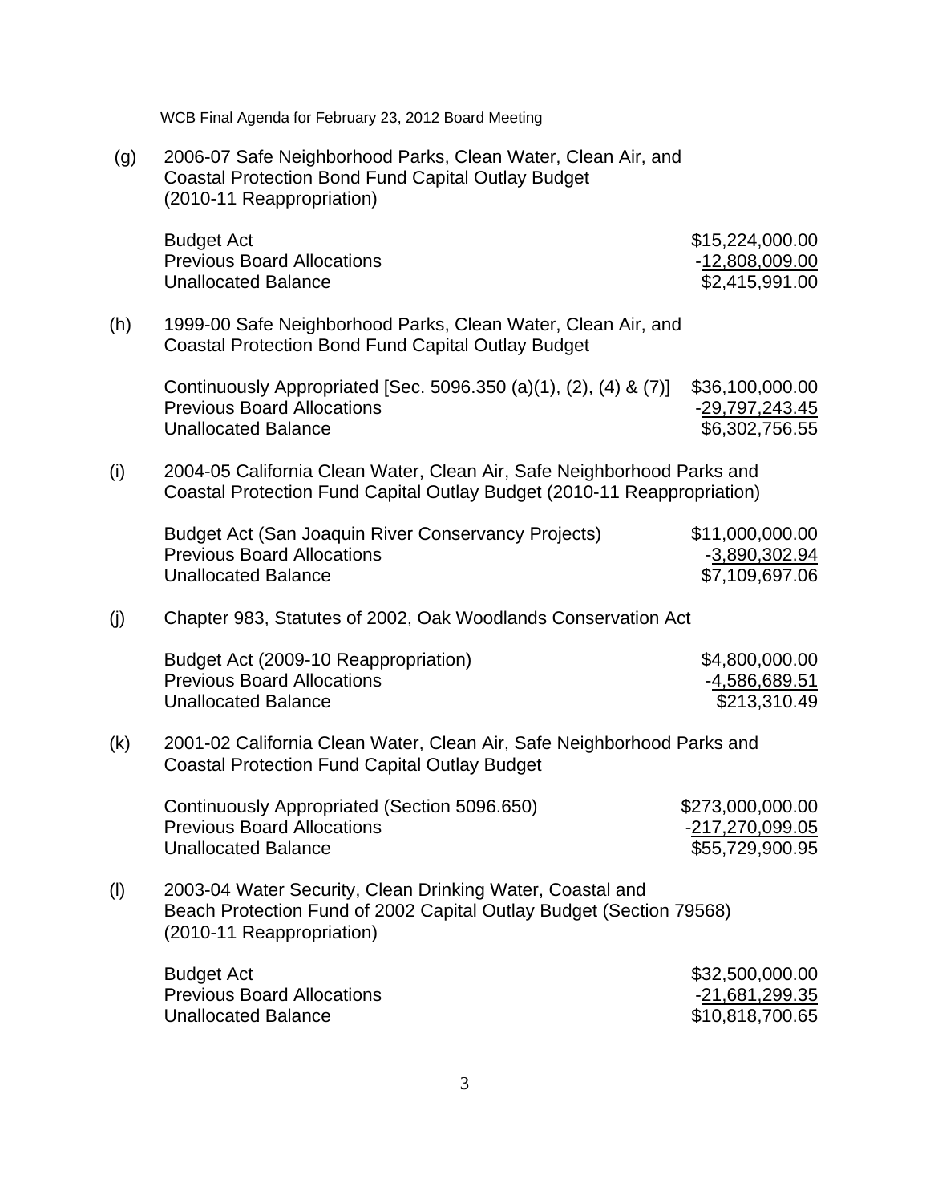(g) 2006-07 Safe Neighborhood Parks, Clean Water, Clean Air, and Coastal Protection Bond Fund Capital Outlay Budget (2010-11 Reappropriation)

| | |
|---|---:|
| Budget Act | $15,224,000.00 |
| Previous Board Allocations | -12,808,009.00 |
| Unallocated Balance | $2,415,991.00 |

(h) 1999-00 Safe Neighborhood Parks, Clean Water, Clean Air, and Coastal Protection Bond Fund Capital Outlay Budget

| | |
|---|---:|
| Continuously Appropriated [Sec. 5096.350 (a)(1), (2), (4) & (7)] | $36,100,000.00 |
| Previous Board Allocations | -29,797,243.45 |
| Unallocated Balance | $6,302,756.55 |

(i) 2004-05 California Clean Water, Clean Air, Safe Neighborhood Parks and Coastal Protection Fund Capital Outlay Budget (2010-11 Reappropriation)

| | |
|---|---:|
| Budget Act (San Joaquin River Conservancy Projects) | $11,000,000.00 |
| Previous Board Allocations | -3,890,302.94 |
| Unallocated Balance | $7,109,697.06 |

(j) Chapter 983, Statutes of 2002, Oak Woodlands Conservation Act

| | |
|---|---:|
| Budget Act (2009-10 Reappropriation) | $4,800,000.00 |
| Previous Board Allocations | -4,586,689.51 |
| Unallocated Balance | $213,310.49 |

(k) 2001-02 California Clean Water, Clean Air, Safe Neighborhood Parks and Coastal Protection Fund Capital Outlay Budget

| | |
|---|---:|
| Continuously Appropriated (Section 5096.650) | $273,000,000.00 |
| Previous Board Allocations | -217,270,099.05 |
| Unallocated Balance | $55,729,900.95 |

(l) 2003-04 Water Security, Clean Drinking Water, Coastal and Beach Protection Fund of 2002 Capital Outlay Budget (Section 79568) (2010-11 Reappropriation)

| | |
|---|---:|
| Budget Act | $32,500,000.00 |
| Previous Board Allocations | -21,681,299.35 |
| Unallocated Balance | $10,818,700.65 |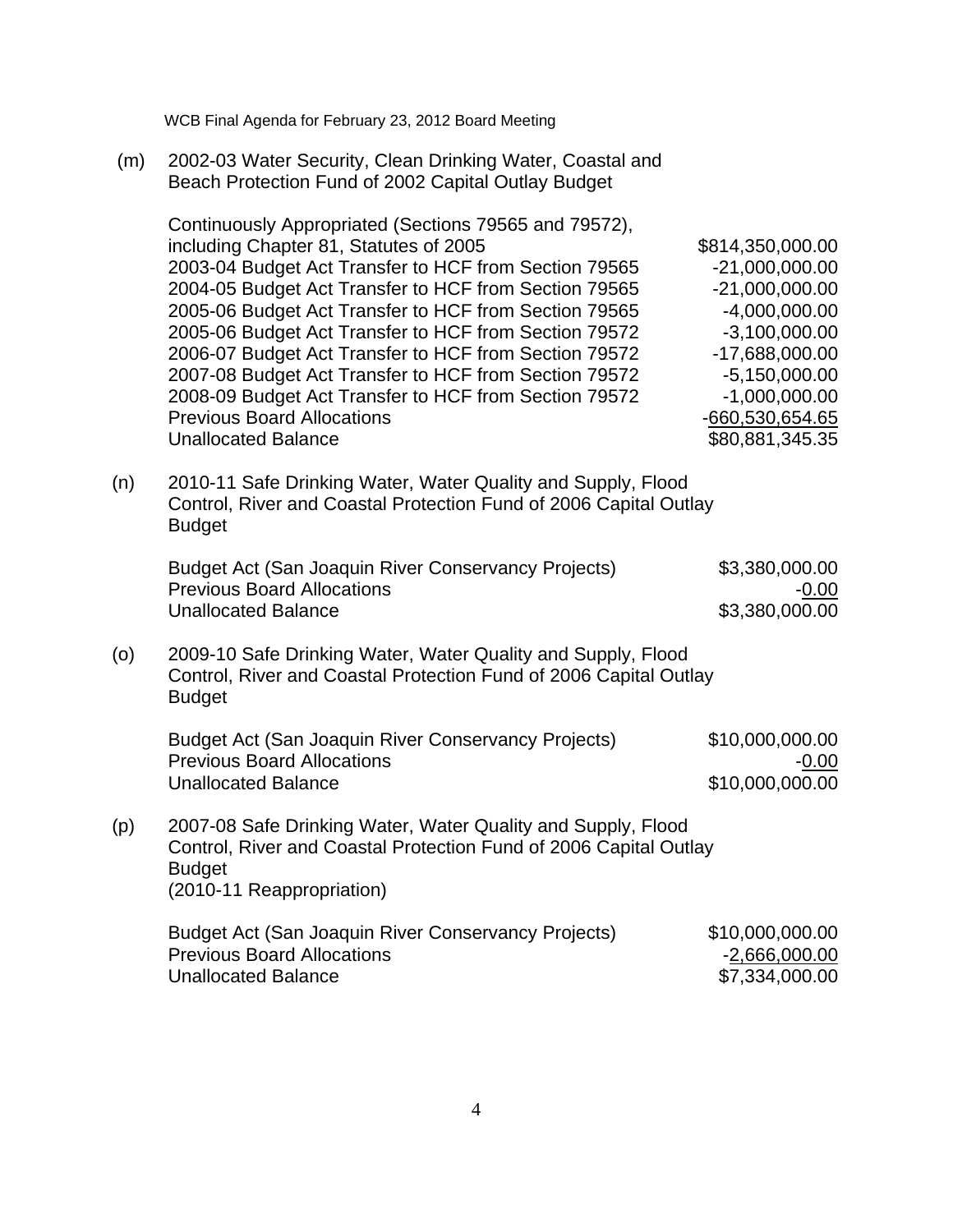(m) 2002-03 Water Security, Clean Drinking Water, Coastal and Beach Protection Fund of 2002 Capital Outlay Budget

| | |
|---|---|
| Continuously Appropriated (Sections 79565 and 79572), including Chapter 81, Statutes of 2005 | $814,350,000.00 |
| 2003-04 Budget Act Transfer to HCF from Section 79565 | -21,000,000.00 |
| 2004-05 Budget Act Transfer to HCF from Section 79565 | -21,000,000.00 |
| 2005-06 Budget Act Transfer to HCF from Section 79565 | -4,000,000.00 |
| 2005-06 Budget Act Transfer to HCF from Section 79572 | -3,100,000.00 |
| 2006-07 Budget Act Transfer to HCF from Section 79572 | -17,688,000.00 |
| 2007-08 Budget Act Transfer to HCF from Section 79572 | -5,150,000.00 |
| 2008-09 Budget Act Transfer to HCF from Section 79572 | -1,000,000.00 |
| Previous Board Allocations | -660,530,654.65 |
| Unallocated Balance | $80,881,345.35 |

(n) 2010-11 Safe Drinking Water, Water Quality and Supply, Flood Control, River and Coastal Protection Fund of 2006 Capital Outlay Budget

| | |
|---|---|
| Budget Act (San Joaquin River Conservancy Projects) | $3,380,000.00 |
| Previous Board Allocations | -0.00 |
| Unallocated Balance | $3,380,000.00 |

(o) 2009-10 Safe Drinking Water, Water Quality and Supply, Flood Control, River and Coastal Protection Fund of 2006 Capital Outlay Budget

| | |
|---|---|
| Budget Act (San Joaquin River Conservancy Projects) | $10,000,000.00 |
| Previous Board Allocations | -0.00 |
| Unallocated Balance | $10,000,000.00 |

(p) 2007-08 Safe Drinking Water, Water Quality and Supply, Flood Control, River and Coastal Protection Fund of 2006 Capital Outlay Budget (2010-11 Reappropriation)

| | |
|---|---|
| Budget Act (San Joaquin River Conservancy Projects) | $10,000,000.00 |
| Previous Board Allocations | -2,666,000.00 |
| Unallocated Balance | $7,334,000.00 |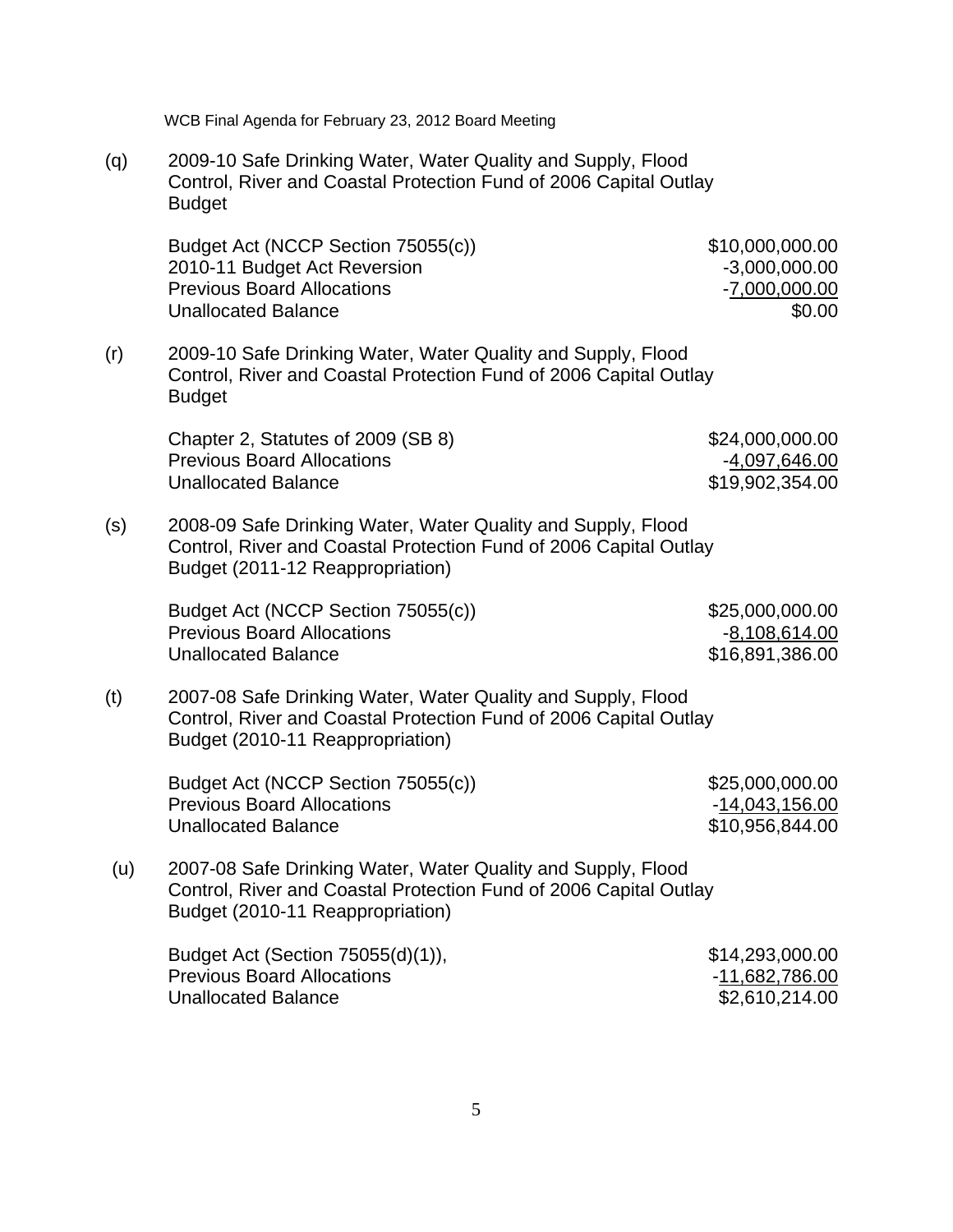(q) 2009-10 Safe Drinking Water, Water Quality and Supply, Flood Control, River and Coastal Protection Fund of 2006 Capital Outlay Budget

| | |
|---|---:|
| Budget Act (NCCP Section 75055(c)) | $10,000,000.00 |
| 2010-11 Budget Act Reversion | -3,000,000.00 |
| Previous Board Allocations | -7,000,000.00 |
| Unallocated Balance | $0.00 |

(r) 2009-10 Safe Drinking Water, Water Quality and Supply, Flood Control, River and Coastal Protection Fund of 2006 Capital Outlay Budget

| | |
|---|---:|
| Chapter 2, Statutes of 2009 (SB 8) | $24,000,000.00 |
| Previous Board Allocations | -4,097,646.00 |
| Unallocated Balance | $19,902,354.00 |

(s) 2008-09 Safe Drinking Water, Water Quality and Supply, Flood Control, River and Coastal Protection Fund of 2006 Capital Outlay Budget (2011-12 Reappropriation)

| | |
|---|---:|
| Budget Act (NCCP Section 75055(c)) | $25,000,000.00 |
| Previous Board Allocations | -8,108,614.00 |
| Unallocated Balance | $16,891,386.00 |

(t) 2007-08 Safe Drinking Water, Water Quality and Supply, Flood Control, River and Coastal Protection Fund of 2006 Capital Outlay Budget (2010-11 Reappropriation)

| | |
|---|---:|
| Budget Act (NCCP Section 75055(c)) | $25,000,000.00 |
| Previous Board Allocations | -14,043,156.00 |
| Unallocated Balance | $10,956,844.00 |

(u) 2007-08 Safe Drinking Water, Water Quality and Supply, Flood Control, River and Coastal Protection Fund of 2006 Capital Outlay Budget (2010-11 Reappropriation)

| | |
|---|---:|
| Budget Act (Section 75055(d)(1)), | $14,293,000.00 |
| Previous Board Allocations | -11,682,786.00 |
| Unallocated Balance | $2,610,214.00 |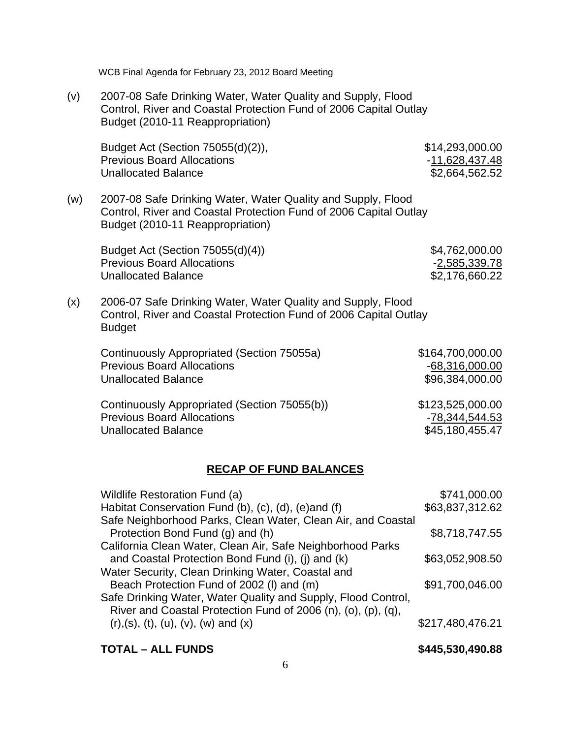(v) 2007-08 Safe Drinking Water, Water Quality and Supply, Flood Control, River and Coastal Protection Fund of 2006 Capital Outlay Budget (2010-11 Reappropriation)

| | |
|---|---:|
| Budget Act (Section 75055(d)(2)), | $14,293,000.00 |
| Previous Board Allocations | -11,628,437.48 |
| Unallocated Balance | $2,664,562.52 |

(w) 2007-08 Safe Drinking Water, Water Quality and Supply, Flood Control, River and Coastal Protection Fund of 2006 Capital Outlay Budget (2010-11 Reappropriation)

| | |
|---|---:|
| Budget Act (Section 75055(d)(4)) | $4,762,000.00 |
| Previous Board Allocations | -2,585,339.78 |
| Unallocated Balance | $2,176,660.22 |

(x) 2006-07 Safe Drinking Water, Water Quality and Supply, Flood Control, River and Coastal Protection Fund of 2006 Capital Outlay Budget

| | |
|---|---:|
| Continuously Appropriated (Section 75055a) | $164,700,000.00 |
| Previous Board Allocations | -68,316,000.00 |
| Unallocated Balance | $96,384,000.00 |
| | |
| Continuously Appropriated (Section 75055(b)) | $123,525,000.00 |
| Previous Board Allocations | -78,344,544.53 |
| Unallocated Balance | $45,180,455.47 |

## RECAP OF FUND BALANCES

| | |
|---|---:|
| Wildlife Restoration Fund (a) | $741,000.00 |
| Habitat Conservation Fund (b), (c), (d), (e)and (f) | $63,837,312.62 |
| Safe Neighborhood Parks, Clean Water, Clean Air, and Coastal Protection Bond Fund (g) and (h) | $8,718,747.55 |
| California Clean Water, Clean Air, Safe Neighborhood Parks and Coastal Protection Bond Fund (i), (j) and (k) | $63,052,908.50 |
| Water Security, Clean Drinking Water, Coastal and Beach Protection Fund of 2002 (l) and (m) | $91,700,046.00 |
| Safe Drinking Water, Water Quality and Supply, Flood Control, River and Coastal Protection Fund of 2006 (n), (o), (p), (q), (r),(s), (t), (u), (v), (w) and (x) | $217,480,476.21 |
| **TOTAL – ALL FUNDS** | **$445,530,490.88** |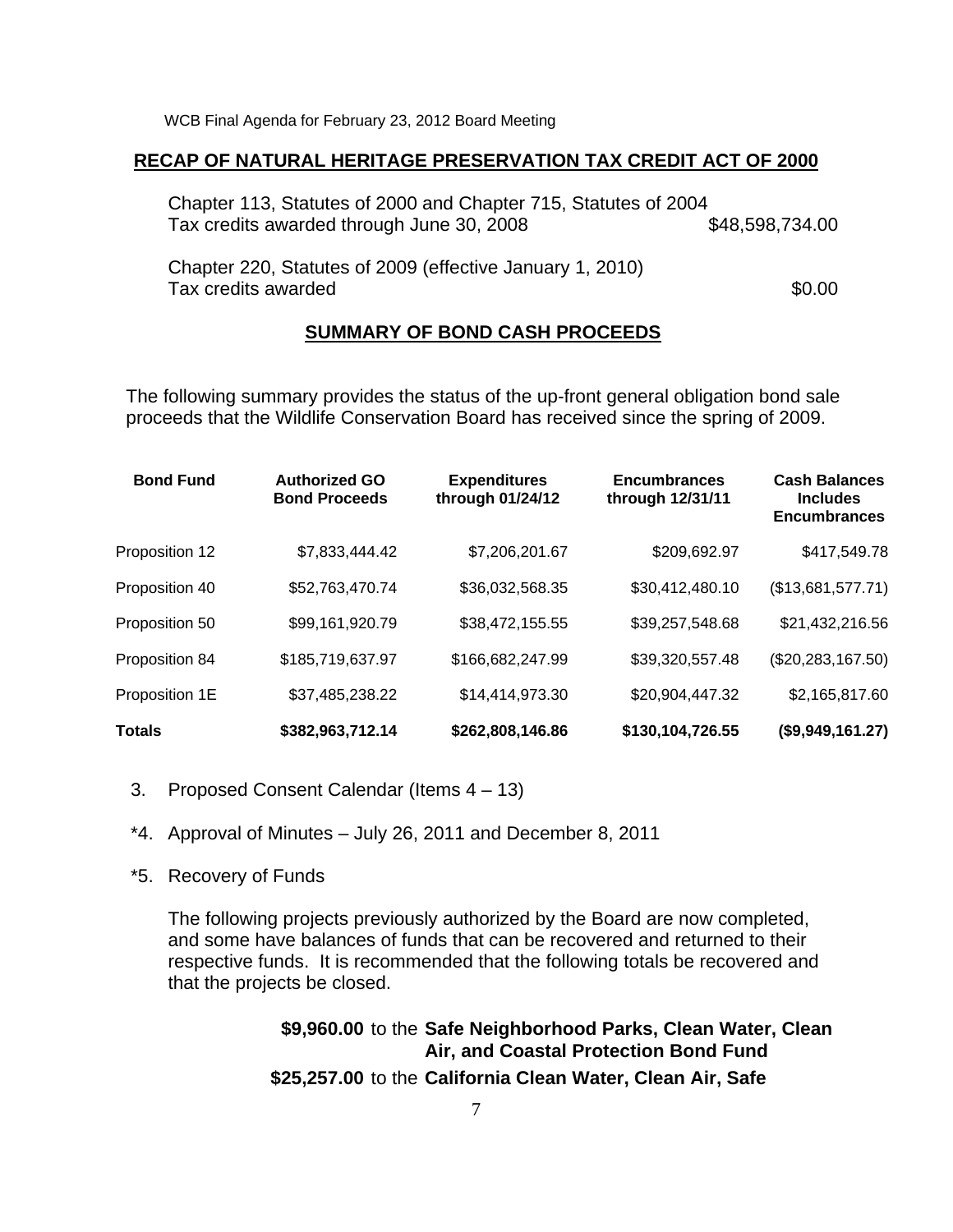## RECAP OF NATURAL HERITAGE PRESERVATION TAX CREDIT ACT OF 2000

Chapter 113, Statutes of 2000 and Chapter 715, Statutes of 2004
Tax credits awarded through June 30, 2008 $48,598,734.00

Chapter 220, Statutes of 2009 (effective January 1, 2010)
Tax credits awarded $0.00

## SUMMARY OF BOND CASH PROCEEDS

The following summary provides the status of the up-front general obligation bond sale proceeds that the Wildlife Conservation Board has received since the spring of 2009.

| Bond Fund | Authorized GO Bond Proceeds | Expenditures through 01/24/12 | Encumbrances through 12/31/11 | Cash Balances Includes Encumbrances |
|---|---|---|---|---|
| Proposition 12 | $7,833,444.42 | $7,206,201.67 | $209,692.97 | $417,549.78 |
| Proposition 40 | $52,763,470.74 | $36,032,568.35 | $30,412,480.10 | ($13,681,577.71) |
| Proposition 50 | $99,161,920.79 | $38,472,155.55 | $39,257,548.68 | $21,432,216.56 |
| Proposition 84 | $185,719,637.97 | $166,682,247.99 | $39,320,557.48 | ($20,283,167.50) |
| Proposition 1E | $37,485,238.22 | $14,414,973.30 | $20,904,447.32 | $2,165,817.60 |
| **Totals** | **$382,963,712.14** | **$262,808,146.86** | **$130,104,726.55** | **($9,949,161.27)** |

3. Proposed Consent Calendar (Items 4 – 13)

*4. Approval of Minutes – July 26, 2011 and December 8, 2011

*5. Recovery of Funds

The following projects previously authorized by the Board are now completed, and some have balances of funds that can be recovered and returned to their respective funds. It is recommended that the following totals be recovered and that the projects be closed.

**$9,960.00** to the **Safe Neighborhood Parks, Clean Water, Clean Air, and Coastal Protection Bond Fund**

**$25,257.00** to the **California Clean Water, Clean Air, Safe**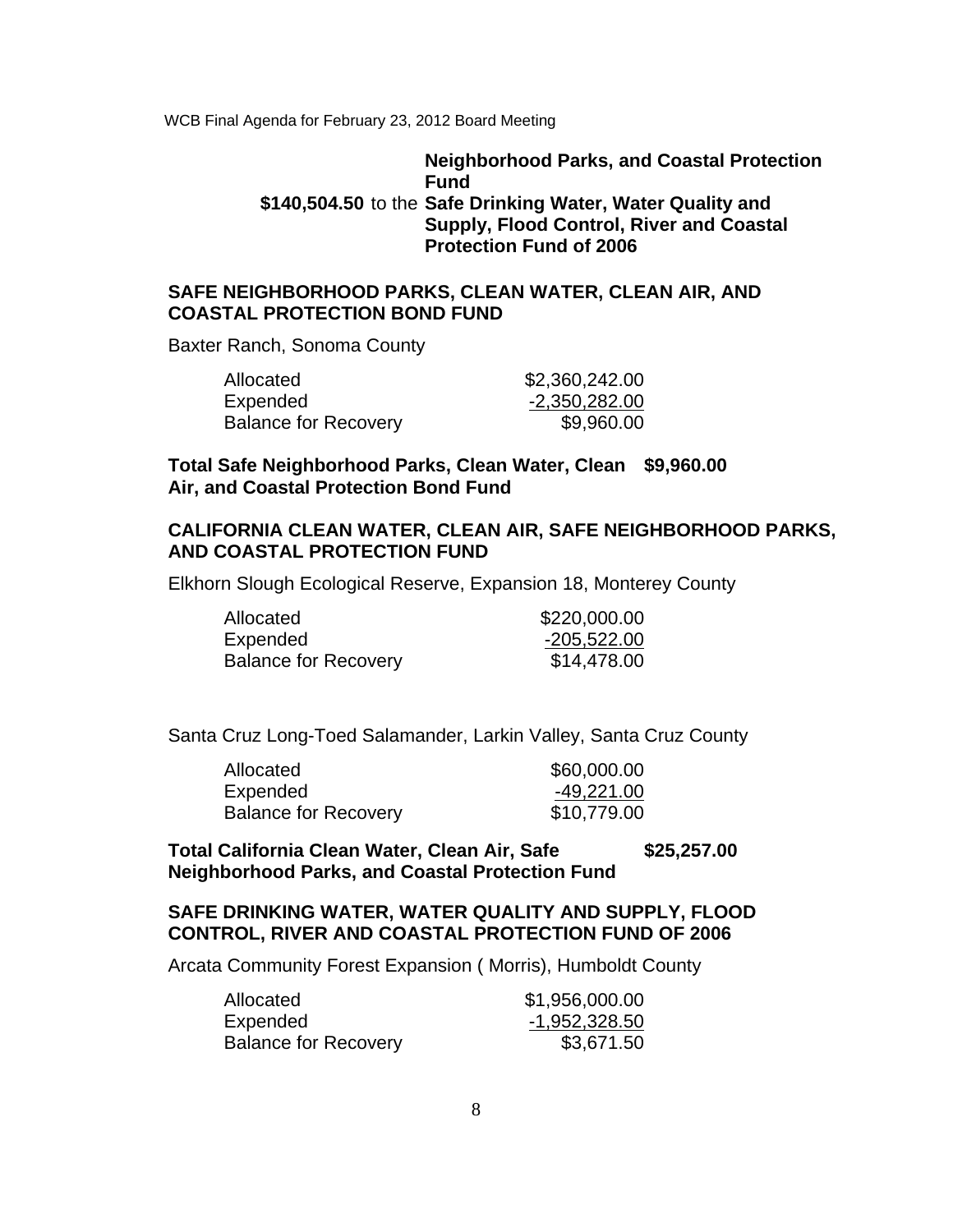**Neighborhood Parks, and Coastal Protection Fund**

**$140,504.50** to the **Safe Drinking Water, Water Quality and Supply, Flood Control, River and Coastal Protection Fund of 2006**

**SAFE NEIGHBORHOOD PARKS, CLEAN WATER, CLEAN AIR, AND COASTAL PROTECTION BOND FUND**

Baxter Ranch, Sonoma County

| | |
|---|---|
| Allocated | $2,360,242.00 |
| Expended | -2,350,282.00 |
| Balance for Recovery | $9,960.00 |

**Total Safe Neighborhood Parks, Clean Water, Clean Air, and Coastal Protection Bond Fund** **$9,960.00**

**CALIFORNIA CLEAN WATER, CLEAN AIR, SAFE NEIGHBORHOOD PARKS, AND COASTAL PROTECTION FUND**

Elkhorn Slough Ecological Reserve, Expansion 18, Monterey County

| | |
|---|---|
| Allocated | $220,000.00 |
| Expended | -205,522.00 |
| Balance for Recovery | $14,478.00 |

Santa Cruz Long-Toed Salamander, Larkin Valley, Santa Cruz County

| | |
|---|---|
| Allocated | $60,000.00 |
| Expended | -49,221.00 |
| Balance for Recovery | $10,779.00 |

**Total California Clean Water, Clean Air, Safe Neighborhood Parks, and Coastal Protection Fund** **$25,257.00**

**SAFE DRINKING WATER, WATER QUALITY AND SUPPLY, FLOOD CONTROL, RIVER AND COASTAL PROTECTION FUND OF 2006**

Arcata Community Forest Expansion ( Morris), Humboldt County

| | |
|---|---|
| Allocated | $1,956,000.00 |
| Expended | -1,952,328.50 |
| Balance for Recovery | $3,671.50 |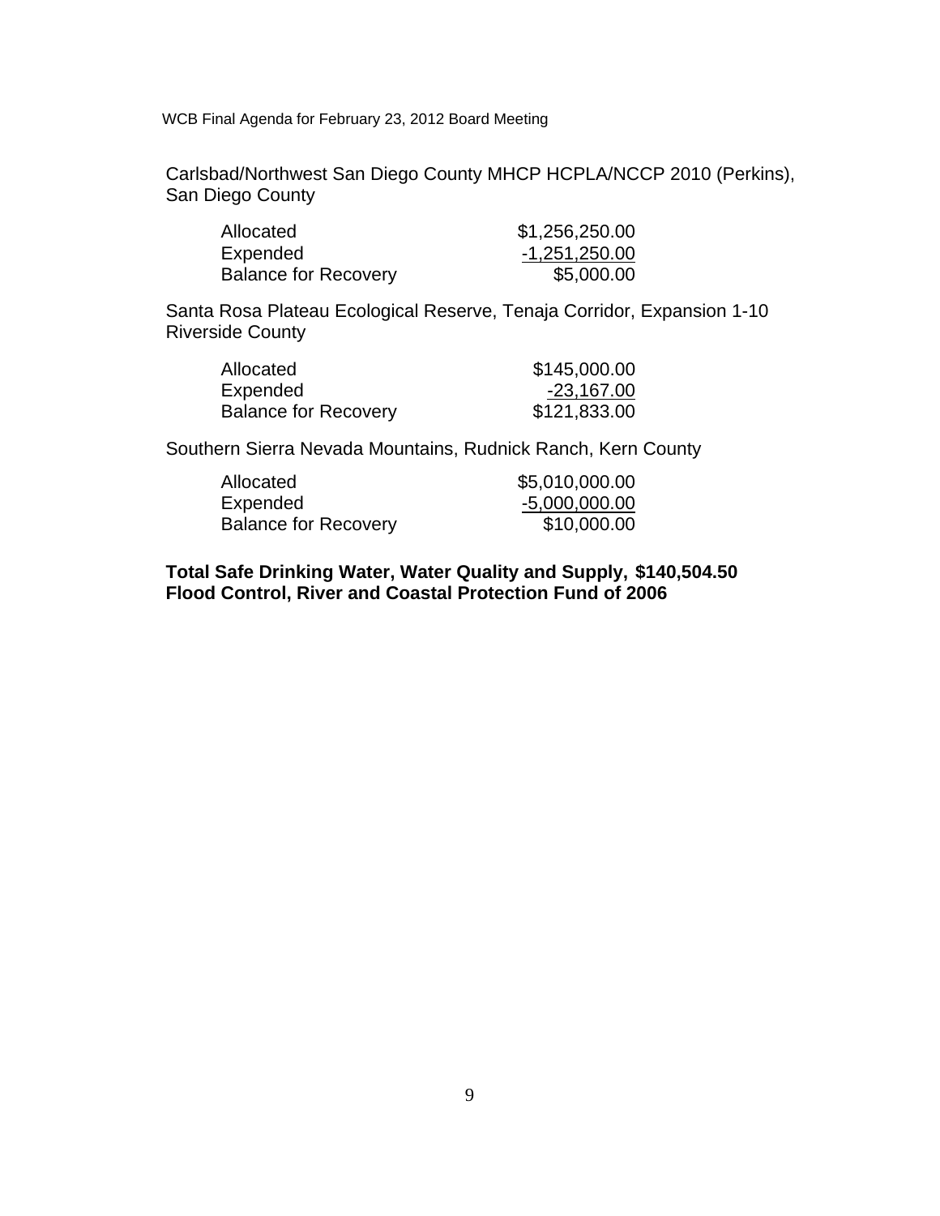Carlsbad/Northwest San Diego County MHCP HCPLA/NCCP 2010 (Perkins), San Diego County

| | |
|---|---|
| Allocated | $1,256,250.00 |
| Expended | -1,251,250.00 |
| Balance for Recovery | $5,000.00 |

Santa Rosa Plateau Ecological Reserve, Tenaja Corridor, Expansion 1-10 Riverside County

| | |
|---|---|
| Allocated | $145,000.00 |
| Expended | -23,167.00 |
| Balance for Recovery | $121,833.00 |

Southern Sierra Nevada Mountains, Rudnick Ranch, Kern County

| | |
|---|---|
| Allocated | $5,010,000.00 |
| Expended | -5,000,000.00 |
| Balance for Recovery | $10,000.00 |

**Total Safe Drinking Water, Water Quality and Supply, Flood Control, River and Coastal Protection Fund of 2006 $140,504.50**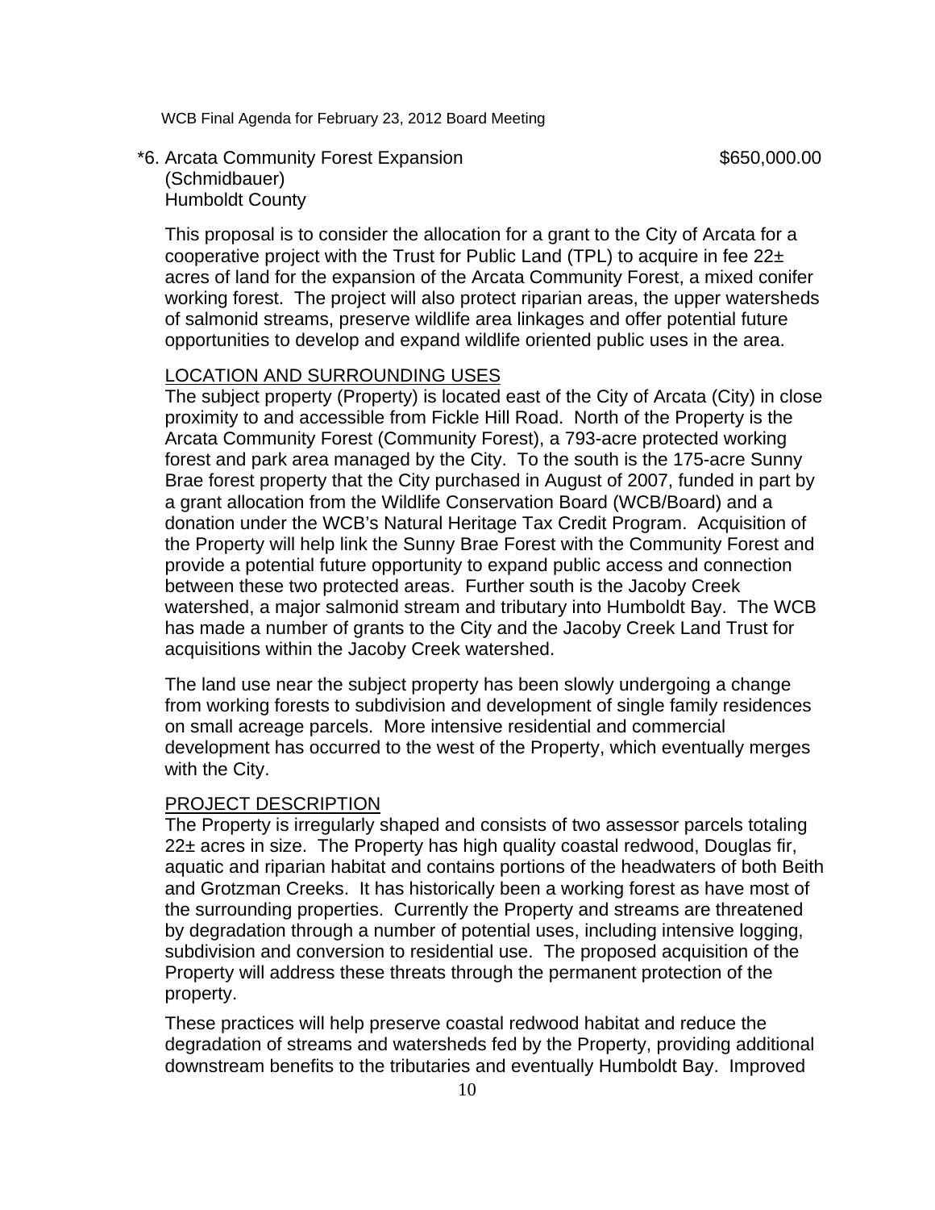*6. Arcata Community Forest Expansion $650,000.00
(Schmidbauer)
Humboldt County

This proposal is to consider the allocation for a grant to the City of Arcata for a cooperative project with the Trust for Public Land (TPL) to acquire in fee 22± acres of land for the expansion of the Arcata Community Forest, a mixed conifer working forest. The project will also protect riparian areas, the upper watersheds of salmonid streams, preserve wildlife area linkages and offer potential future opportunities to develop and expand wildlife oriented public uses in the area.

LOCATION AND SURROUNDING USES

The subject property (Property) is located east of the City of Arcata (City) in close proximity to and accessible from Fickle Hill Road. North of the Property is the Arcata Community Forest (Community Forest), a 793-acre protected working forest and park area managed by the City. To the south is the 175-acre Sunny Brae forest property that the City purchased in August of 2007, funded in part by a grant allocation from the Wildlife Conservation Board (WCB/Board) and a donation under the WCB's Natural Heritage Tax Credit Program. Acquisition of the Property will help link the Sunny Brae Forest with the Community Forest and provide a potential future opportunity to expand public access and connection between these two protected areas. Further south is the Jacoby Creek watershed, a major salmonid stream and tributary into Humboldt Bay. The WCB has made a number of grants to the City and the Jacoby Creek Land Trust for acquisitions within the Jacoby Creek watershed.

The land use near the subject property has been slowly undergoing a change from working forests to subdivision and development of single family residences on small acreage parcels. More intensive residential and commercial development has occurred to the west of the Property, which eventually merges with the City.

PROJECT DESCRIPTION

The Property is irregularly shaped and consists of two assessor parcels totaling 22± acres in size. The Property has high quality coastal redwood, Douglas fir, aquatic and riparian habitat and contains portions of the headwaters of both Beith and Grotzman Creeks. It has historically been a working forest as have most of the surrounding properties. Currently the Property and streams are threatened by degradation through a number of potential uses, including intensive logging, subdivision and conversion to residential use. The proposed acquisition of the Property will address these threats through the permanent protection of the property.

These practices will help preserve coastal redwood habitat and reduce the degradation of streams and watersheds fed by the Property, providing additional downstream benefits to the tributaries and eventually Humboldt Bay. Improved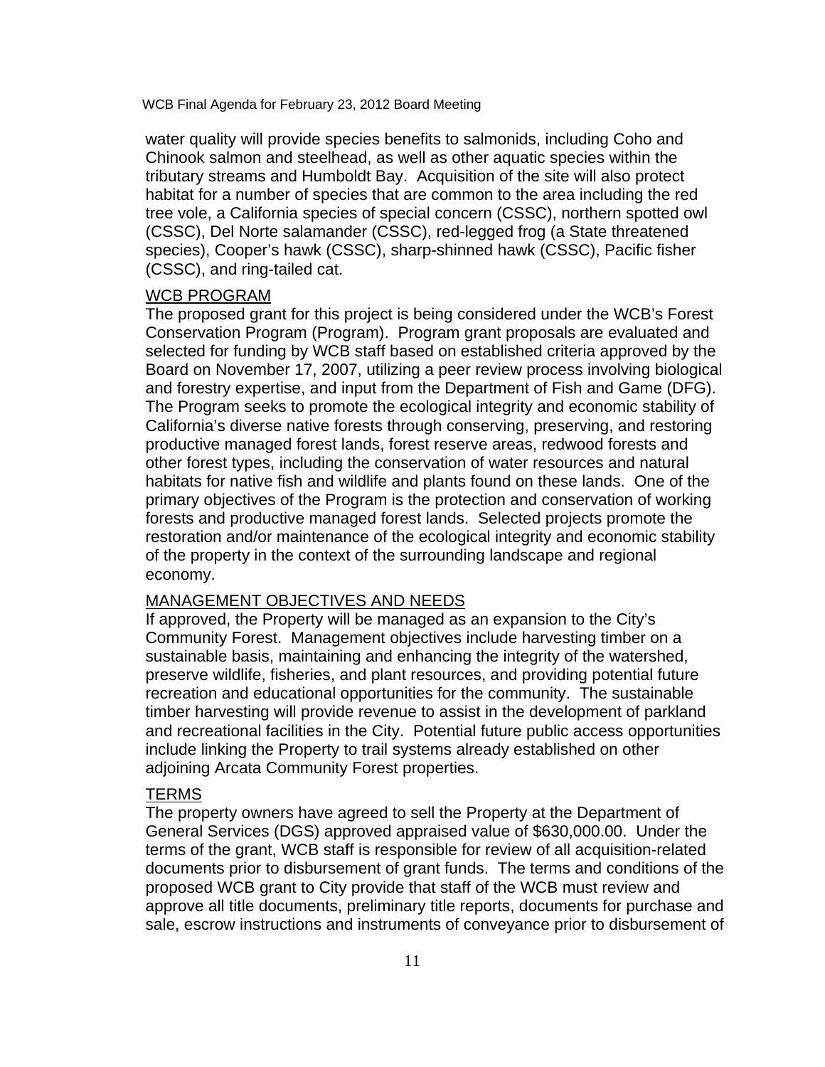water quality will provide species benefits to salmonids, including Coho and Chinook salmon and steelhead, as well as other aquatic species within the tributary streams and Humboldt Bay. Acquisition of the site will also protect habitat for a number of species that are common to the area including the red tree vole, a California species of special concern (CSSC), northern spotted owl (CSSC), Del Norte salamander (CSSC), red-legged frog (a State threatened species), Cooper's hawk (CSSC), sharp-shinned hawk (CSSC), Pacific fisher (CSSC), and ring-tailed cat.

WCB PROGRAM

The proposed grant for this project is being considered under the WCB's Forest Conservation Program (Program). Program grant proposals are evaluated and selected for funding by WCB staff based on established criteria approved by the Board on November 17, 2007, utilizing a peer review process involving biological and forestry expertise, and input from the Department of Fish and Game (DFG). The Program seeks to promote the ecological integrity and economic stability of California's diverse native forests through conserving, preserving, and restoring productive managed forest lands, forest reserve areas, redwood forests and other forest types, including the conservation of water resources and natural habitats for native fish and wildlife and plants found on these lands. One of the primary objectives of the Program is the protection and conservation of working forests and productive managed forest lands. Selected projects promote the restoration and/or maintenance of the ecological integrity and economic stability of the property in the context of the surrounding landscape and regional economy.

MANAGEMENT OBJECTIVES AND NEEDS

If approved, the Property will be managed as an expansion to the City's Community Forest. Management objectives include harvesting timber on a sustainable basis, maintaining and enhancing the integrity of the watershed, preserve wildlife, fisheries, and plant resources, and providing potential future recreation and educational opportunities for the community. The sustainable timber harvesting will provide revenue to assist in the development of parkland and recreational facilities in the City. Potential future public access opportunities include linking the Property to trail systems already established on other adjoining Arcata Community Forest properties.

TERMS

The property owners have agreed to sell the Property at the Department of General Services (DGS) approved appraised value of $630,000.00. Under the terms of the grant, WCB staff is responsible for review of all acquisition-related documents prior to disbursement of grant funds. The terms and conditions of the proposed WCB grant to City provide that staff of the WCB must review and approve all title documents, preliminary title reports, documents for purchase and sale, escrow instructions and instruments of conveyance prior to disbursement of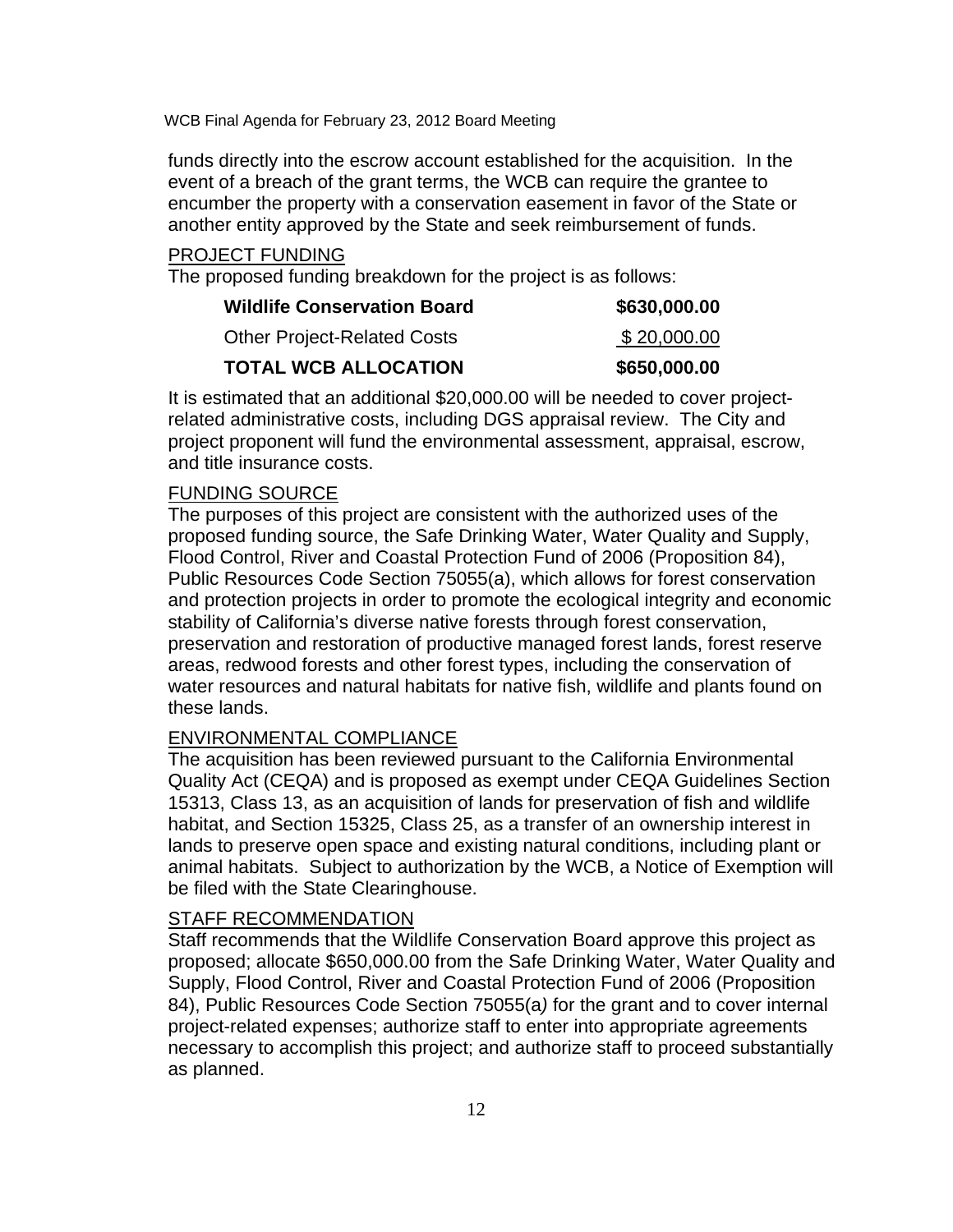funds directly into the escrow account established for the acquisition. In the event of a breach of the grant terms, the WCB can require the grantee to encumber the property with a conservation easement in favor of the State or another entity approved by the State and seek reimbursement of funds.

PROJECT FUNDING

The proposed funding breakdown for the project is as follows:

| | |
|---|---|
| **Wildlife Conservation Board** | **$630,000.00** |
| Other Project-Related Costs | $ 20,000.00 |
| **TOTAL WCB ALLOCATION** | **$650,000.00** |

It is estimated that an additional $20,000.00 will be needed to cover project-related administrative costs, including DGS appraisal review. The City and project proponent will fund the environmental assessment, appraisal, escrow, and title insurance costs.

FUNDING SOURCE

The purposes of this project are consistent with the authorized uses of the proposed funding source, the Safe Drinking Water, Water Quality and Supply, Flood Control, River and Coastal Protection Fund of 2006 (Proposition 84), Public Resources Code Section 75055(a), which allows for forest conservation and protection projects in order to promote the ecological integrity and economic stability of California's diverse native forests through forest conservation, preservation and restoration of productive managed forest lands, forest reserve areas, redwood forests and other forest types, including the conservation of water resources and natural habitats for native fish, wildlife and plants found on these lands.

ENVIRONMENTAL COMPLIANCE

The acquisition has been reviewed pursuant to the California Environmental Quality Act (CEQA) and is proposed as exempt under CEQA Guidelines Section 15313, Class 13, as an acquisition of lands for preservation of fish and wildlife habitat, and Section 15325, Class 25, as a transfer of an ownership interest in lands to preserve open space and existing natural conditions, including plant or animal habitats. Subject to authorization by the WCB, a Notice of Exemption will be filed with the State Clearinghouse.

STAFF RECOMMENDATION

Staff recommends that the Wildlife Conservation Board approve this project as proposed; allocate $650,000.00 from the Safe Drinking Water, Water Quality and Supply, Flood Control, River and Coastal Protection Fund of 2006 (Proposition 84), Public Resources Code Section 75055(a) for the grant and to cover internal project-related expenses; authorize staff to enter into appropriate agreements necessary to accomplish this project; and authorize staff to proceed substantially as planned.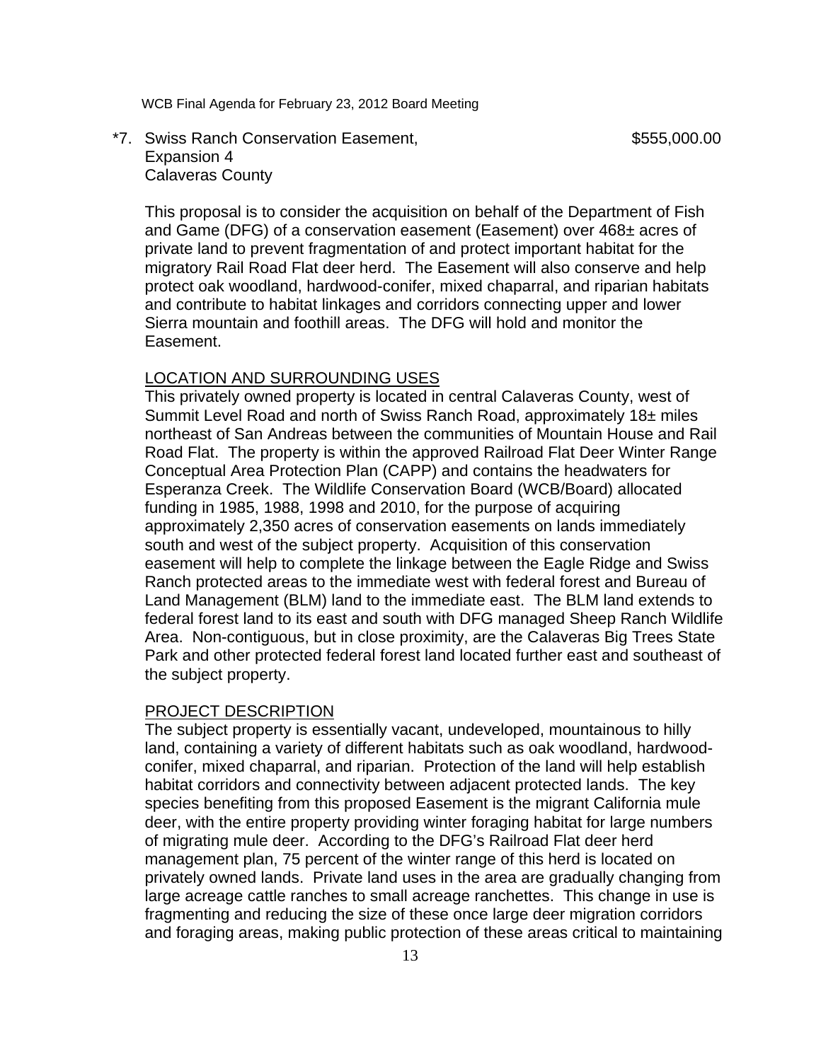*7. Swiss Ranch Conservation Easement, Expansion 4 Calaveras County — $555,000.00

This proposal is to consider the acquisition on behalf of the Department of Fish and Game (DFG) of a conservation easement (Easement) over 468± acres of private land to prevent fragmentation of and protect important habitat for the migratory Rail Road Flat deer herd. The Easement will also conserve and help protect oak woodland, hardwood-conifer, mixed chaparral, and riparian habitats and contribute to habitat linkages and corridors connecting upper and lower Sierra mountain and foothill areas. The DFG will hold and monitor the Easement.

LOCATION AND SURROUNDING USES

This privately owned property is located in central Calaveras County, west of Summit Level Road and north of Swiss Ranch Road, approximately 18± miles northeast of San Andreas between the communities of Mountain House and Rail Road Flat. The property is within the approved Railroad Flat Deer Winter Range Conceptual Area Protection Plan (CAPP) and contains the headwaters for Esperanza Creek. The Wildlife Conservation Board (WCB/Board) allocated funding in 1985, 1988, 1998 and 2010, for the purpose of acquiring approximately 2,350 acres of conservation easements on lands immediately south and west of the subject property. Acquisition of this conservation easement will help to complete the linkage between the Eagle Ridge and Swiss Ranch protected areas to the immediate west with federal forest and Bureau of Land Management (BLM) land to the immediate east. The BLM land extends to federal forest land to its east and south with DFG managed Sheep Ranch Wildlife Area. Non-contiguous, but in close proximity, are the Calaveras Big Trees State Park and other protected federal forest land located further east and southeast of the subject property.

PROJECT DESCRIPTION

The subject property is essentially vacant, undeveloped, mountainous to hilly land, containing a variety of different habitats such as oak woodland, hardwood-conifer, mixed chaparral, and riparian. Protection of the land will help establish habitat corridors and connectivity between adjacent protected lands. The key species benefiting from this proposed Easement is the migrant California mule deer, with the entire property providing winter foraging habitat for large numbers of migrating mule deer. According to the DFG's Railroad Flat deer herd management plan, 75 percent of the winter range of this herd is located on privately owned lands. Private land uses in the area are gradually changing from large acreage cattle ranches to small acreage ranchettes. This change in use is fragmenting and reducing the size of these once large deer migration corridors and foraging areas, making public protection of these areas critical to maintaining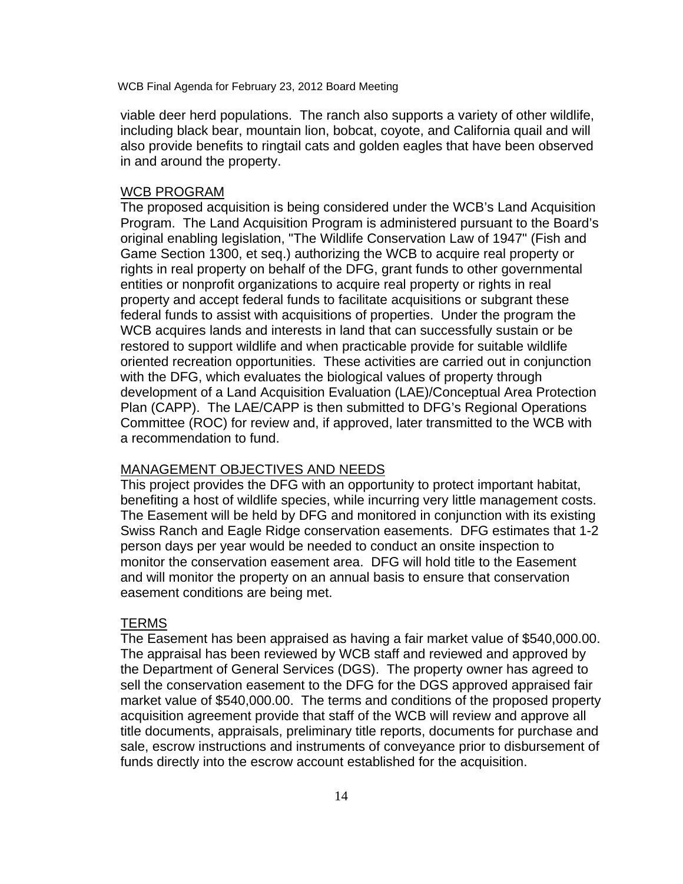viable deer herd populations. The ranch also supports a variety of other wildlife, including black bear, mountain lion, bobcat, coyote, and California quail and will also provide benefits to ringtail cats and golden eagles that have been observed in and around the property.

## WCB PROGRAM

The proposed acquisition is being considered under the WCB's Land Acquisition Program. The Land Acquisition Program is administered pursuant to the Board's original enabling legislation, "The Wildlife Conservation Law of 1947" (Fish and Game Section 1300, et seq.) authorizing the WCB to acquire real property or rights in real property on behalf of the DFG, grant funds to other governmental entities or nonprofit organizations to acquire real property or rights in real property and accept federal funds to facilitate acquisitions or subgrant these federal funds to assist with acquisitions of properties. Under the program the WCB acquires lands and interests in land that can successfully sustain or be restored to support wildlife and when practicable provide for suitable wildlife oriented recreation opportunities. These activities are carried out in conjunction with the DFG, which evaluates the biological values of property through development of a Land Acquisition Evaluation (LAE)/Conceptual Area Protection Plan (CAPP). The LAE/CAPP is then submitted to DFG's Regional Operations Committee (ROC) for review and, if approved, later transmitted to the WCB with a recommendation to fund.

## MANAGEMENT OBJECTIVES AND NEEDS

This project provides the DFG with an opportunity to protect important habitat, benefiting a host of wildlife species, while incurring very little management costs. The Easement will be held by DFG and monitored in conjunction with its existing Swiss Ranch and Eagle Ridge conservation easements. DFG estimates that 1-2 person days per year would be needed to conduct an onsite inspection to monitor the conservation easement area. DFG will hold title to the Easement and will monitor the property on an annual basis to ensure that conservation easement conditions are being met.

## TERMS

The Easement has been appraised as having a fair market value of $540,000.00. The appraisal has been reviewed by WCB staff and reviewed and approved by the Department of General Services (DGS). The property owner has agreed to sell the conservation easement to the DFG for the DGS approved appraised fair market value of $540,000.00. The terms and conditions of the proposed property acquisition agreement provide that staff of the WCB will review and approve all title documents, appraisals, preliminary title reports, documents for purchase and sale, escrow instructions and instruments of conveyance prior to disbursement of funds directly into the escrow account established for the acquisition.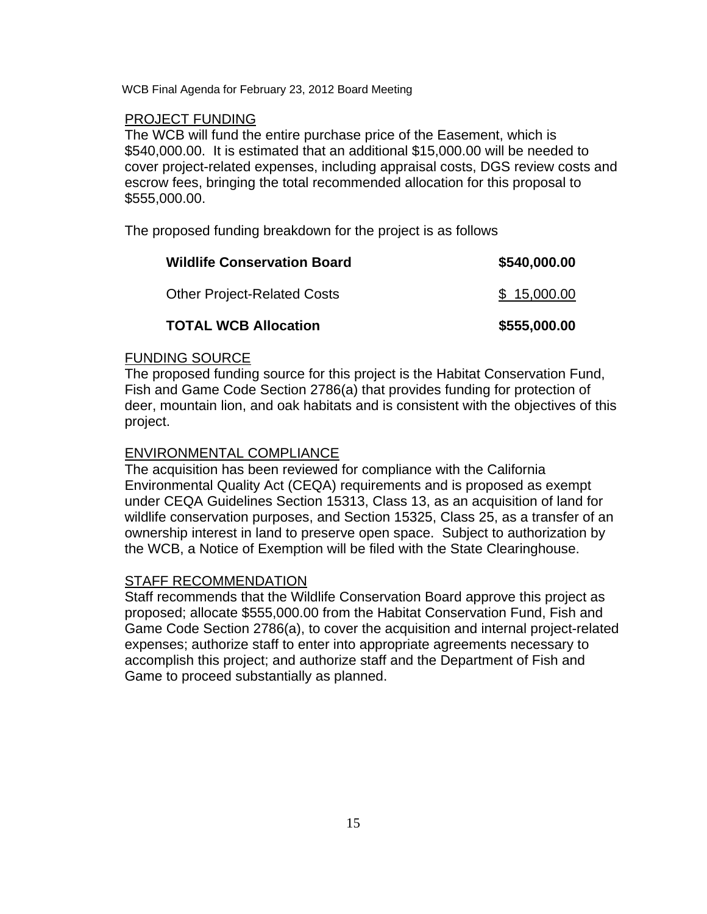## PROJECT FUNDING

The WCB will fund the entire purchase price of the Easement, which is $540,000.00. It is estimated that an additional $15,000.00 will be needed to cover project-related expenses, including appraisal costs, DGS review costs and escrow fees, bringing the total recommended allocation for this proposal to $555,000.00.

The proposed funding breakdown for the project is as follows

| | |
|---|---|
| **Wildlife Conservation Board** | **$540,000.00** |
| Other Project-Related Costs | $ 15,000.00 |
| **TOTAL WCB Allocation** | **$555,000.00** |

## FUNDING SOURCE

The proposed funding source for this project is the Habitat Conservation Fund, Fish and Game Code Section 2786(a) that provides funding for protection of deer, mountain lion, and oak habitats and is consistent with the objectives of this project.

## ENVIRONMENTAL COMPLIANCE

The acquisition has been reviewed for compliance with the California Environmental Quality Act (CEQA) requirements and is proposed as exempt under CEQA Guidelines Section 15313, Class 13, as an acquisition of land for wildlife conservation purposes, and Section 15325, Class 25, as a transfer of an ownership interest in land to preserve open space. Subject to authorization by the WCB, a Notice of Exemption will be filed with the State Clearinghouse.

## STAFF RECOMMENDATION

Staff recommends that the Wildlife Conservation Board approve this project as proposed; allocate $555,000.00 from the Habitat Conservation Fund, Fish and Game Code Section 2786(a), to cover the acquisition and internal project-related expenses; authorize staff to enter into appropriate agreements necessary to accomplish this project; and authorize staff and the Department of Fish and Game to proceed substantially as planned.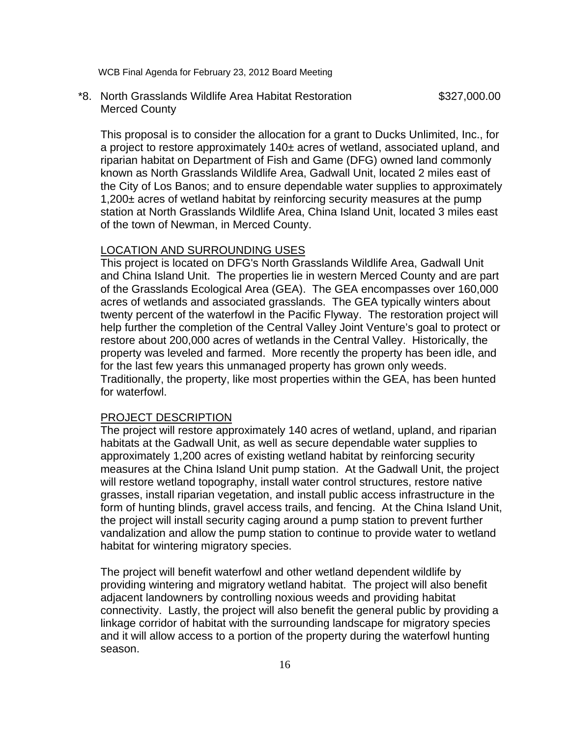*8. North Grasslands Wildlife Area Habitat Restoration $327,000.00
Merced County

This proposal is to consider the allocation for a grant to Ducks Unlimited, Inc., for a project to restore approximately 140± acres of wetland, associated upland, and riparian habitat on Department of Fish and Game (DFG) owned land commonly known as North Grasslands Wildlife Area, Gadwall Unit, located 2 miles east of the City of Los Banos; and to ensure dependable water supplies to approximately 1,200± acres of wetland habitat by reinforcing security measures at the pump station at North Grasslands Wildlife Area, China Island Unit, located 3 miles east of the town of Newman, in Merced County.

LOCATION AND SURROUNDING USES

This project is located on DFG's North Grasslands Wildlife Area, Gadwall Unit and China Island Unit. The properties lie in western Merced County and are part of the Grasslands Ecological Area (GEA). The GEA encompasses over 160,000 acres of wetlands and associated grasslands. The GEA typically winters about twenty percent of the waterfowl in the Pacific Flyway. The restoration project will help further the completion of the Central Valley Joint Venture's goal to protect or restore about 200,000 acres of wetlands in the Central Valley. Historically, the property was leveled and farmed. More recently the property has been idle, and for the last few years this unmanaged property has grown only weeds. Traditionally, the property, like most properties within the GEA, has been hunted for waterfowl.

PROJECT DESCRIPTION

The project will restore approximately 140 acres of wetland, upland, and riparian habitats at the Gadwall Unit, as well as secure dependable water supplies to approximately 1,200 acres of existing wetland habitat by reinforcing security measures at the China Island Unit pump station. At the Gadwall Unit, the project will restore wetland topography, install water control structures, restore native grasses, install riparian vegetation, and install public access infrastructure in the form of hunting blinds, gravel access trails, and fencing. At the China Island Unit, the project will install security caging around a pump station to prevent further vandalization and allow the pump station to continue to provide water to wetland habitat for wintering migratory species.

The project will benefit waterfowl and other wetland dependent wildlife by providing wintering and migratory wetland habitat. The project will also benefit adjacent landowners by controlling noxious weeds and providing habitat connectivity. Lastly, the project will also benefit the general public by providing a linkage corridor of habitat with the surrounding landscape for migratory species and it will allow access to a portion of the property during the waterfowl hunting season.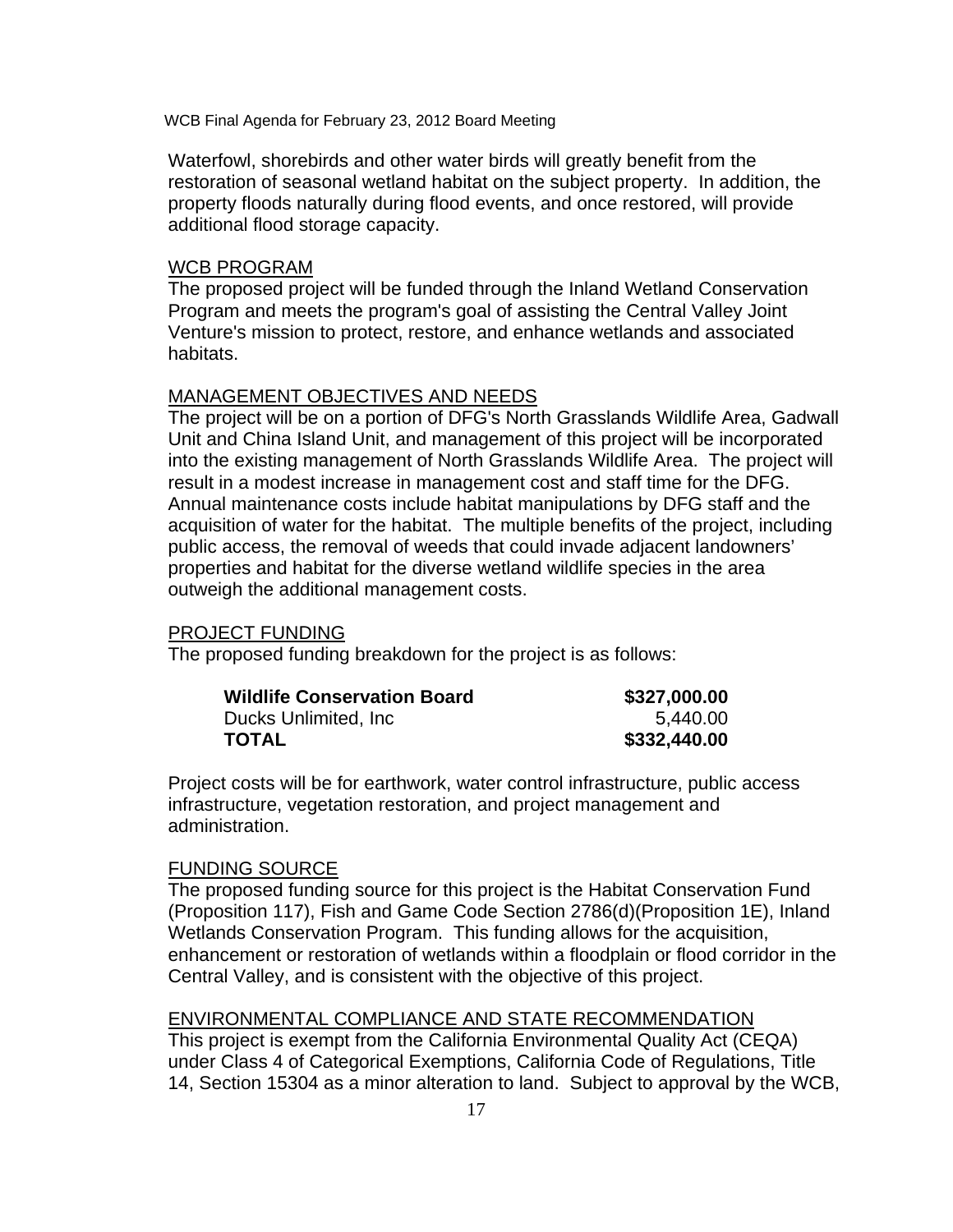Waterfowl, shorebirds and other water birds will greatly benefit from the restoration of seasonal wetland habitat on the subject property. In addition, the property floods naturally during flood events, and once restored, will provide additional flood storage capacity.

## WCB PROGRAM

The proposed project will be funded through the Inland Wetland Conservation Program and meets the program's goal of assisting the Central Valley Joint Venture's mission to protect, restore, and enhance wetlands and associated habitats.

## MANAGEMENT OBJECTIVES AND NEEDS

The project will be on a portion of DFG's North Grasslands Wildlife Area, Gadwall Unit and China Island Unit, and management of this project will be incorporated into the existing management of North Grasslands Wildlife Area. The project will result in a modest increase in management cost and staff time for the DFG. Annual maintenance costs include habitat manipulations by DFG staff and the acquisition of water for the habitat. The multiple benefits of the project, including public access, the removal of weeds that could invade adjacent landowners' properties and habitat for the diverse wetland wildlife species in the area outweigh the additional management costs.

## PROJECT FUNDING

The proposed funding breakdown for the project is as follows:

| | |
|---|---:|
| **Wildlife Conservation Board** | **$327,000.00** |
| Ducks Unlimited, Inc | 5,440.00 |
| **TOTAL** | **$332,440.00** |

Project costs will be for earthwork, water control infrastructure, public access infrastructure, vegetation restoration, and project management and administration.

## FUNDING SOURCE

The proposed funding source for this project is the Habitat Conservation Fund (Proposition 117), Fish and Game Code Section 2786(d)(Proposition 1E), Inland Wetlands Conservation Program. This funding allows for the acquisition, enhancement or restoration of wetlands within a floodplain or flood corridor in the Central Valley, and is consistent with the objective of this project.

## ENVIRONMENTAL COMPLIANCE AND STATE RECOMMENDATION

This project is exempt from the California Environmental Quality Act (CEQA) under Class 4 of Categorical Exemptions, California Code of Regulations, Title 14, Section 15304 as a minor alteration to land. Subject to approval by the WCB,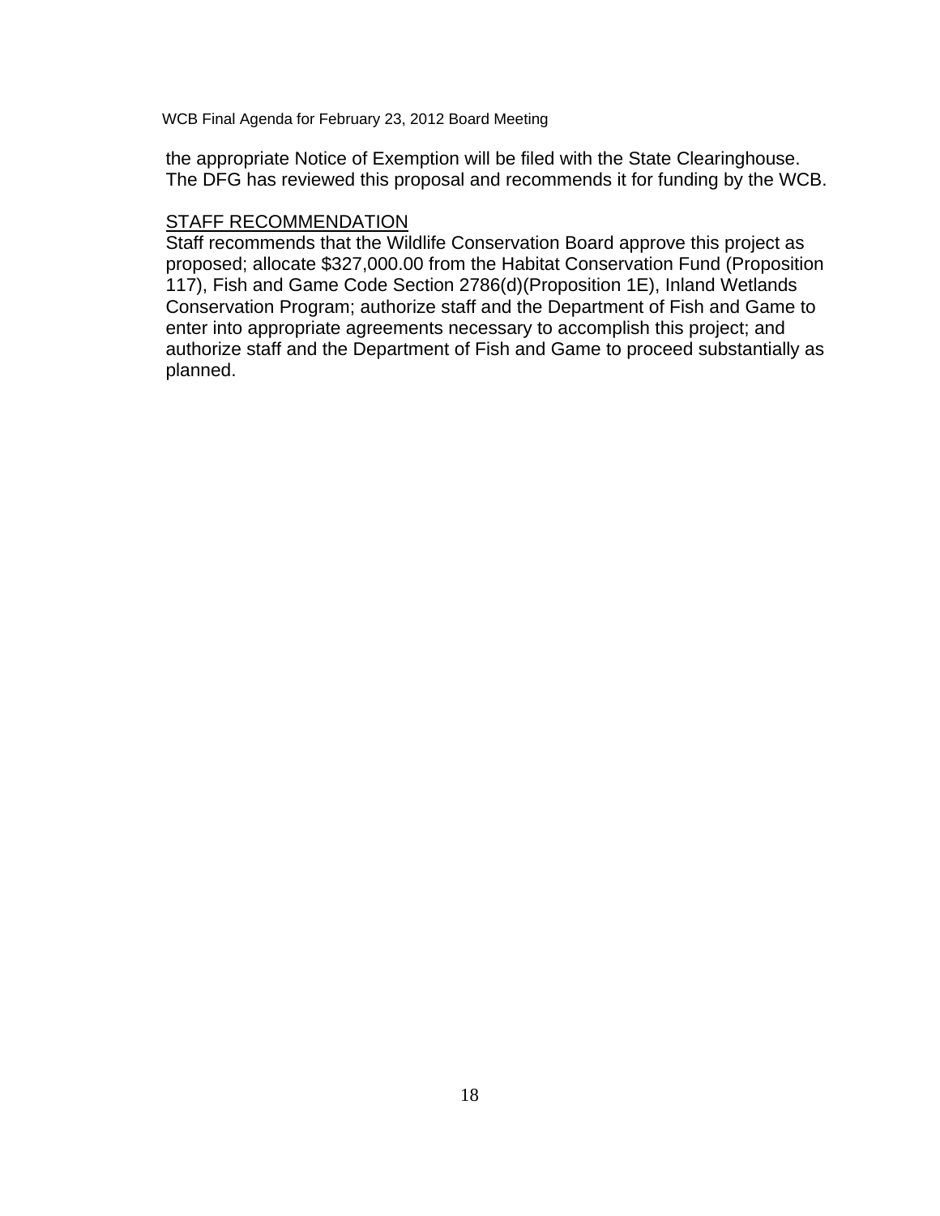the appropriate Notice of Exemption will be filed with the State Clearinghouse. The DFG has reviewed this proposal and recommends it for funding by the WCB.

STAFF RECOMMENDATION

Staff recommends that the Wildlife Conservation Board approve this project as proposed; allocate $327,000.00 from the Habitat Conservation Fund (Proposition 117), Fish and Game Code Section 2786(d)(Proposition 1E), Inland Wetlands Conservation Program; authorize staff and the Department of Fish and Game to enter into appropriate agreements necessary to accomplish this project; and authorize staff and the Department of Fish and Game to proceed substantially as planned.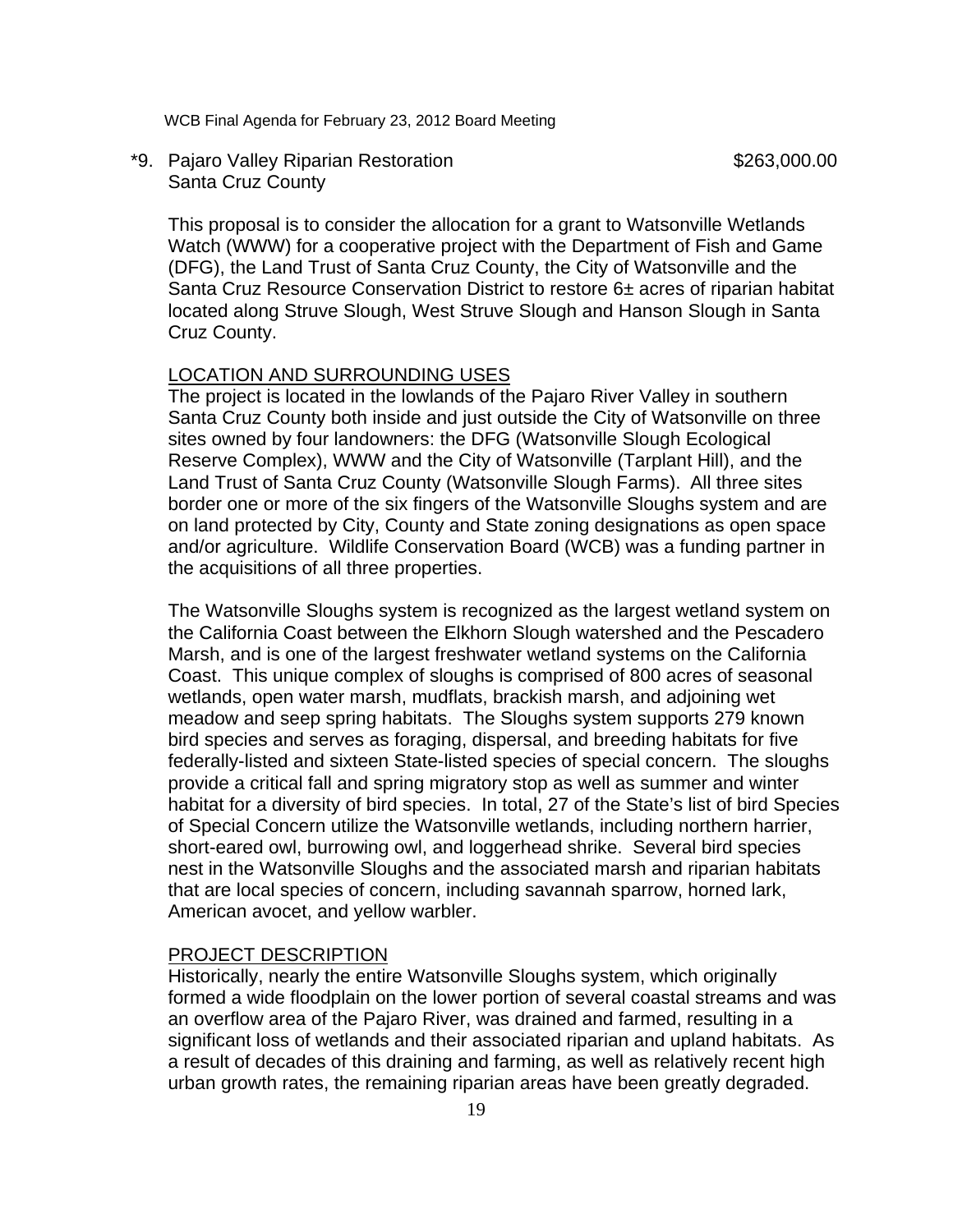*9. Pajaro Valley Riparian Restoration $263,000.00
Santa Cruz County

This proposal is to consider the allocation for a grant to Watsonville Wetlands Watch (WWW) for a cooperative project with the Department of Fish and Game (DFG), the Land Trust of Santa Cruz County, the City of Watsonville and the Santa Cruz Resource Conservation District to restore 6± acres of riparian habitat located along Struve Slough, West Struve Slough and Hanson Slough in Santa Cruz County.

LOCATION AND SURROUNDING USES

The project is located in the lowlands of the Pajaro River Valley in southern Santa Cruz County both inside and just outside the City of Watsonville on three sites owned by four landowners: the DFG (Watsonville Slough Ecological Reserve Complex), WWW and the City of Watsonville (Tarplant Hill), and the Land Trust of Santa Cruz County (Watsonville Slough Farms). All three sites border one or more of the six fingers of the Watsonville Sloughs system and are on land protected by City, County and State zoning designations as open space and/or agriculture. Wildlife Conservation Board (WCB) was a funding partner in the acquisitions of all three properties.

The Watsonville Sloughs system is recognized as the largest wetland system on the California Coast between the Elkhorn Slough watershed and the Pescadero Marsh, and is one of the largest freshwater wetland systems on the California Coast. This unique complex of sloughs is comprised of 800 acres of seasonal wetlands, open water marsh, mudflats, brackish marsh, and adjoining wet meadow and seep spring habitats. The Sloughs system supports 279 known bird species and serves as foraging, dispersal, and breeding habitats for five federally-listed and sixteen State-listed species of special concern. The sloughs provide a critical fall and spring migratory stop as well as summer and winter habitat for a diversity of bird species. In total, 27 of the State's list of bird Species of Special Concern utilize the Watsonville wetlands, including northern harrier, short-eared owl, burrowing owl, and loggerhead shrike. Several bird species nest in the Watsonville Sloughs and the associated marsh and riparian habitats that are local species of concern, including savannah sparrow, horned lark, American avocet, and yellow warbler.

PROJECT DESCRIPTION

Historically, nearly the entire Watsonville Sloughs system, which originally formed a wide floodplain on the lower portion of several coastal streams and was an overflow area of the Pajaro River, was drained and farmed, resulting in a significant loss of wetlands and their associated riparian and upland habitats. As a result of decades of this draining and farming, as well as relatively recent high urban growth rates, the remaining riparian areas have been greatly degraded.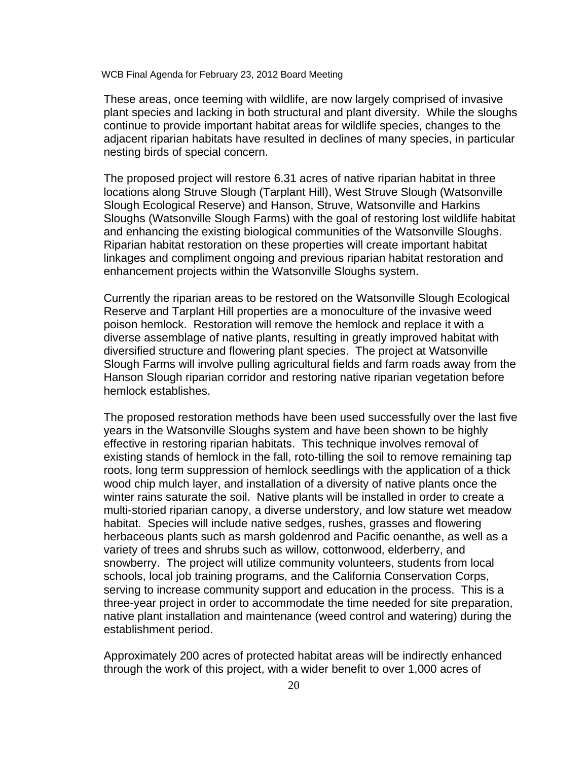These areas, once teeming with wildlife, are now largely comprised of invasive plant species and lacking in both structural and plant diversity. While the sloughs continue to provide important habitat areas for wildlife species, changes to the adjacent riparian habitats have resulted in declines of many species, in particular nesting birds of special concern.

The proposed project will restore 6.31 acres of native riparian habitat in three locations along Struve Slough (Tarplant Hill), West Struve Slough (Watsonville Slough Ecological Reserve) and Hanson, Struve, Watsonville and Harkins Sloughs (Watsonville Slough Farms) with the goal of restoring lost wildlife habitat and enhancing the existing biological communities of the Watsonville Sloughs. Riparian habitat restoration on these properties will create important habitat linkages and compliment ongoing and previous riparian habitat restoration and enhancement projects within the Watsonville Sloughs system.

Currently the riparian areas to be restored on the Watsonville Slough Ecological Reserve and Tarplant Hill properties are a monoculture of the invasive weed poison hemlock. Restoration will remove the hemlock and replace it with a diverse assemblage of native plants, resulting in greatly improved habitat with diversified structure and flowering plant species. The project at Watsonville Slough Farms will involve pulling agricultural fields and farm roads away from the Hanson Slough riparian corridor and restoring native riparian vegetation before hemlock establishes.

The proposed restoration methods have been used successfully over the last five years in the Watsonville Sloughs system and have been shown to be highly effective in restoring riparian habitats. This technique involves removal of existing stands of hemlock in the fall, roto-tilling the soil to remove remaining tap roots, long term suppression of hemlock seedlings with the application of a thick wood chip mulch layer, and installation of a diversity of native plants once the winter rains saturate the soil. Native plants will be installed in order to create a multi-storied riparian canopy, a diverse understory, and low stature wet meadow habitat. Species will include native sedges, rushes, grasses and flowering herbaceous plants such as marsh goldenrod and Pacific oenanthe, as well as a variety of trees and shrubs such as willow, cottonwood, elderberry, and snowberry. The project will utilize community volunteers, students from local schools, local job training programs, and the California Conservation Corps, serving to increase community support and education in the process. This is a three-year project in order to accommodate the time needed for site preparation, native plant installation and maintenance (weed control and watering) during the establishment period.

Approximately 200 acres of protected habitat areas will be indirectly enhanced through the work of this project, with a wider benefit to over 1,000 acres of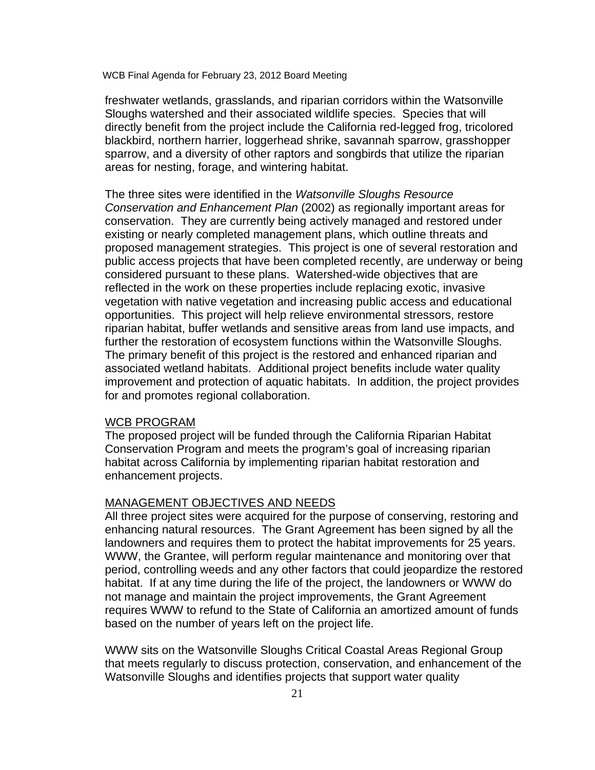freshwater wetlands, grasslands, and riparian corridors within the Watsonville Sloughs watershed and their associated wildlife species. Species that will directly benefit from the project include the California red-legged frog, tricolored blackbird, northern harrier, loggerhead shrike, savannah sparrow, grasshopper sparrow, and a diversity of other raptors and songbirds that utilize the riparian areas for nesting, forage, and wintering habitat.

The three sites were identified in the *Watsonville Sloughs Resource Conservation and Enhancement Plan* (2002) as regionally important areas for conservation. They are currently being actively managed and restored under existing or nearly completed management plans, which outline threats and proposed management strategies. This project is one of several restoration and public access projects that have been completed recently, are underway or being considered pursuant to these plans. Watershed-wide objectives that are reflected in the work on these properties include replacing exotic, invasive vegetation with native vegetation and increasing public access and educational opportunities. This project will help relieve environmental stressors, restore riparian habitat, buffer wetlands and sensitive areas from land use impacts, and further the restoration of ecosystem functions within the Watsonville Sloughs. The primary benefit of this project is the restored and enhanced riparian and associated wetland habitats. Additional project benefits include water quality improvement and protection of aquatic habitats. In addition, the project provides for and promotes regional collaboration.

## WCB PROGRAM

The proposed project will be funded through the California Riparian Habitat Conservation Program and meets the program's goal of increasing riparian habitat across California by implementing riparian habitat restoration and enhancement projects.

## MANAGEMENT OBJECTIVES AND NEEDS

All three project sites were acquired for the purpose of conserving, restoring and enhancing natural resources. The Grant Agreement has been signed by all the landowners and requires them to protect the habitat improvements for 25 years. WWW, the Grantee, will perform regular maintenance and monitoring over that period, controlling weeds and any other factors that could jeopardize the restored habitat. If at any time during the life of the project, the landowners or WWW do not manage and maintain the project improvements, the Grant Agreement requires WWW to refund to the State of California an amortized amount of funds based on the number of years left on the project life.

WWW sits on the Watsonville Sloughs Critical Coastal Areas Regional Group that meets regularly to discuss protection, conservation, and enhancement of the Watsonville Sloughs and identifies projects that support water quality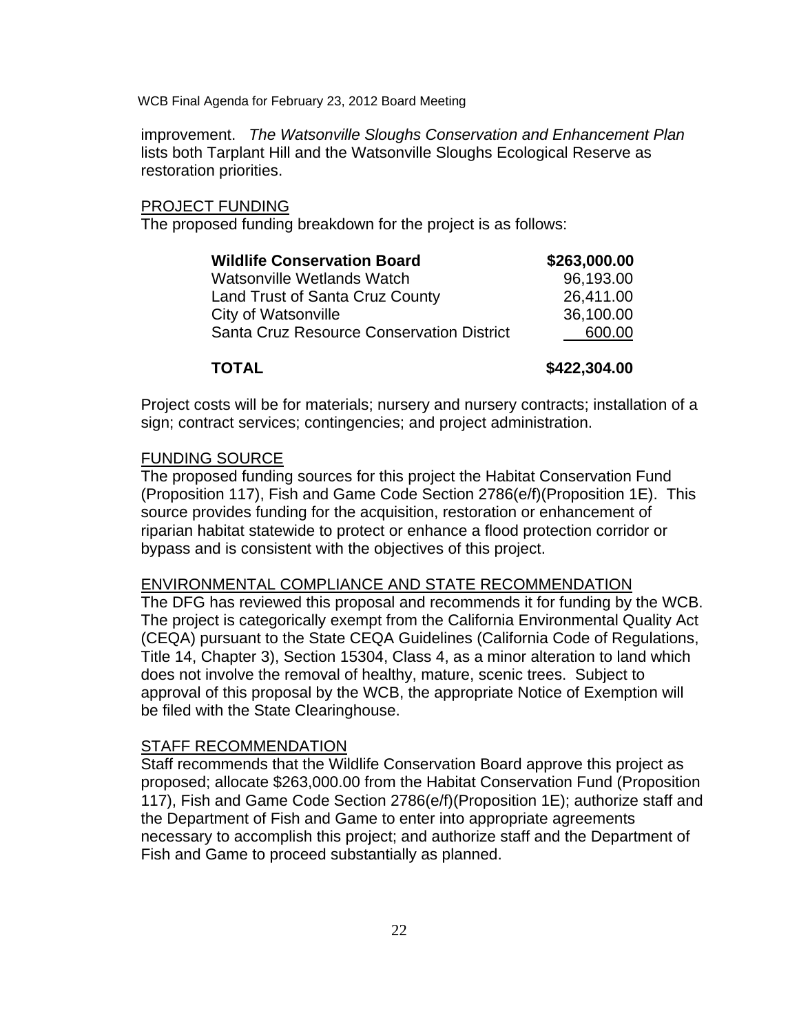improvement. *The Watsonville Sloughs Conservation and Enhancement Plan* lists both Tarplant Hill and the Watsonville Sloughs Ecological Reserve as restoration priorities.

PROJECT FUNDING

The proposed funding breakdown for the project is as follows:

| | |
|---|---:|
| **Wildlife Conservation Board** | **$263,000.00** |
| Watsonville Wetlands Watch | 96,193.00 |
| Land Trust of Santa Cruz County | 26,411.00 |
| City of Watsonville | 36,100.00 |
| Santa Cruz Resource Conservation District | 600.00 |
| **TOTAL** | **$422,304.00** |

Project costs will be for materials; nursery and nursery contracts; installation of a sign; contract services; contingencies; and project administration.

FUNDING SOURCE

The proposed funding sources for this project the Habitat Conservation Fund (Proposition 117), Fish and Game Code Section 2786(e/f)(Proposition 1E). This source provides funding for the acquisition, restoration or enhancement of riparian habitat statewide to protect or enhance a flood protection corridor or bypass and is consistent with the objectives of this project.

ENVIRONMENTAL COMPLIANCE AND STATE RECOMMENDATION

The DFG has reviewed this proposal and recommends it for funding by the WCB. The project is categorically exempt from the California Environmental Quality Act (CEQA) pursuant to the State CEQA Guidelines (California Code of Regulations, Title 14, Chapter 3), Section 15304, Class 4, as a minor alteration to land which does not involve the removal of healthy, mature, scenic trees. Subject to approval of this proposal by the WCB, the appropriate Notice of Exemption will be filed with the State Clearinghouse.

STAFF RECOMMENDATION

Staff recommends that the Wildlife Conservation Board approve this project as proposed; allocate $263,000.00 from the Habitat Conservation Fund (Proposition 117), Fish and Game Code Section 2786(e/f)(Proposition 1E); authorize staff and the Department of Fish and Game to enter into appropriate agreements necessary to accomplish this project; and authorize staff and the Department of Fish and Game to proceed substantially as planned.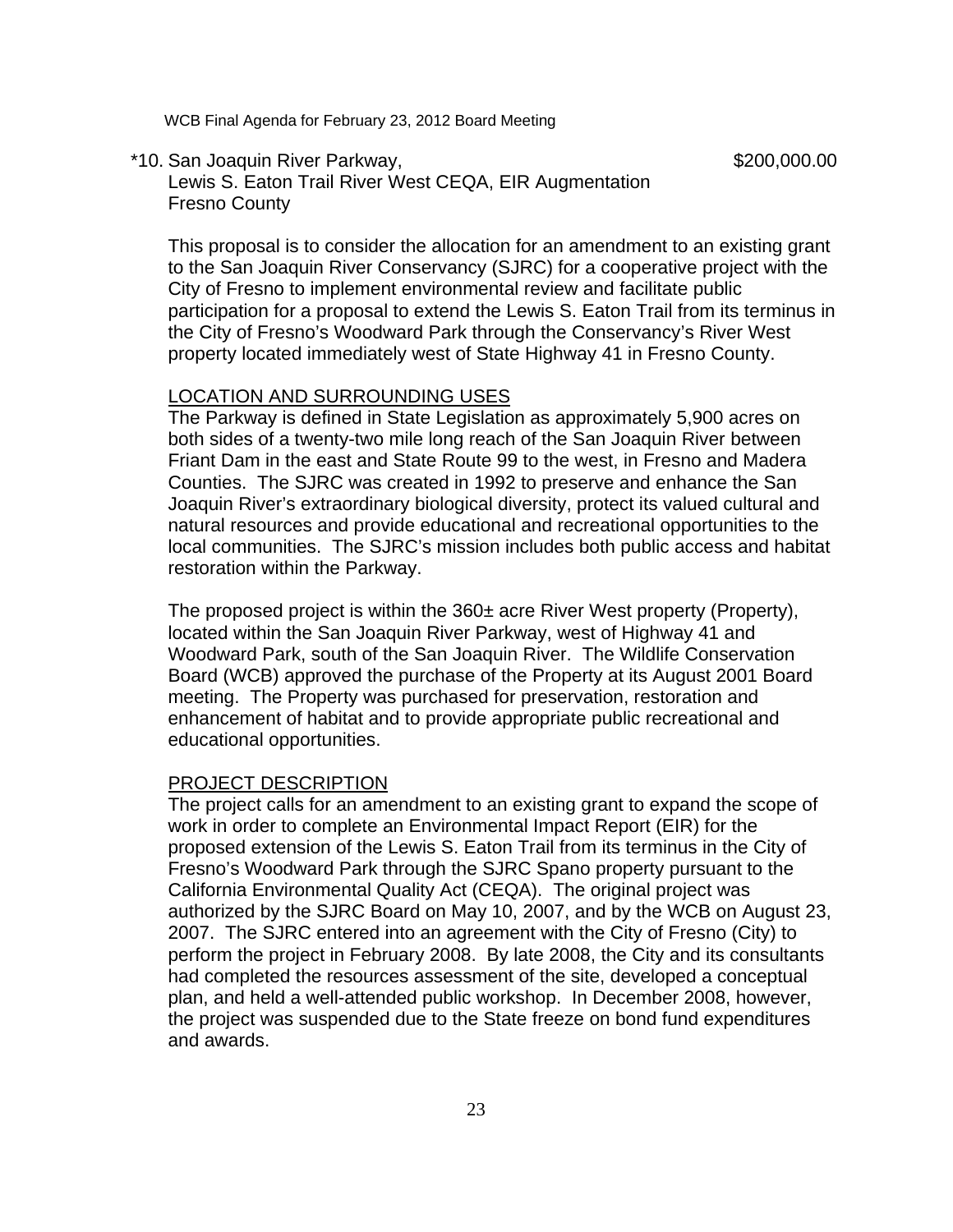*10. San Joaquin River Parkway, $200,000.00
Lewis S. Eaton Trail River West CEQA, EIR Augmentation
Fresno County

This proposal is to consider the allocation for an amendment to an existing grant to the San Joaquin River Conservancy (SJRC) for a cooperative project with the City of Fresno to implement environmental review and facilitate public participation for a proposal to extend the Lewis S. Eaton Trail from its terminus in the City of Fresno's Woodward Park through the Conservancy's River West property located immediately west of State Highway 41 in Fresno County.

<u>LOCATION AND SURROUNDING USES</u>

The Parkway is defined in State Legislation as approximately 5,900 acres on both sides of a twenty-two mile long reach of the San Joaquin River between Friant Dam in the east and State Route 99 to the west, in Fresno and Madera Counties. The SJRC was created in 1992 to preserve and enhance the San Joaquin River's extraordinary biological diversity, protect its valued cultural and natural resources and provide educational and recreational opportunities to the local communities. The SJRC's mission includes both public access and habitat restoration within the Parkway.

The proposed project is within the 360± acre River West property (Property), located within the San Joaquin River Parkway, west of Highway 41 and Woodward Park, south of the San Joaquin River. The Wildlife Conservation Board (WCB) approved the purchase of the Property at its August 2001 Board meeting. The Property was purchased for preservation, restoration and enhancement of habitat and to provide appropriate public recreational and educational opportunities.

<u>PROJECT DESCRIPTION</u>

The project calls for an amendment to an existing grant to expand the scope of work in order to complete an Environmental Impact Report (EIR) for the proposed extension of the Lewis S. Eaton Trail from its terminus in the City of Fresno's Woodward Park through the SJRC Spano property pursuant to the California Environmental Quality Act (CEQA). The original project was authorized by the SJRC Board on May 10, 2007, and by the WCB on August 23, 2007. The SJRC entered into an agreement with the City of Fresno (City) to perform the project in February 2008. By late 2008, the City and its consultants had completed the resources assessment of the site, developed a conceptual plan, and held a well-attended public workshop. In December 2008, however, the project was suspended due to the State freeze on bond fund expenditures and awards.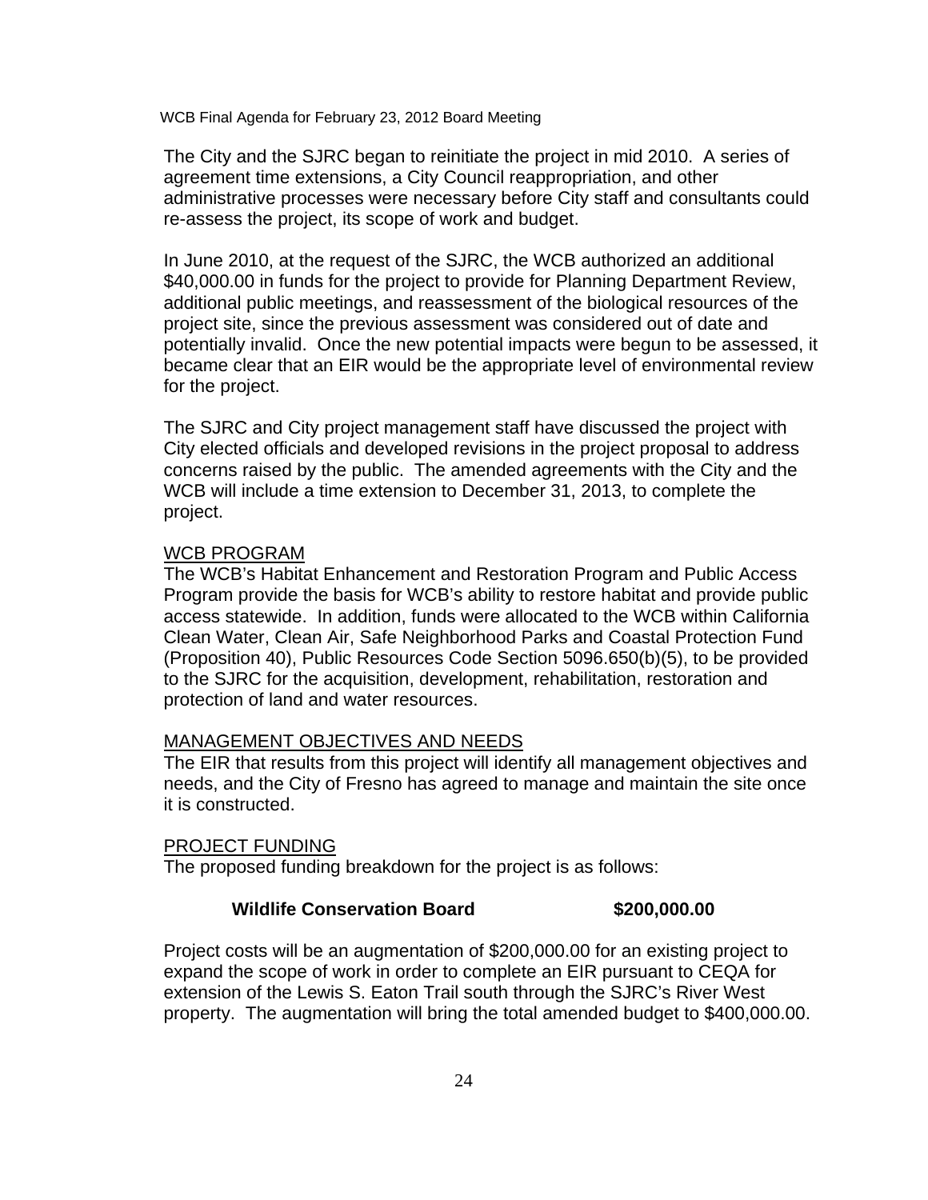The City and the SJRC began to reinitiate the project in mid 2010. A series of agreement time extensions, a City Council reappropriation, and other administrative processes were necessary before City staff and consultants could re-assess the project, its scope of work and budget.

In June 2010, at the request of the SJRC, the WCB authorized an additional $40,000.00 in funds for the project to provide for Planning Department Review, additional public meetings, and reassessment of the biological resources of the project site, since the previous assessment was considered out of date and potentially invalid. Once the new potential impacts were begun to be assessed, it became clear that an EIR would be the appropriate level of environmental review for the project.

The SJRC and City project management staff have discussed the project with City elected officials and developed revisions in the project proposal to address concerns raised by the public. The amended agreements with the City and the WCB will include a time extension to December 31, 2013, to complete the project.

## WCB PROGRAM

The WCB's Habitat Enhancement and Restoration Program and Public Access Program provide the basis for WCB's ability to restore habitat and provide public access statewide. In addition, funds were allocated to the WCB within California Clean Water, Clean Air, Safe Neighborhood Parks and Coastal Protection Fund (Proposition 40), Public Resources Code Section 5096.650(b)(5), to be provided to the SJRC for the acquisition, development, rehabilitation, restoration and protection of land and water resources.

## MANAGEMENT OBJECTIVES AND NEEDS

The EIR that results from this project will identify all management objectives and needs, and the City of Fresno has agreed to manage and maintain the site once it is constructed.

## PROJECT FUNDING

The proposed funding breakdown for the project is as follows:

| | |
|---|---|
| **Wildlife Conservation Board** | **$200,000.00** |

Project costs will be an augmentation of $200,000.00 for an existing project to expand the scope of work in order to complete an EIR pursuant to CEQA for extension of the Lewis S. Eaton Trail south through the SJRC's River West property. The augmentation will bring the total amended budget to $400,000.00.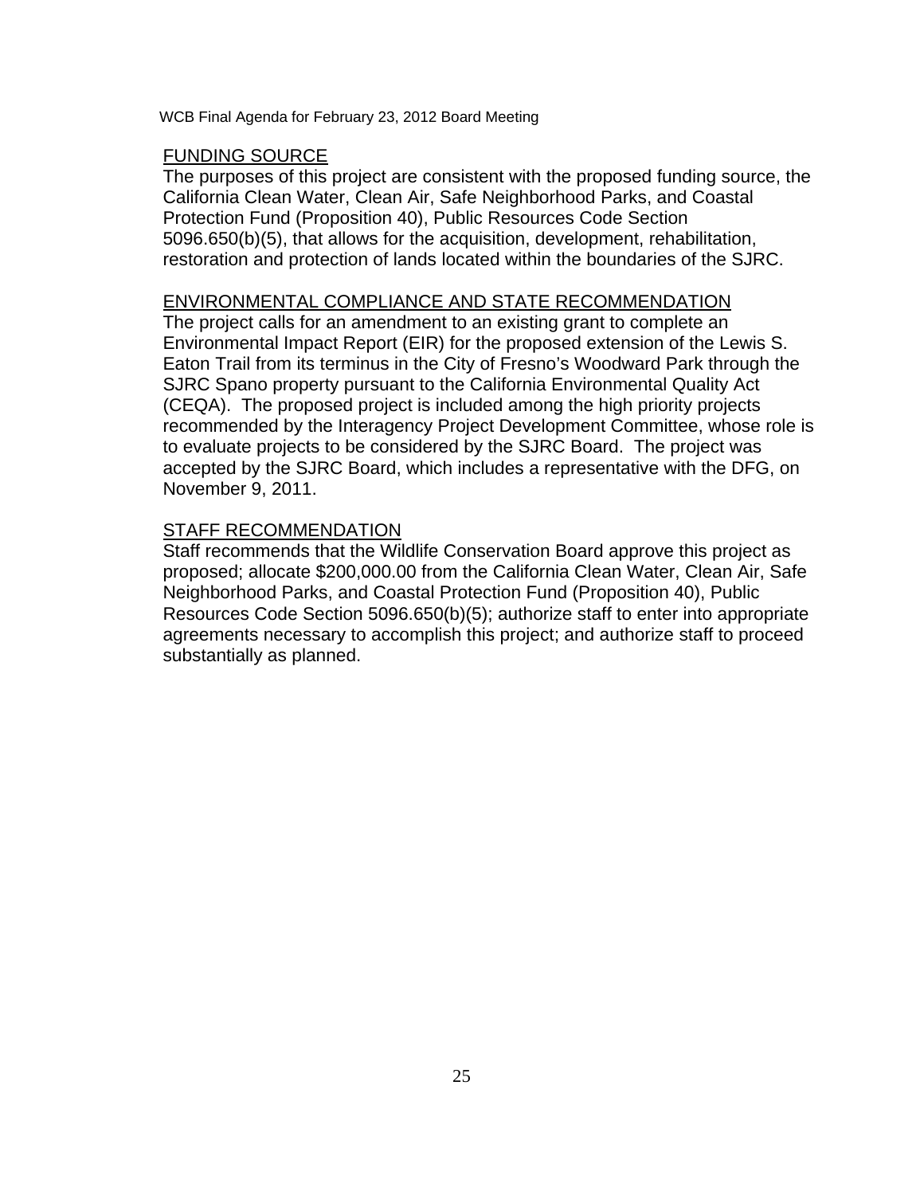FUNDING SOURCE

The purposes of this project are consistent with the proposed funding source, the California Clean Water, Clean Air, Safe Neighborhood Parks, and Coastal Protection Fund (Proposition 40), Public Resources Code Section 5096.650(b)(5), that allows for the acquisition, development, rehabilitation, restoration and protection of lands located within the boundaries of the SJRC.

ENVIRONMENTAL COMPLIANCE AND STATE RECOMMENDATION

The project calls for an amendment to an existing grant to complete an Environmental Impact Report (EIR) for the proposed extension of the Lewis S. Eaton Trail from its terminus in the City of Fresno's Woodward Park through the SJRC Spano property pursuant to the California Environmental Quality Act (CEQA). The proposed project is included among the high priority projects recommended by the Interagency Project Development Committee, whose role is to evaluate projects to be considered by the SJRC Board. The project was accepted by the SJRC Board, which includes a representative with the DFG, on November 9, 2011.

STAFF RECOMMENDATION

Staff recommends that the Wildlife Conservation Board approve this project as proposed; allocate $200,000.00 from the California Clean Water, Clean Air, Safe Neighborhood Parks, and Coastal Protection Fund (Proposition 40), Public Resources Code Section 5096.650(b)(5); authorize staff to enter into appropriate agreements necessary to accomplish this project; and authorize staff to proceed substantially as planned.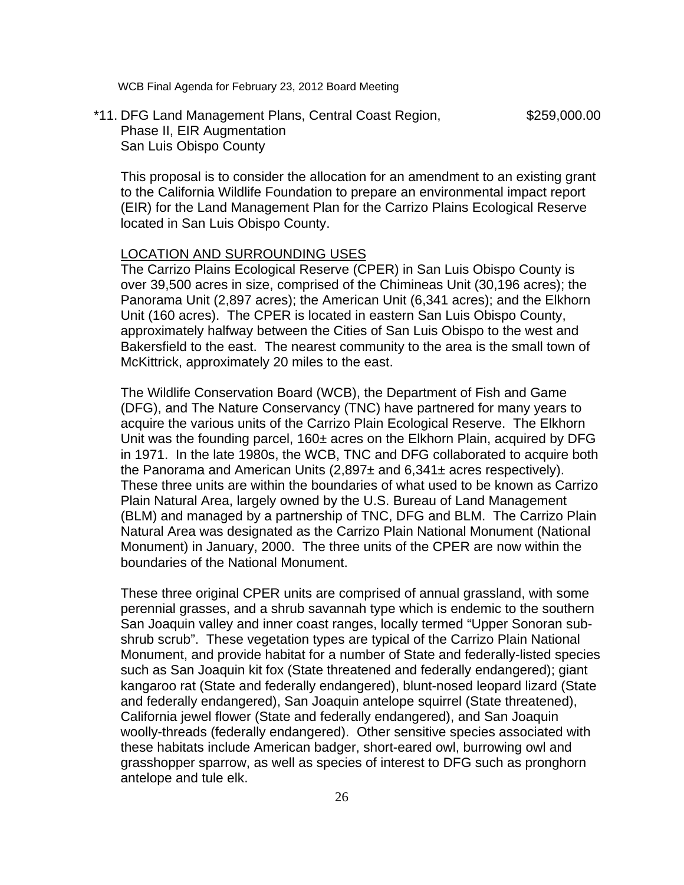*11. DFG Land Management Plans, Central Coast Region, Phase II, EIR Augmentation
San Luis Obispo County — $259,000.00

This proposal is to consider the allocation for an amendment to an existing grant to the California Wildlife Foundation to prepare an environmental impact report (EIR) for the Land Management Plan for the Carrizo Plains Ecological Reserve located in San Luis Obispo County.

LOCATION AND SURROUNDING USES

The Carrizo Plains Ecological Reserve (CPER) in San Luis Obispo County is over 39,500 acres in size, comprised of the Chimineas Unit (30,196 acres); the Panorama Unit (2,897 acres); the American Unit (6,341 acres); and the Elkhorn Unit (160 acres). The CPER is located in eastern San Luis Obispo County, approximately halfway between the Cities of San Luis Obispo to the west and Bakersfield to the east. The nearest community to the area is the small town of McKittrick, approximately 20 miles to the east.

The Wildlife Conservation Board (WCB), the Department of Fish and Game (DFG), and The Nature Conservancy (TNC) have partnered for many years to acquire the various units of the Carrizo Plain Ecological Reserve. The Elkhorn Unit was the founding parcel, 160± acres on the Elkhorn Plain, acquired by DFG in 1971. In the late 1980s, the WCB, TNC and DFG collaborated to acquire both the Panorama and American Units (2,897± and 6,341± acres respectively). These three units are within the boundaries of what used to be known as Carrizo Plain Natural Area, largely owned by the U.S. Bureau of Land Management (BLM) and managed by a partnership of TNC, DFG and BLM. The Carrizo Plain Natural Area was designated as the Carrizo Plain National Monument (National Monument) in January, 2000. The three units of the CPER are now within the boundaries of the National Monument.

These three original CPER units are comprised of annual grassland, with some perennial grasses, and a shrub savannah type which is endemic to the southern San Joaquin valley and inner coast ranges, locally termed "Upper Sonoran sub-shrub scrub". These vegetation types are typical of the Carrizo Plain National Monument, and provide habitat for a number of State and federally-listed species such as San Joaquin kit fox (State threatened and federally endangered); giant kangaroo rat (State and federally endangered), blunt-nosed leopard lizard (State and federally endangered), San Joaquin antelope squirrel (State threatened), California jewel flower (State and federally endangered), and San Joaquin woolly-threads (federally endangered). Other sensitive species associated with these habitats include American badger, short-eared owl, burrowing owl and grasshopper sparrow, as well as species of interest to DFG such as pronghorn antelope and tule elk.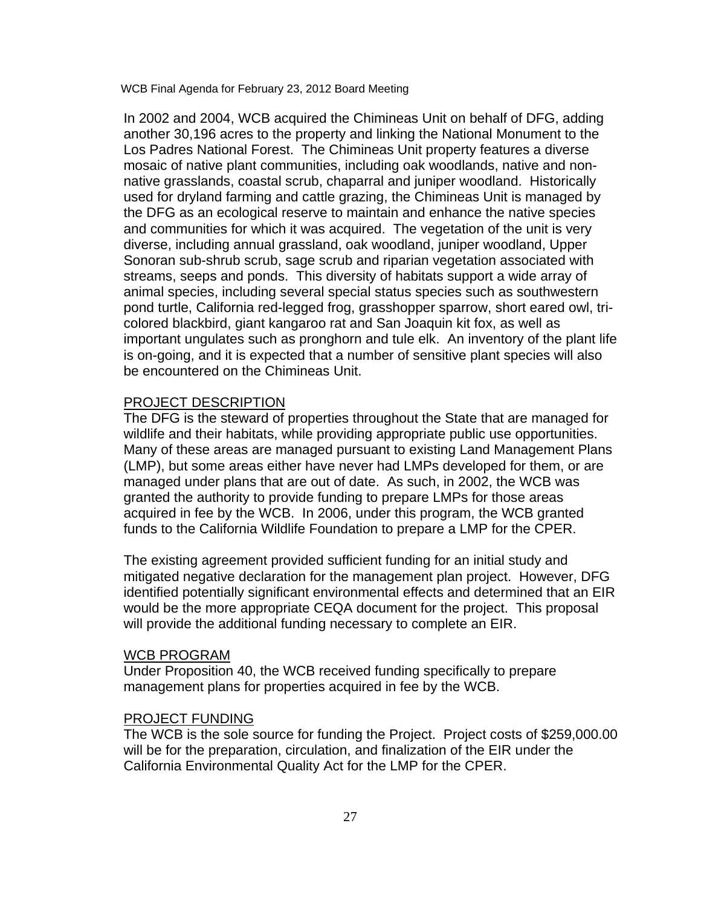In 2002 and 2004, WCB acquired the Chimineas Unit on behalf of DFG, adding another 30,196 acres to the property and linking the National Monument to the Los Padres National Forest. The Chimineas Unit property features a diverse mosaic of native plant communities, including oak woodlands, native and non-native grasslands, coastal scrub, chaparral and juniper woodland. Historically used for dryland farming and cattle grazing, the Chimineas Unit is managed by the DFG as an ecological reserve to maintain and enhance the native species and communities for which it was acquired. The vegetation of the unit is very diverse, including annual grassland, oak woodland, juniper woodland, Upper Sonoran sub-shrub scrub, sage scrub and riparian vegetation associated with streams, seeps and ponds. This diversity of habitats support a wide array of animal species, including several special status species such as southwestern pond turtle, California red-legged frog, grasshopper sparrow, short eared owl, tri-colored blackbird, giant kangaroo rat and San Joaquin kit fox, as well as important ungulates such as pronghorn and tule elk. An inventory of the plant life is on-going, and it is expected that a number of sensitive plant species will also be encountered on the Chimineas Unit.

## PROJECT DESCRIPTION

The DFG is the steward of properties throughout the State that are managed for wildlife and their habitats, while providing appropriate public use opportunities. Many of these areas are managed pursuant to existing Land Management Plans (LMP), but some areas either have never had LMPs developed for them, or are managed under plans that are out of date. As such, in 2002, the WCB was granted the authority to provide funding to prepare LMPs for those areas acquired in fee by the WCB. In 2006, under this program, the WCB granted funds to the California Wildlife Foundation to prepare a LMP for the CPER.

The existing agreement provided sufficient funding for an initial study and mitigated negative declaration for the management plan project. However, DFG identified potentially significant environmental effects and determined that an EIR would be the more appropriate CEQA document for the project. This proposal will provide the additional funding necessary to complete an EIR.

## WCB PROGRAM

Under Proposition 40, the WCB received funding specifically to prepare management plans for properties acquired in fee by the WCB.

## PROJECT FUNDING

The WCB is the sole source for funding the Project. Project costs of $259,000.00 will be for the preparation, circulation, and finalization of the EIR under the California Environmental Quality Act for the LMP for the CPER.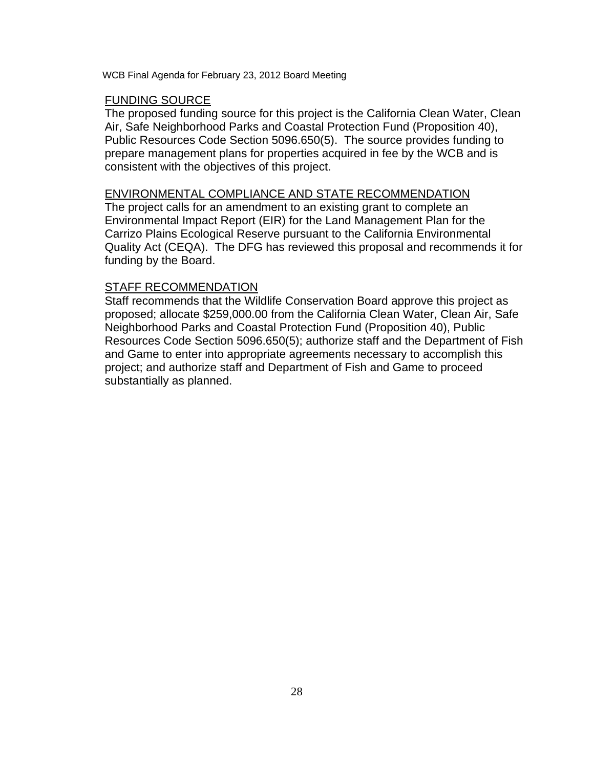FUNDING SOURCE

The proposed funding source for this project is the California Clean Water, Clean Air, Safe Neighborhood Parks and Coastal Protection Fund (Proposition 40), Public Resources Code Section 5096.650(5). The source provides funding to prepare management plans for properties acquired in fee by the WCB and is consistent with the objectives of this project.

ENVIRONMENTAL COMPLIANCE AND STATE RECOMMENDATION

The project calls for an amendment to an existing grant to complete an Environmental Impact Report (EIR) for the Land Management Plan for the Carrizo Plains Ecological Reserve pursuant to the California Environmental Quality Act (CEQA). The DFG has reviewed this proposal and recommends it for funding by the Board.

STAFF RECOMMENDATION

Staff recommends that the Wildlife Conservation Board approve this project as proposed; allocate $259,000.00 from the California Clean Water, Clean Air, Safe Neighborhood Parks and Coastal Protection Fund (Proposition 40), Public Resources Code Section 5096.650(5); authorize staff and the Department of Fish and Game to enter into appropriate agreements necessary to accomplish this project; and authorize staff and Department of Fish and Game to proceed substantially as planned.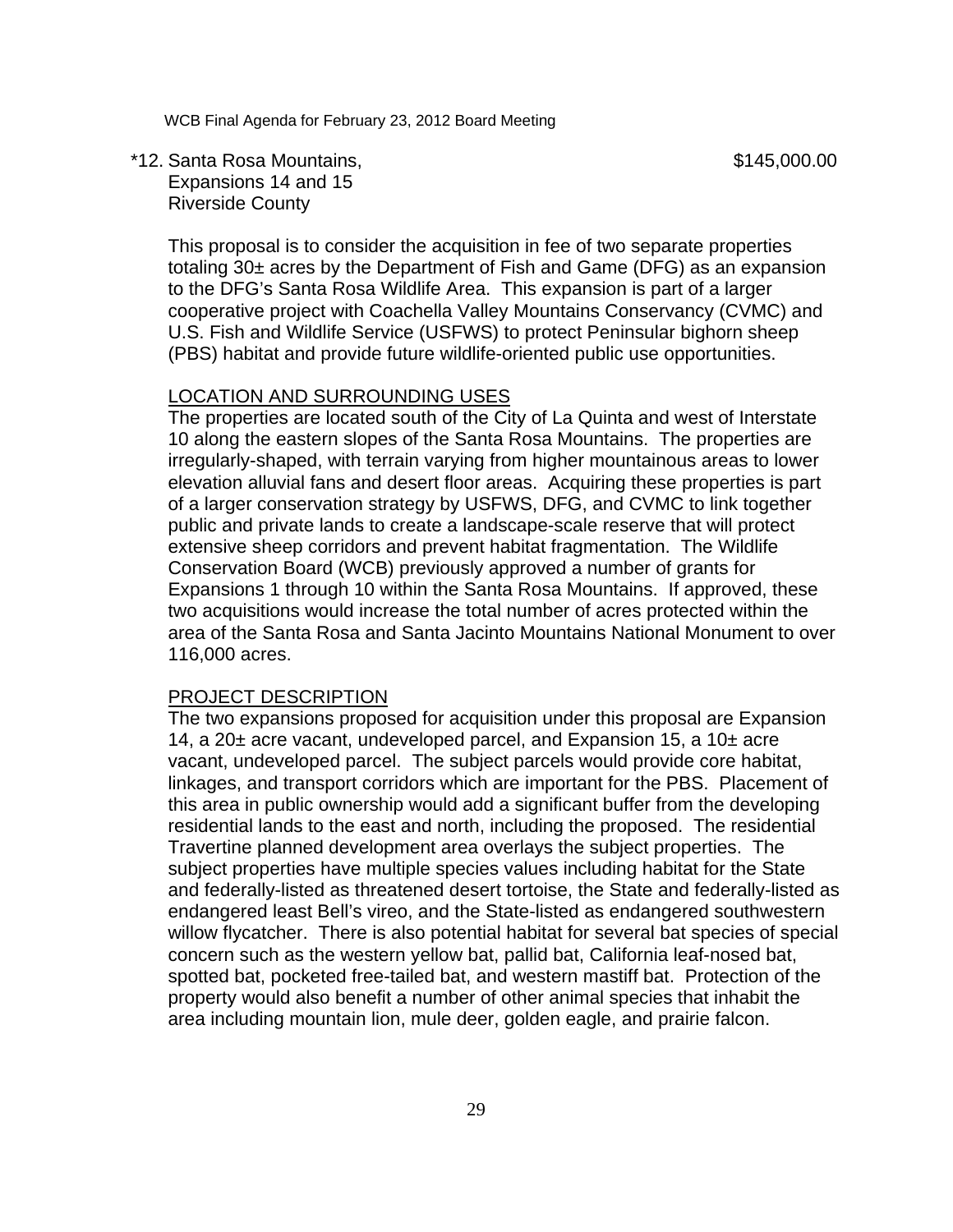*12. Santa Rosa Mountains, Expansions 14 and 15, Riverside County — $145,000.00

This proposal is to consider the acquisition in fee of two separate properties totaling 30± acres by the Department of Fish and Game (DFG) as an expansion to the DFG's Santa Rosa Wildlife Area. This expansion is part of a larger cooperative project with Coachella Valley Mountains Conservancy (CVMC) and U.S. Fish and Wildlife Service (USFWS) to protect Peninsular bighorn sheep (PBS) habitat and provide future wildlife-oriented public use opportunities.

LOCATION AND SURROUNDING USES

The properties are located south of the City of La Quinta and west of Interstate 10 along the eastern slopes of the Santa Rosa Mountains. The properties are irregularly-shaped, with terrain varying from higher mountainous areas to lower elevation alluvial fans and desert floor areas. Acquiring these properties is part of a larger conservation strategy by USFWS, DFG, and CVMC to link together public and private lands to create a landscape-scale reserve that will protect extensive sheep corridors and prevent habitat fragmentation. The Wildlife Conservation Board (WCB) previously approved a number of grants for Expansions 1 through 10 within the Santa Rosa Mountains. If approved, these two acquisitions would increase the total number of acres protected within the area of the Santa Rosa and Santa Jacinto Mountains National Monument to over 116,000 acres.

PROJECT DESCRIPTION

The two expansions proposed for acquisition under this proposal are Expansion 14, a 20± acre vacant, undeveloped parcel, and Expansion 15, a 10± acre vacant, undeveloped parcel. The subject parcels would provide core habitat, linkages, and transport corridors which are important for the PBS. Placement of this area in public ownership would add a significant buffer from the developing residential lands to the east and north, including the proposed. The residential Travertine planned development area overlays the subject properties. The subject properties have multiple species values including habitat for the State and federally-listed as threatened desert tortoise, the State and federally-listed as endangered least Bell's vireo, and the State-listed as endangered southwestern willow flycatcher. There is also potential habitat for several bat species of special concern such as the western yellow bat, pallid bat, California leaf-nosed bat, spotted bat, pocketed free-tailed bat, and western mastiff bat. Protection of the property would also benefit a number of other animal species that inhabit the area including mountain lion, mule deer, golden eagle, and prairie falcon.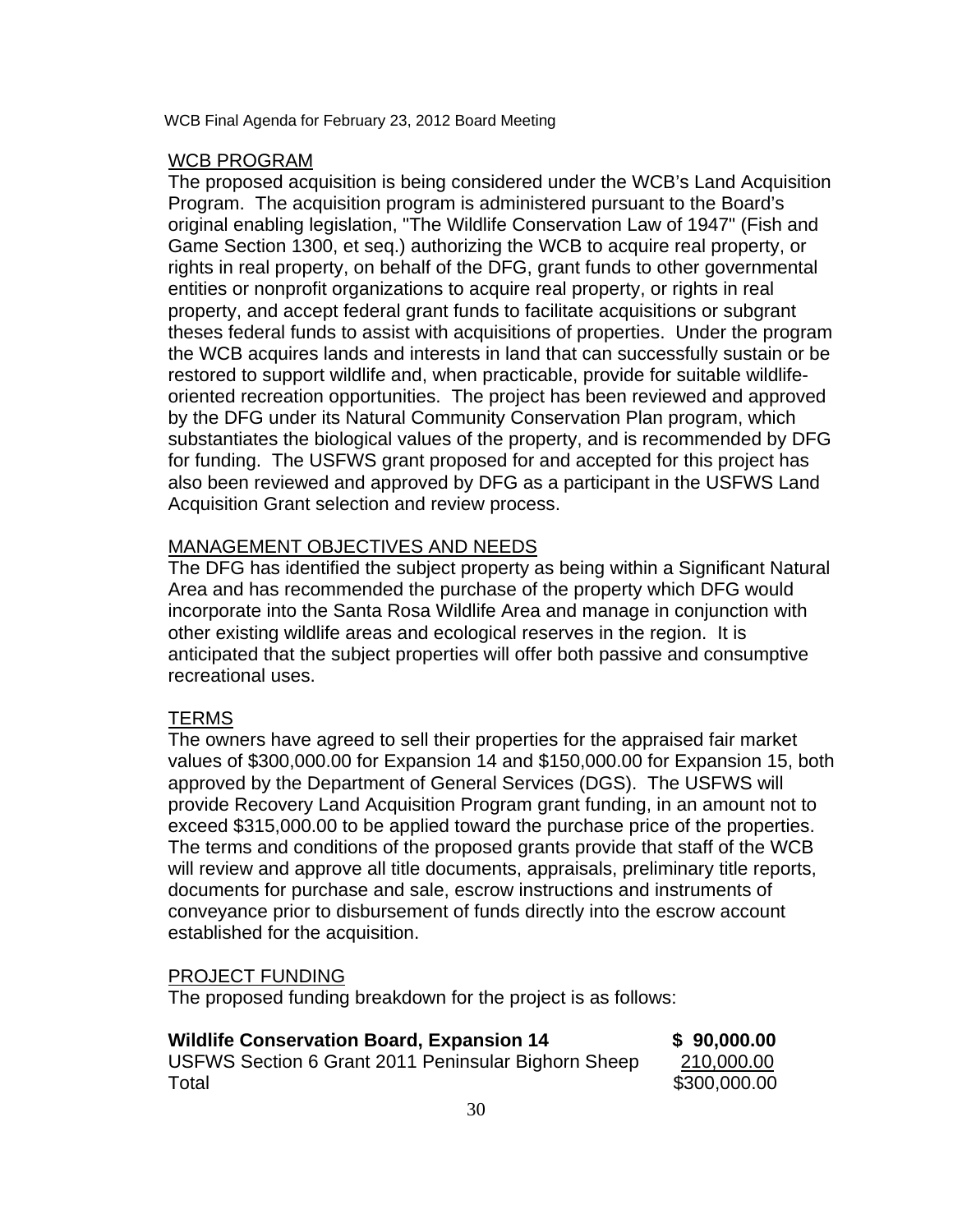## WCB PROGRAM

The proposed acquisition is being considered under the WCB's Land Acquisition Program. The acquisition program is administered pursuant to the Board's original enabling legislation, "The Wildlife Conservation Law of 1947" (Fish and Game Section 1300, et seq.) authorizing the WCB to acquire real property, or rights in real property, on behalf of the DFG, grant funds to other governmental entities or nonprofit organizations to acquire real property, or rights in real property, and accept federal grant funds to facilitate acquisitions or subgrant theses federal funds to assist with acquisitions of properties. Under the program the WCB acquires lands and interests in land that can successfully sustain or be restored to support wildlife and, when practicable, provide for suitable wildlife-oriented recreation opportunities. The project has been reviewed and approved by the DFG under its Natural Community Conservation Plan program, which substantiates the biological values of the property, and is recommended by DFG for funding. The USFWS grant proposed for and accepted for this project has also been reviewed and approved by DFG as a participant in the USFWS Land Acquisition Grant selection and review process.

## MANAGEMENT OBJECTIVES AND NEEDS

The DFG has identified the subject property as being within a Significant Natural Area and has recommended the purchase of the property which DFG would incorporate into the Santa Rosa Wildlife Area and manage in conjunction with other existing wildlife areas and ecological reserves in the region. It is anticipated that the subject properties will offer both passive and consumptive recreational uses.

## TERMS

The owners have agreed to sell their properties for the appraised fair market values of $300,000.00 for Expansion 14 and $150,000.00 for Expansion 15, both approved by the Department of General Services (DGS). The USFWS will provide Recovery Land Acquisition Program grant funding, in an amount not to exceed $315,000.00 to be applied toward the purchase price of the properties. The terms and conditions of the proposed grants provide that staff of the WCB will review and approve all title documents, appraisals, preliminary title reports, documents for purchase and sale, escrow instructions and instruments of conveyance prior to disbursement of funds directly into the escrow account established for the acquisition.

## PROJECT FUNDING

The proposed funding breakdown for the project is as follows:

| | |
|---|---|
| **Wildlife Conservation Board, Expansion 14** | **$ 90,000.00** |
| USFWS Section 6 Grant 2011 Peninsular Bighorn Sheep | 210,000.00 |
| Total | $300,000.00 |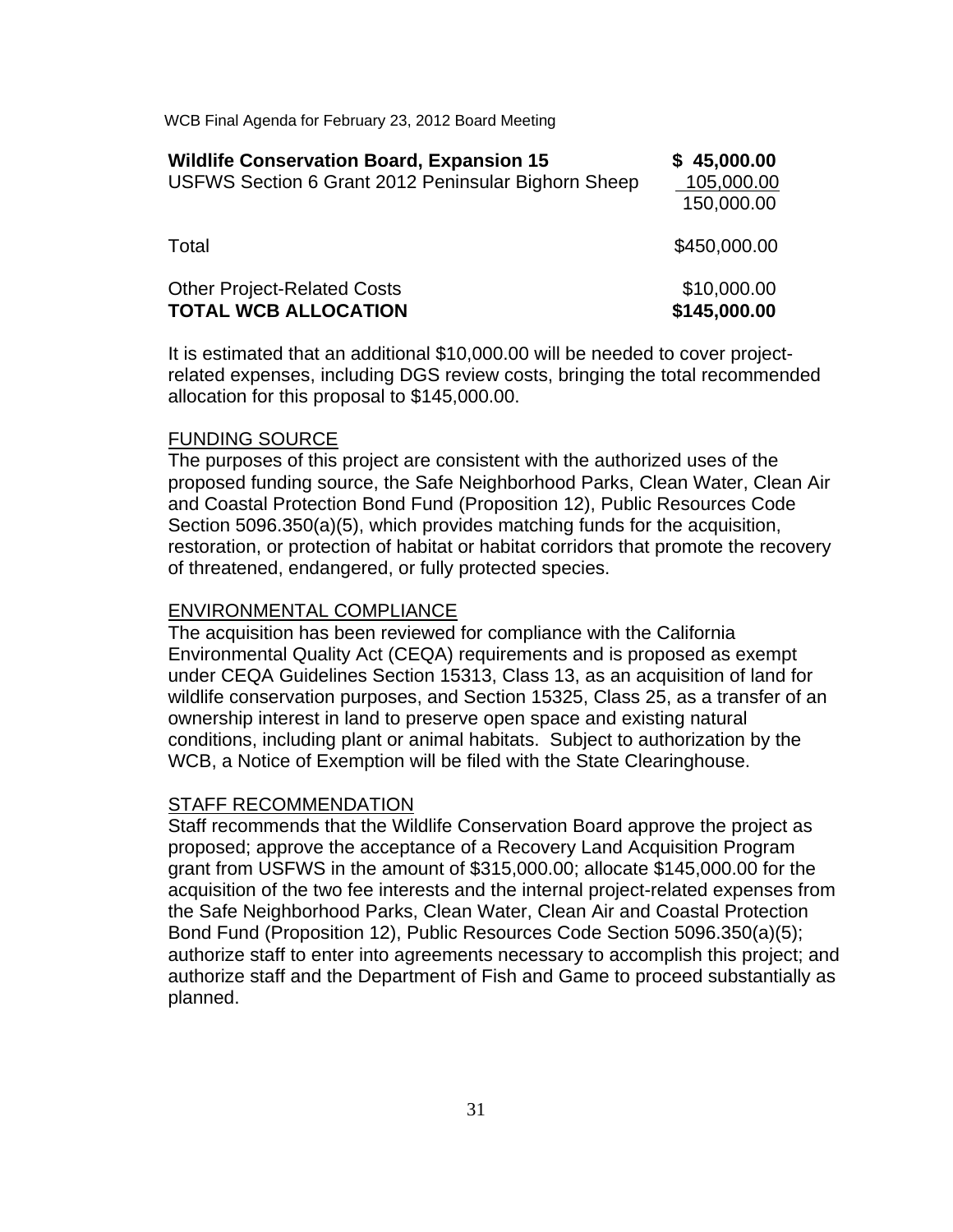| | |
|---|---|
| **Wildlife Conservation Board, Expansion 15** | **$ 45,000.00** |
| USFWS Section 6 Grant 2012 Peninsular Bighorn Sheep | 105,000.00 |
| | 150,000.00 |
| Total | $450,000.00 |
| Other Project-Related Costs | $10,000.00 |
| **TOTAL WCB ALLOCATION** | **$145,000.00** |

It is estimated that an additional $10,000.00 will be needed to cover project-related expenses, including DGS review costs, bringing the total recommended allocation for this proposal to $145,000.00.

FUNDING SOURCE

The purposes of this project are consistent with the authorized uses of the proposed funding source, the Safe Neighborhood Parks, Clean Water, Clean Air and Coastal Protection Bond Fund (Proposition 12), Public Resources Code Section 5096.350(a)(5), which provides matching funds for the acquisition, restoration, or protection of habitat or habitat corridors that promote the recovery of threatened, endangered, or fully protected species.

ENVIRONMENTAL COMPLIANCE

The acquisition has been reviewed for compliance with the California Environmental Quality Act (CEQA) requirements and is proposed as exempt under CEQA Guidelines Section 15313, Class 13, as an acquisition of land for wildlife conservation purposes, and Section 15325, Class 25, as a transfer of an ownership interest in land to preserve open space and existing natural conditions, including plant or animal habitats. Subject to authorization by the WCB, a Notice of Exemption will be filed with the State Clearinghouse.

STAFF RECOMMENDATION

Staff recommends that the Wildlife Conservation Board approve the project as proposed; approve the acceptance of a Recovery Land Acquisition Program grant from USFWS in the amount of $315,000.00; allocate $145,000.00 for the acquisition of the two fee interests and the internal project-related expenses from the Safe Neighborhood Parks, Clean Water, Clean Air and Coastal Protection Bond Fund (Proposition 12), Public Resources Code Section 5096.350(a)(5); authorize staff to enter into agreements necessary to accomplish this project; and authorize staff and the Department of Fish and Game to proceed substantially as planned.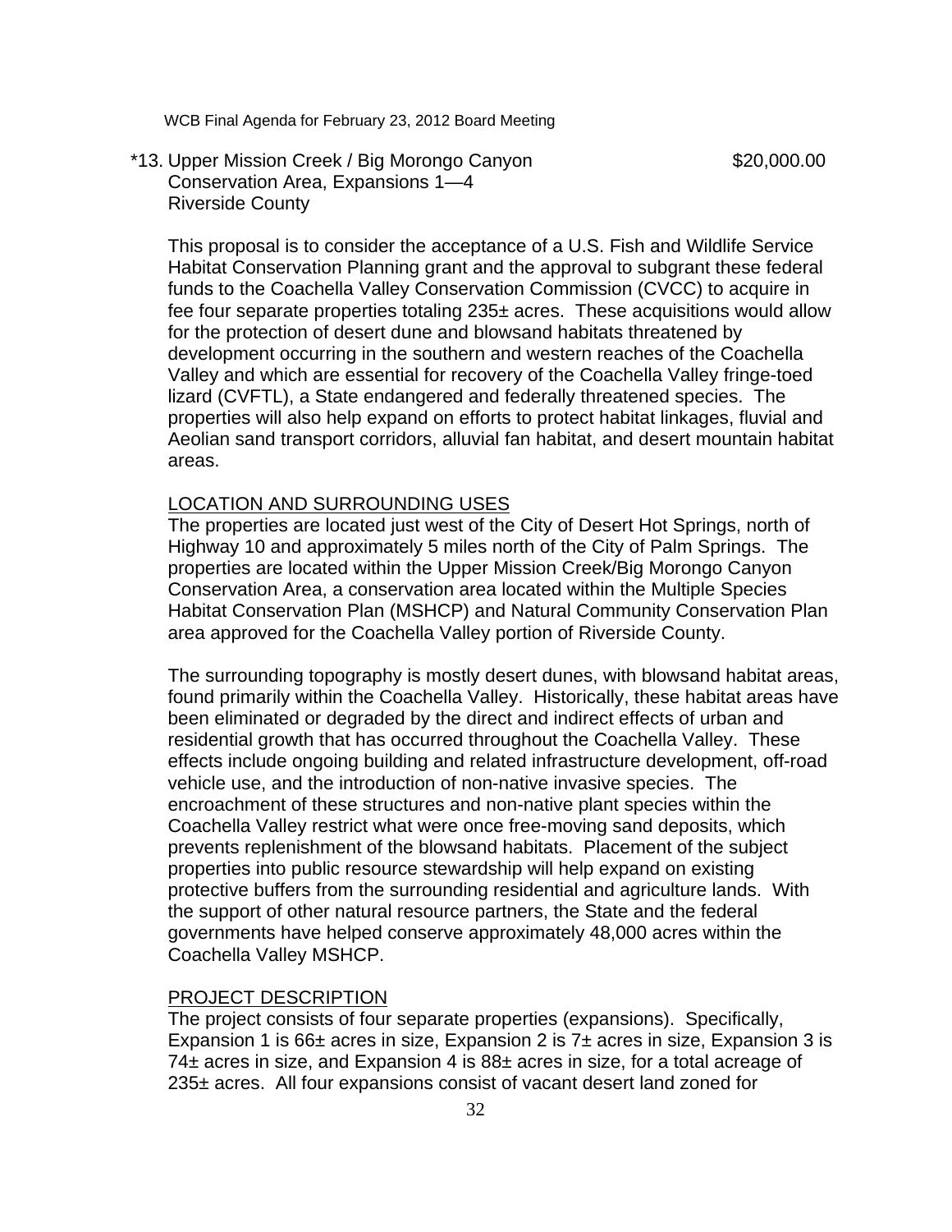*13. Upper Mission Creek / Big Morongo Canyon Conservation Area, Expansions 1—4
Riverside County

$20,000.00

This proposal is to consider the acceptance of a U.S. Fish and Wildlife Service Habitat Conservation Planning grant and the approval to subgrant these federal funds to the Coachella Valley Conservation Commission (CVCC) to acquire in fee four separate properties totaling 235± acres. These acquisitions would allow for the protection of desert dune and blowsand habitats threatened by development occurring in the southern and western reaches of the Coachella Valley and which are essential for recovery of the Coachella Valley fringe-toed lizard (CVFTL), a State endangered and federally threatened species. The properties will also help expand on efforts to protect habitat linkages, fluvial and Aeolian sand transport corridors, alluvial fan habitat, and desert mountain habitat areas.

LOCATION AND SURROUNDING USES

The properties are located just west of the City of Desert Hot Springs, north of Highway 10 and approximately 5 miles north of the City of Palm Springs. The properties are located within the Upper Mission Creek/Big Morongo Canyon Conservation Area, a conservation area located within the Multiple Species Habitat Conservation Plan (MSHCP) and Natural Community Conservation Plan area approved for the Coachella Valley portion of Riverside County.

The surrounding topography is mostly desert dunes, with blowsand habitat areas, found primarily within the Coachella Valley. Historically, these habitat areas have been eliminated or degraded by the direct and indirect effects of urban and residential growth that has occurred throughout the Coachella Valley. These effects include ongoing building and related infrastructure development, off-road vehicle use, and the introduction of non-native invasive species. The encroachment of these structures and non-native plant species within the Coachella Valley restrict what were once free-moving sand deposits, which prevents replenishment of the blowsand habitats. Placement of the subject properties into public resource stewardship will help expand on existing protective buffers from the surrounding residential and agriculture lands. With the support of other natural resource partners, the State and the federal governments have helped conserve approximately 48,000 acres within the Coachella Valley MSHCP.

PROJECT DESCRIPTION

The project consists of four separate properties (expansions). Specifically, Expansion 1 is 66± acres in size, Expansion 2 is 7± acres in size, Expansion 3 is 74± acres in size, and Expansion 4 is 88± acres in size, for a total acreage of 235± acres. All four expansions consist of vacant desert land zoned for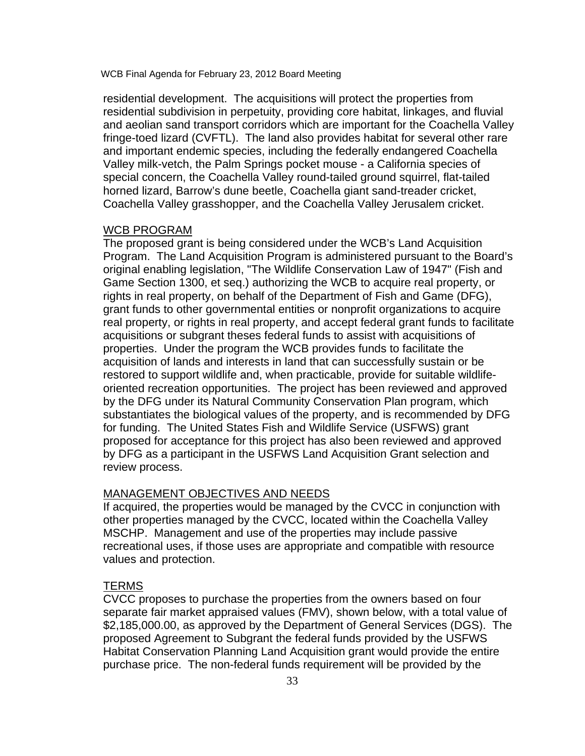residential development. The acquisitions will protect the properties from residential subdivision in perpetuity, providing core habitat, linkages, and fluvial and aeolian sand transport corridors which are important for the Coachella Valley fringe-toed lizard (CVFTL). The land also provides habitat for several other rare and important endemic species, including the federally endangered Coachella Valley milk-vetch, the Palm Springs pocket mouse - a California species of special concern, the Coachella Valley round-tailed ground squirrel, flat-tailed horned lizard, Barrow's dune beetle, Coachella giant sand-treader cricket, Coachella Valley grasshopper, and the Coachella Valley Jerusalem cricket.

<u>WCB PROGRAM</u>

The proposed grant is being considered under the WCB's Land Acquisition Program. The Land Acquisition Program is administered pursuant to the Board's original enabling legislation, "The Wildlife Conservation Law of 1947" (Fish and Game Section 1300, et seq.) authorizing the WCB to acquire real property, or rights in real property, on behalf of the Department of Fish and Game (DFG), grant funds to other governmental entities or nonprofit organizations to acquire real property, or rights in real property, and accept federal grant funds to facilitate acquisitions or subgrant theses federal funds to assist with acquisitions of properties. Under the program the WCB provides funds to facilitate the acquisition of lands and interests in land that can successfully sustain or be restored to support wildlife and, when practicable, provide for suitable wildlife-oriented recreation opportunities. The project has been reviewed and approved by the DFG under its Natural Community Conservation Plan program, which substantiates the biological values of the property, and is recommended by DFG for funding. The United States Fish and Wildlife Service (USFWS) grant proposed for acceptance for this project has also been reviewed and approved by DFG as a participant in the USFWS Land Acquisition Grant selection and review process.

<u>MANAGEMENT OBJECTIVES AND NEEDS</u>

If acquired, the properties would be managed by the CVCC in conjunction with other properties managed by the CVCC, located within the Coachella Valley MSCHP. Management and use of the properties may include passive recreational uses, if those uses are appropriate and compatible with resource values and protection.

<u>TERMS</u>

CVCC proposes to purchase the properties from the owners based on four separate fair market appraised values (FMV), shown below, with a total value of $2,185,000.00, as approved by the Department of General Services (DGS). The proposed Agreement to Subgrant the federal funds provided by the USFWS Habitat Conservation Planning Land Acquisition grant would provide the entire purchase price. The non-federal funds requirement will be provided by the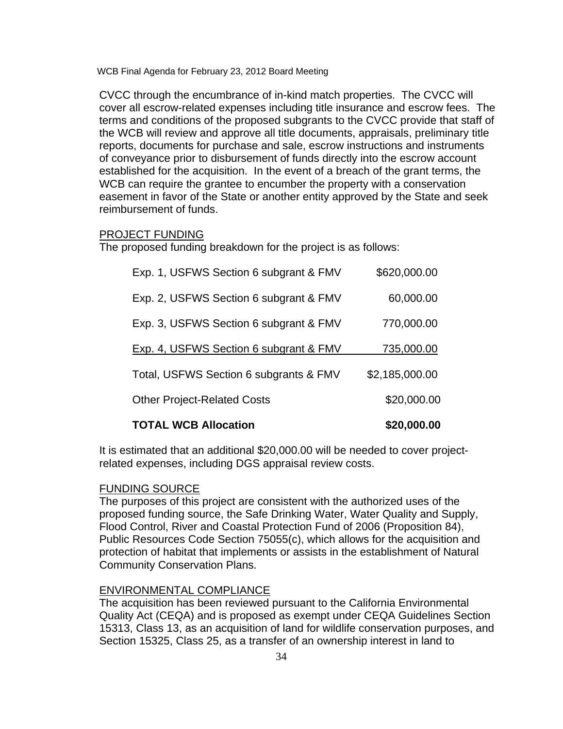CVCC through the encumbrance of in-kind match properties. The CVCC will cover all escrow-related expenses including title insurance and escrow fees. The terms and conditions of the proposed subgrants to the CVCC provide that staff of the WCB will review and approve all title documents, appraisals, preliminary title reports, documents for purchase and sale, escrow instructions and instruments of conveyance prior to disbursement of funds directly into the escrow account established for the acquisition. In the event of a breach of the grant terms, the WCB can require the grantee to encumber the property with a conservation easement in favor of the State or another entity approved by the State and seek reimbursement of funds.

PROJECT FUNDING

The proposed funding breakdown for the project is as follows:

| | |
|---|---|
| Exp. 1, USFWS Section 6 subgrant & FMV | $620,000.00 |
| Exp. 2, USFWS Section 6 subgrant & FMV | 60,000.00 |
| Exp. 3, USFWS Section 6 subgrant & FMV | 770,000.00 |
| Exp. 4, USFWS Section 6 subgrant & FMV | 735,000.00 |
| Total, USFWS Section 6 subgrants & FMV | $2,185,000.00 |
| Other Project-Related Costs | $20,000.00 |
| **TOTAL WCB Allocation** | **$20,000.00** |

It is estimated that an additional $20,000.00 will be needed to cover project-related expenses, including DGS appraisal review costs.

FUNDING SOURCE

The purposes of this project are consistent with the authorized uses of the proposed funding source, the Safe Drinking Water, Water Quality and Supply, Flood Control, River and Coastal Protection Fund of 2006 (Proposition 84), Public Resources Code Section 75055(c), which allows for the acquisition and protection of habitat that implements or assists in the establishment of Natural Community Conservation Plans.

ENVIRONMENTAL COMPLIANCE

The acquisition has been reviewed pursuant to the California Environmental Quality Act (CEQA) and is proposed as exempt under CEQA Guidelines Section 15313, Class 13, as an acquisition of land for wildlife conservation purposes, and Section 15325, Class 25, as a transfer of an ownership interest in land to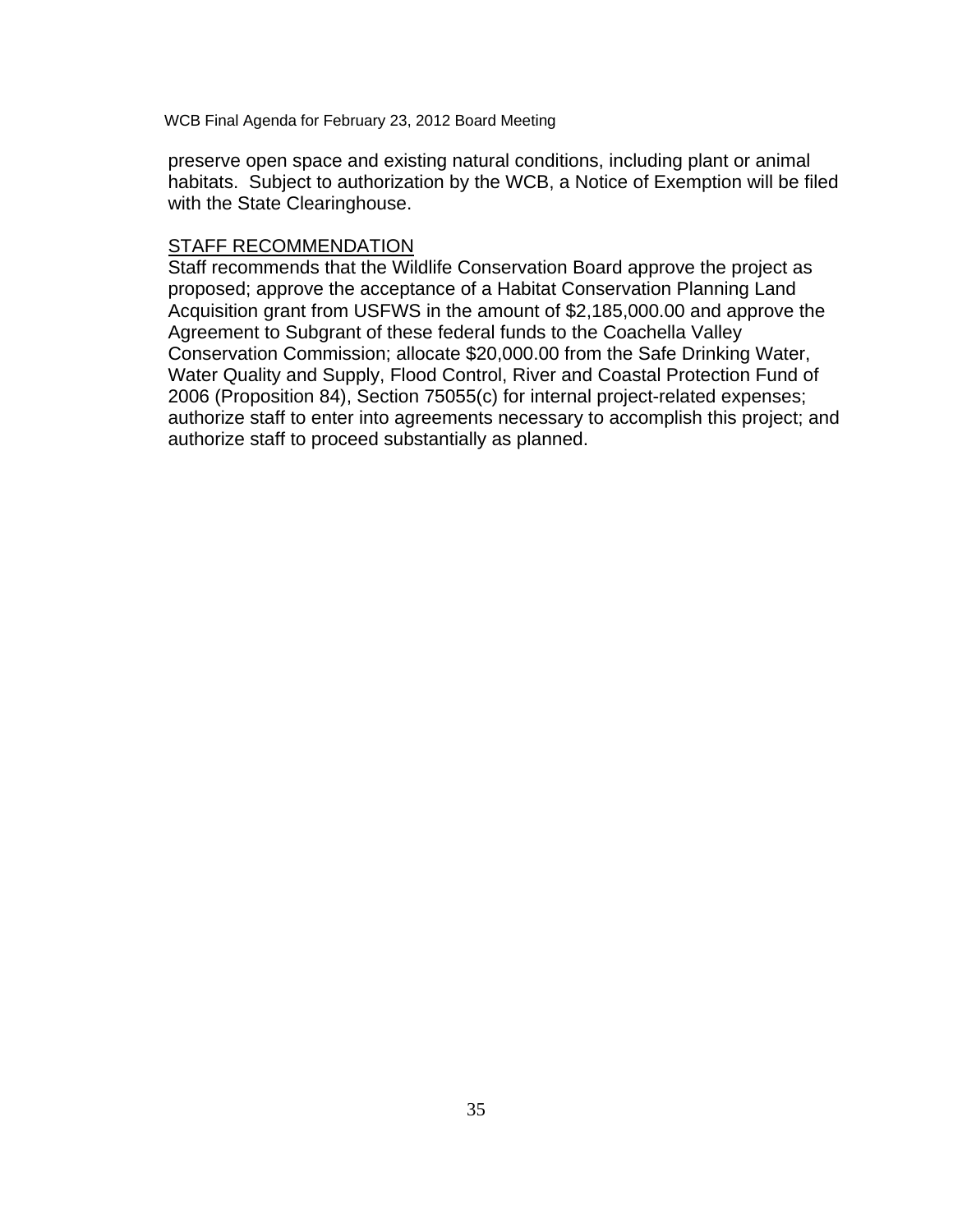preserve open space and existing natural conditions, including plant or animal habitats. Subject to authorization by the WCB, a Notice of Exemption will be filed with the State Clearinghouse.

STAFF RECOMMENDATION

Staff recommends that the Wildlife Conservation Board approve the project as proposed; approve the acceptance of a Habitat Conservation Planning Land Acquisition grant from USFWS in the amount of $2,185,000.00 and approve the Agreement to Subgrant of these federal funds to the Coachella Valley Conservation Commission; allocate $20,000.00 from the Safe Drinking Water, Water Quality and Supply, Flood Control, River and Coastal Protection Fund of 2006 (Proposition 84), Section 75055(c) for internal project-related expenses; authorize staff to enter into agreements necessary to accomplish this project; and authorize staff to proceed substantially as planned.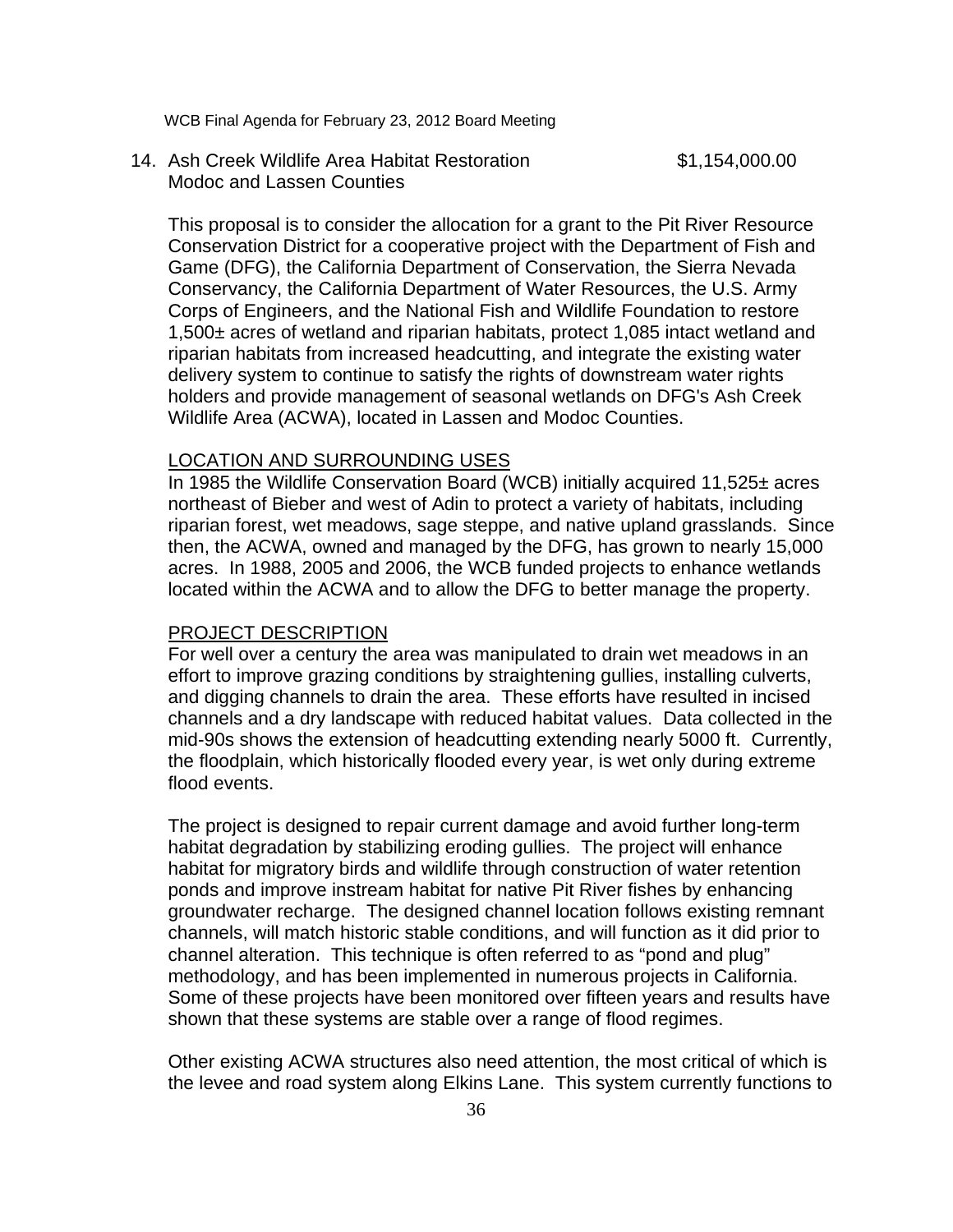14. Ash Creek Wildlife Area Habitat Restoration $1,154,000.00
Modoc and Lassen Counties

This proposal is to consider the allocation for a grant to the Pit River Resource Conservation District for a cooperative project with the Department of Fish and Game (DFG), the California Department of Conservation, the Sierra Nevada Conservancy, the California Department of Water Resources, the U.S. Army Corps of Engineers, and the National Fish and Wildlife Foundation to restore 1,500± acres of wetland and riparian habitats, protect 1,085 intact wetland and riparian habitats from increased headcutting, and integrate the existing water delivery system to continue to satisfy the rights of downstream water rights holders and provide management of seasonal wetlands on DFG's Ash Creek Wildlife Area (ACWA), located in Lassen and Modoc Counties.

LOCATION AND SURROUNDING USES

In 1985 the Wildlife Conservation Board (WCB) initially acquired 11,525± acres northeast of Bieber and west of Adin to protect a variety of habitats, including riparian forest, wet meadows, sage steppe, and native upland grasslands. Since then, the ACWA, owned and managed by the DFG, has grown to nearly 15,000 acres. In 1988, 2005 and 2006, the WCB funded projects to enhance wetlands located within the ACWA and to allow the DFG to better manage the property.

PROJECT DESCRIPTION

For well over a century the area was manipulated to drain wet meadows in an effort to improve grazing conditions by straightening gullies, installing culverts, and digging channels to drain the area. These efforts have resulted in incised channels and a dry landscape with reduced habitat values. Data collected in the mid-90s shows the extension of headcutting extending nearly 5000 ft. Currently, the floodplain, which historically flooded every year, is wet only during extreme flood events.

The project is designed to repair current damage and avoid further long-term habitat degradation by stabilizing eroding gullies. The project will enhance habitat for migratory birds and wildlife through construction of water retention ponds and improve instream habitat for native Pit River fishes by enhancing groundwater recharge. The designed channel location follows existing remnant channels, will match historic stable conditions, and will function as it did prior to channel alteration. This technique is often referred to as "pond and plug" methodology, and has been implemented in numerous projects in California. Some of these projects have been monitored over fifteen years and results have shown that these systems are stable over a range of flood regimes.

Other existing ACWA structures also need attention, the most critical of which is the levee and road system along Elkins Lane. This system currently functions to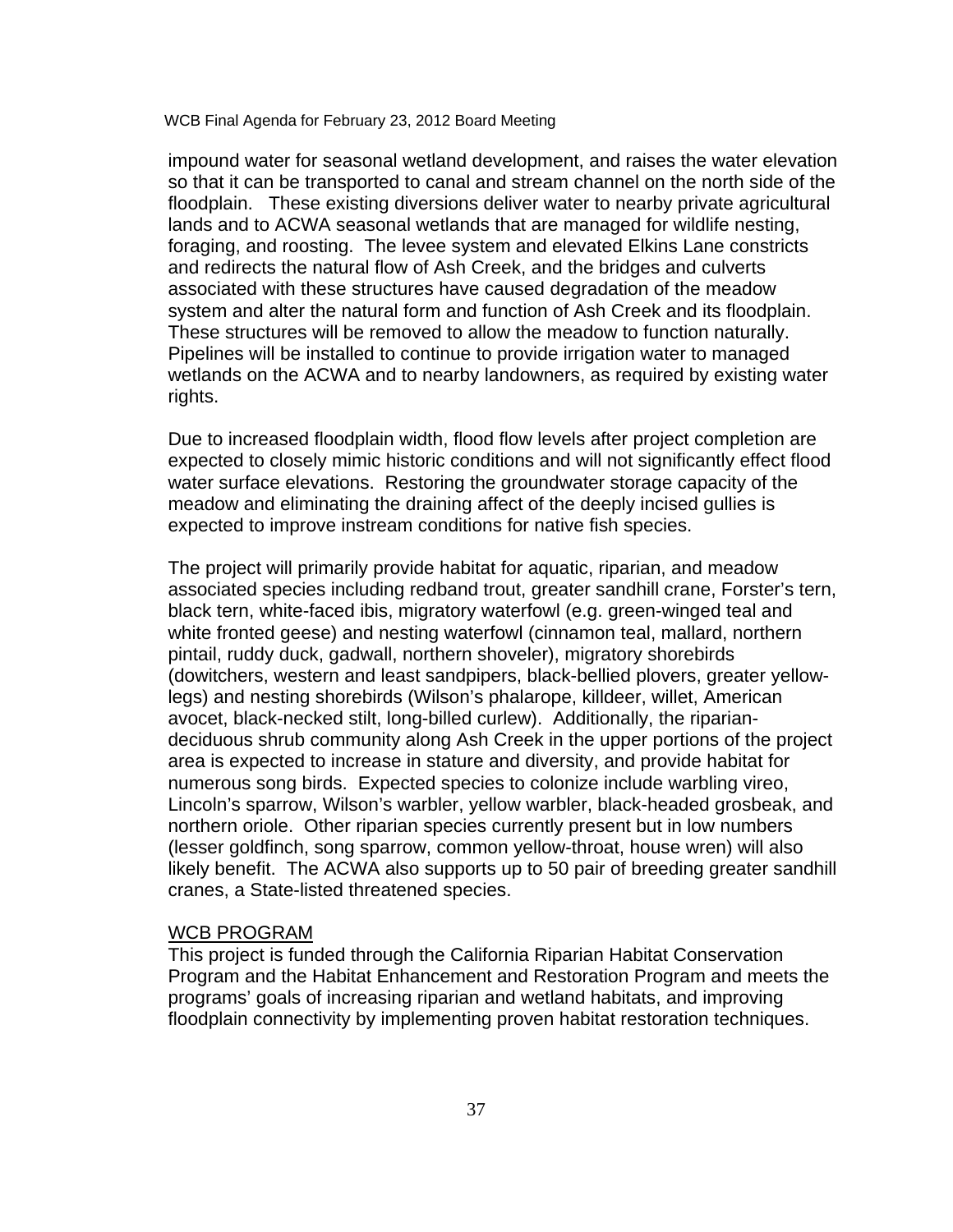impound water for seasonal wetland development, and raises the water elevation so that it can be transported to canal and stream channel on the north side of the floodplain. These existing diversions deliver water to nearby private agricultural lands and to ACWA seasonal wetlands that are managed for wildlife nesting, foraging, and roosting. The levee system and elevated Elkins Lane constricts and redirects the natural flow of Ash Creek, and the bridges and culverts associated with these structures have caused degradation of the meadow system and alter the natural form and function of Ash Creek and its floodplain. These structures will be removed to allow the meadow to function naturally. Pipelines will be installed to continue to provide irrigation water to managed wetlands on the ACWA and to nearby landowners, as required by existing water rights.

Due to increased floodplain width, flood flow levels after project completion are expected to closely mimic historic conditions and will not significantly effect flood water surface elevations. Restoring the groundwater storage capacity of the meadow and eliminating the draining affect of the deeply incised gullies is expected to improve instream conditions for native fish species.

The project will primarily provide habitat for aquatic, riparian, and meadow associated species including redband trout, greater sandhill crane, Forster's tern, black tern, white-faced ibis, migratory waterfowl (e.g. green-winged teal and white fronted geese) and nesting waterfowl (cinnamon teal, mallard, northern pintail, ruddy duck, gadwall, northern shoveler), migratory shorebirds (dowitchers, western and least sandpipers, black-bellied plovers, greater yellow-legs) and nesting shorebirds (Wilson's phalarope, killdeer, willet, American avocet, black-necked stilt, long-billed curlew). Additionally, the riparian-deciduous shrub community along Ash Creek in the upper portions of the project area is expected to increase in stature and diversity, and provide habitat for numerous song birds. Expected species to colonize include warbling vireo, Lincoln's sparrow, Wilson's warbler, yellow warbler, black-headed grosbeak, and northern oriole. Other riparian species currently present but in low numbers (lesser goldfinch, song sparrow, common yellow-throat, house wren) will also likely benefit. The ACWA also supports up to 50 pair of breeding greater sandhill cranes, a State-listed threatened species.

WCB PROGRAM

This project is funded through the California Riparian Habitat Conservation Program and the Habitat Enhancement and Restoration Program and meets the programs' goals of increasing riparian and wetland habitats, and improving floodplain connectivity by implementing proven habitat restoration techniques.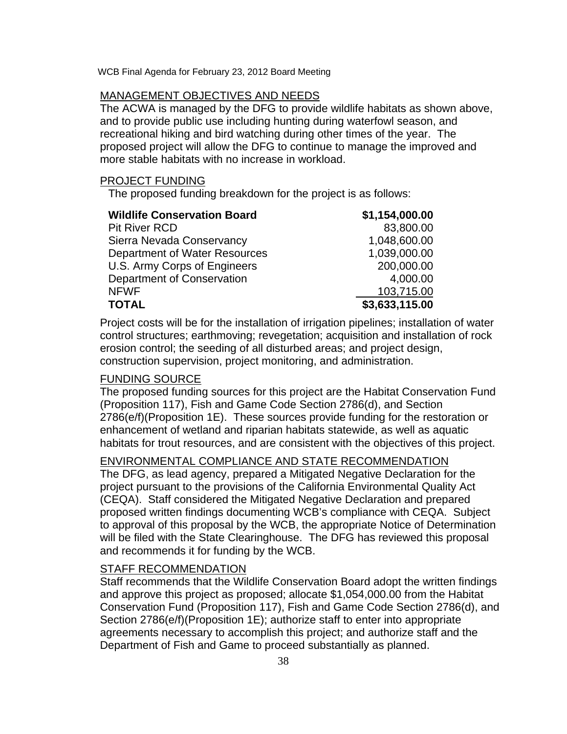MANAGEMENT OBJECTIVES AND NEEDS

The ACWA is managed by the DFG to provide wildlife habitats as shown above, and to provide public use including hunting during waterfowl season, and recreational hiking and bird watching during other times of the year. The proposed project will allow the DFG to continue to manage the improved and more stable habitats with no increase in workload.

PROJECT FUNDING

The proposed funding breakdown for the project is as follows:

| | |
|---|---:|
| **Wildlife Conservation Board** | **$1,154,000.00** |
| Pit River RCD | 83,800.00 |
| Sierra Nevada Conservancy | 1,048,600.00 |
| Department of Water Resources | 1,039,000.00 |
| U.S. Army Corps of Engineers | 200,000.00 |
| Department of Conservation | 4,000.00 |
| NFWF | 103,715.00 |
| **TOTAL** | **$3,633,115.00** |

Project costs will be for the installation of irrigation pipelines; installation of water control structures; earthmoving; revegetation; acquisition and installation of rock erosion control; the seeding of all disturbed areas; and project design, construction supervision, project monitoring, and administration.

FUNDING SOURCE

The proposed funding sources for this project are the Habitat Conservation Fund (Proposition 117), Fish and Game Code Section 2786(d), and Section 2786(e/f)(Proposition 1E). These sources provide funding for the restoration or enhancement of wetland and riparian habitats statewide, as well as aquatic habitats for trout resources, and are consistent with the objectives of this project.

ENVIRONMENTAL COMPLIANCE AND STATE RECOMMENDATION

The DFG, as lead agency, prepared a Mitigated Negative Declaration for the project pursuant to the provisions of the California Environmental Quality Act (CEQA). Staff considered the Mitigated Negative Declaration and prepared proposed written findings documenting WCB's compliance with CEQA. Subject to approval of this proposal by the WCB, the appropriate Notice of Determination will be filed with the State Clearinghouse. The DFG has reviewed this proposal and recommends it for funding by the WCB.

STAFF RECOMMENDATION

Staff recommends that the Wildlife Conservation Board adopt the written findings and approve this project as proposed; allocate $1,054,000.00 from the Habitat Conservation Fund (Proposition 117), Fish and Game Code Section 2786(d), and Section 2786(e/f)(Proposition 1E); authorize staff to enter into appropriate agreements necessary to accomplish this project; and authorize staff and the Department of Fish and Game to proceed substantially as planned.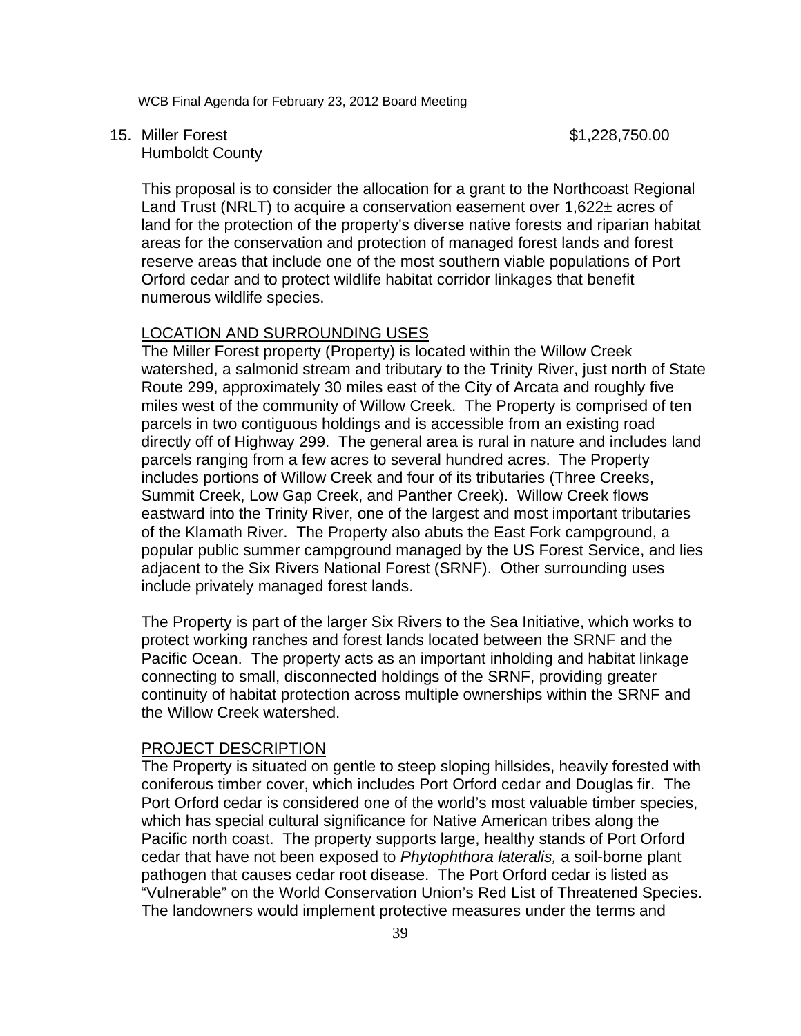15. Miller Forest $1,228,750.00
Humboldt County

This proposal is to consider the allocation for a grant to the Northcoast Regional Land Trust (NRLT) to acquire a conservation easement over 1,622± acres of land for the protection of the property's diverse native forests and riparian habitat areas for the conservation and protection of managed forest lands and forest reserve areas that include one of the most southern viable populations of Port Orford cedar and to protect wildlife habitat corridor linkages that benefit numerous wildlife species.

LOCATION AND SURROUNDING USES

The Miller Forest property (Property) is located within the Willow Creek watershed, a salmonid stream and tributary to the Trinity River, just north of State Route 299, approximately 30 miles east of the City of Arcata and roughly five miles west of the community of Willow Creek. The Property is comprised of ten parcels in two contiguous holdings and is accessible from an existing road directly off of Highway 299. The general area is rural in nature and includes land parcels ranging from a few acres to several hundred acres. The Property includes portions of Willow Creek and four of its tributaries (Three Creeks, Summit Creek, Low Gap Creek, and Panther Creek). Willow Creek flows eastward into the Trinity River, one of the largest and most important tributaries of the Klamath River. The Property also abuts the East Fork campground, a popular public summer campground managed by the US Forest Service, and lies adjacent to the Six Rivers National Forest (SRNF). Other surrounding uses include privately managed forest lands.

The Property is part of the larger Six Rivers to the Sea Initiative, which works to protect working ranches and forest lands located between the SRNF and the Pacific Ocean. The property acts as an important inholding and habitat linkage connecting to small, disconnected holdings of the SRNF, providing greater continuity of habitat protection across multiple ownerships within the SRNF and the Willow Creek watershed.

PROJECT DESCRIPTION

The Property is situated on gentle to steep sloping hillsides, heavily forested with coniferous timber cover, which includes Port Orford cedar and Douglas fir. The Port Orford cedar is considered one of the world's most valuable timber species, which has special cultural significance for Native American tribes along the Pacific north coast. The property supports large, healthy stands of Port Orford cedar that have not been exposed to *Phytophthora lateralis,* a soil-borne plant pathogen that causes cedar root disease. The Port Orford cedar is listed as "Vulnerable" on the World Conservation Union's Red List of Threatened Species. The landowners would implement protective measures under the terms and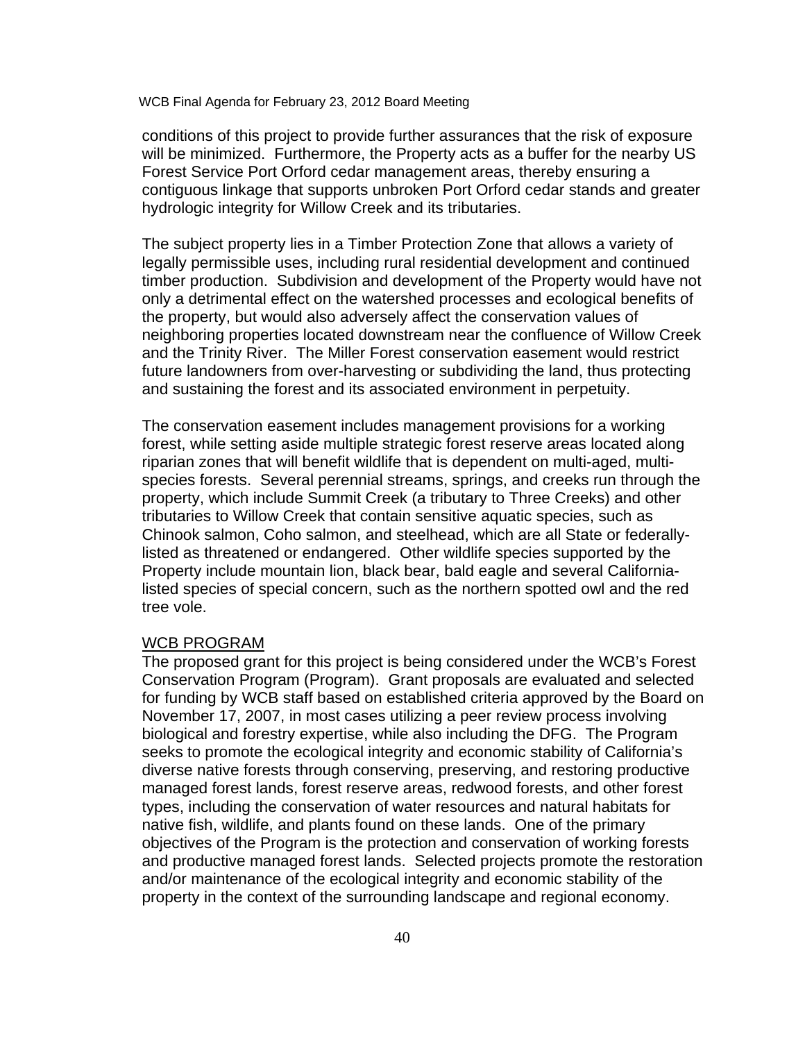conditions of this project to provide further assurances that the risk of exposure will be minimized. Furthermore, the Property acts as a buffer for the nearby US Forest Service Port Orford cedar management areas, thereby ensuring a contiguous linkage that supports unbroken Port Orford cedar stands and greater hydrologic integrity for Willow Creek and its tributaries.

The subject property lies in a Timber Protection Zone that allows a variety of legally permissible uses, including rural residential development and continued timber production. Subdivision and development of the Property would have not only a detrimental effect on the watershed processes and ecological benefits of the property, but would also adversely affect the conservation values of neighboring properties located downstream near the confluence of Willow Creek and the Trinity River. The Miller Forest conservation easement would restrict future landowners from over-harvesting or subdividing the land, thus protecting and sustaining the forest and its associated environment in perpetuity.

The conservation easement includes management provisions for a working forest, while setting aside multiple strategic forest reserve areas located along riparian zones that will benefit wildlife that is dependent on multi-aged, multi-species forests. Several perennial streams, springs, and creeks run through the property, which include Summit Creek (a tributary to Three Creeks) and other tributaries to Willow Creek that contain sensitive aquatic species, such as Chinook salmon, Coho salmon, and steelhead, which are all State or federally-listed as threatened or endangered. Other wildlife species supported by the Property include mountain lion, black bear, bald eagle and several California-listed species of special concern, such as the northern spotted owl and the red tree vole.

<u>WCB PROGRAM</u>

The proposed grant for this project is being considered under the WCB's Forest Conservation Program (Program). Grant proposals are evaluated and selected for funding by WCB staff based on established criteria approved by the Board on November 17, 2007, in most cases utilizing a peer review process involving biological and forestry expertise, while also including the DFG. The Program seeks to promote the ecological integrity and economic stability of California's diverse native forests through conserving, preserving, and restoring productive managed forest lands, forest reserve areas, redwood forests, and other forest types, including the conservation of water resources and natural habitats for native fish, wildlife, and plants found on these lands. One of the primary objectives of the Program is the protection and conservation of working forests and productive managed forest lands. Selected projects promote the restoration and/or maintenance of the ecological integrity and economic stability of the property in the context of the surrounding landscape and regional economy.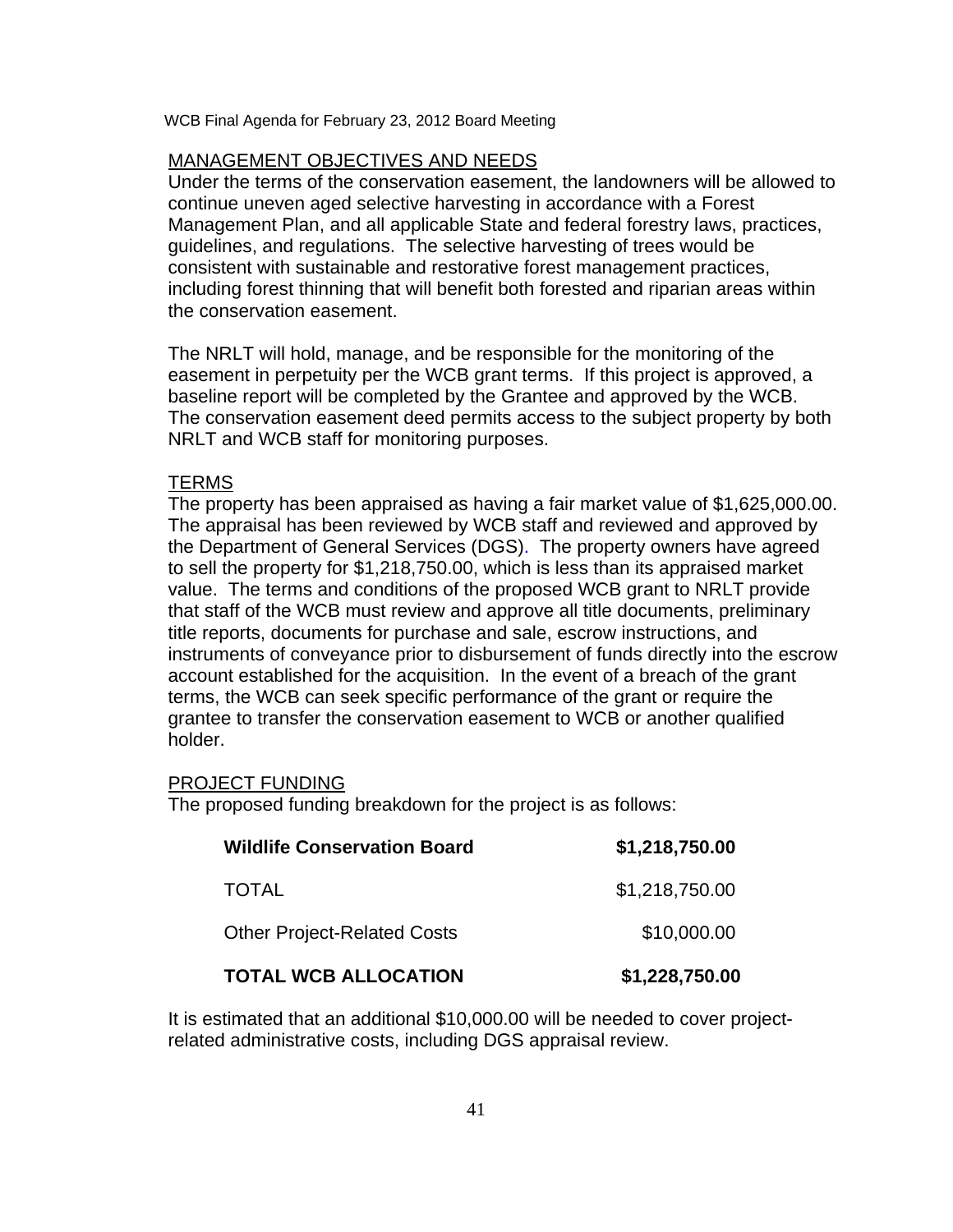MANAGEMENT OBJECTIVES AND NEEDS

Under the terms of the conservation easement, the landowners will be allowed to continue uneven aged selective harvesting in accordance with a Forest Management Plan, and all applicable State and federal forestry laws, practices, guidelines, and regulations. The selective harvesting of trees would be consistent with sustainable and restorative forest management practices, including forest thinning that will benefit both forested and riparian areas within the conservation easement.

The NRLT will hold, manage, and be responsible for the monitoring of the easement in perpetuity per the WCB grant terms. If this project is approved, a baseline report will be completed by the Grantee and approved by the WCB. The conservation easement deed permits access to the subject property by both NRLT and WCB staff for monitoring purposes.

TERMS

The property has been appraised as having a fair market value of $1,625,000.00. The appraisal has been reviewed by WCB staff and reviewed and approved by the Department of General Services (DGS). The property owners have agreed to sell the property for $1,218,750.00, which is less than its appraised market value. The terms and conditions of the proposed WCB grant to NRLT provide that staff of the WCB must review and approve all title documents, preliminary title reports, documents for purchase and sale, escrow instructions, and instruments of conveyance prior to disbursement of funds directly into the escrow account established for the acquisition. In the event of a breach of the grant terms, the WCB can seek specific performance of the grant or require the grantee to transfer the conservation easement to WCB or another qualified holder.

PROJECT FUNDING

The proposed funding breakdown for the project is as follows:

| | |
|---|---|
| **Wildlife Conservation Board** | **$1,218,750.00** |
| TOTAL | $1,218,750.00 |
| Other Project-Related Costs | $10,000.00 |
| **TOTAL WCB ALLOCATION** | **$1,228,750.00** |

It is estimated that an additional $10,000.00 will be needed to cover project-related administrative costs, including DGS appraisal review.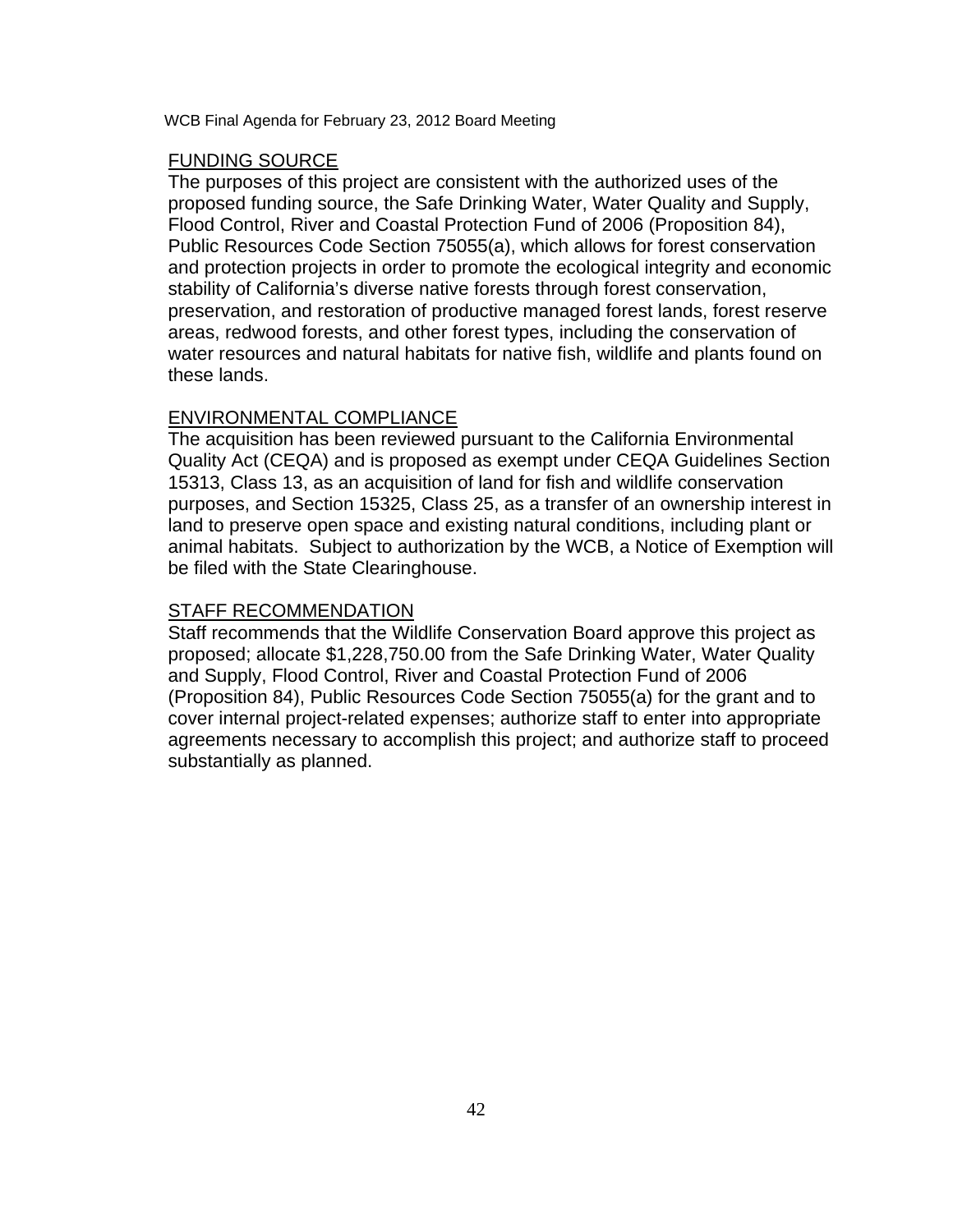## FUNDING SOURCE

The purposes of this project are consistent with the authorized uses of the proposed funding source, the Safe Drinking Water, Water Quality and Supply, Flood Control, River and Coastal Protection Fund of 2006 (Proposition 84), Public Resources Code Section 75055(a), which allows for forest conservation and protection projects in order to promote the ecological integrity and economic stability of California's diverse native forests through forest conservation, preservation, and restoration of productive managed forest lands, forest reserve areas, redwood forests, and other forest types, including the conservation of water resources and natural habitats for native fish, wildlife and plants found on these lands.

## ENVIRONMENTAL COMPLIANCE

The acquisition has been reviewed pursuant to the California Environmental Quality Act (CEQA) and is proposed as exempt under CEQA Guidelines Section 15313, Class 13, as an acquisition of land for fish and wildlife conservation purposes, and Section 15325, Class 25, as a transfer of an ownership interest in land to preserve open space and existing natural conditions, including plant or animal habitats. Subject to authorization by the WCB, a Notice of Exemption will be filed with the State Clearinghouse.

## STAFF RECOMMENDATION

Staff recommends that the Wildlife Conservation Board approve this project as proposed; allocate $1,228,750.00 from the Safe Drinking Water, Water Quality and Supply, Flood Control, River and Coastal Protection Fund of 2006 (Proposition 84), Public Resources Code Section 75055(a) for the grant and to cover internal project-related expenses; authorize staff to enter into appropriate agreements necessary to accomplish this project; and authorize staff to proceed substantially as planned.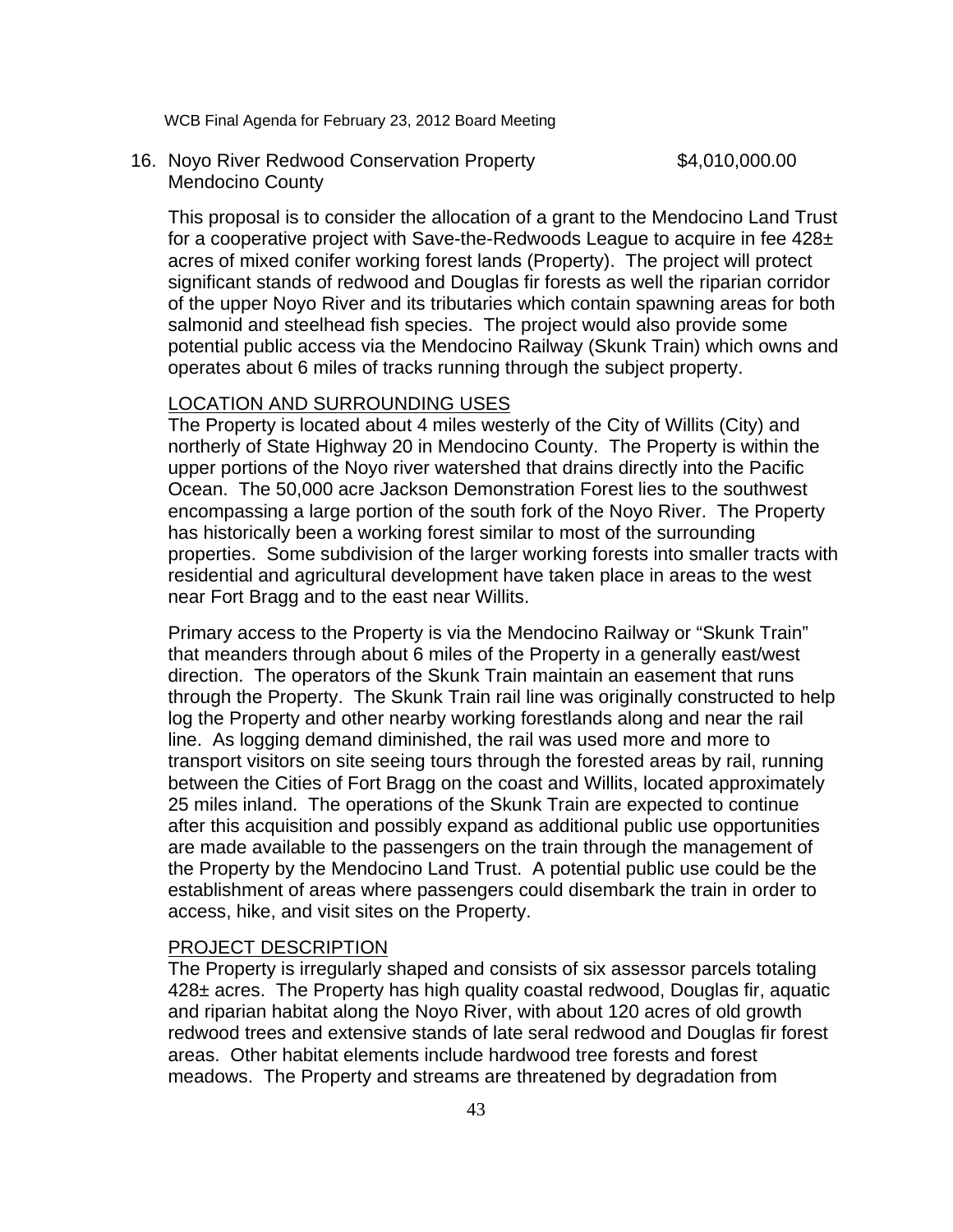16. Noyo River Redwood Conservation Property $4,010,000.00
Mendocino County

This proposal is to consider the allocation of a grant to the Mendocino Land Trust for a cooperative project with Save-the-Redwoods League to acquire in fee 428± acres of mixed conifer working forest lands (Property). The project will protect significant stands of redwood and Douglas fir forests as well the riparian corridor of the upper Noyo River and its tributaries which contain spawning areas for both salmonid and steelhead fish species. The project would also provide some potential public access via the Mendocino Railway (Skunk Train) which owns and operates about 6 miles of tracks running through the subject property.

LOCATION AND SURROUNDING USES

The Property is located about 4 miles westerly of the City of Willits (City) and northerly of State Highway 20 in Mendocino County. The Property is within the upper portions of the Noyo river watershed that drains directly into the Pacific Ocean. The 50,000 acre Jackson Demonstration Forest lies to the southwest encompassing a large portion of the south fork of the Noyo River. The Property has historically been a working forest similar to most of the surrounding properties. Some subdivision of the larger working forests into smaller tracts with residential and agricultural development have taken place in areas to the west near Fort Bragg and to the east near Willits.

Primary access to the Property is via the Mendocino Railway or "Skunk Train" that meanders through about 6 miles of the Property in a generally east/west direction. The operators of the Skunk Train maintain an easement that runs through the Property. The Skunk Train rail line was originally constructed to help log the Property and other nearby working forestlands along and near the rail line. As logging demand diminished, the rail was used more and more to transport visitors on site seeing tours through the forested areas by rail, running between the Cities of Fort Bragg on the coast and Willits, located approximately 25 miles inland. The operations of the Skunk Train are expected to continue after this acquisition and possibly expand as additional public use opportunities are made available to the passengers on the train through the management of the Property by the Mendocino Land Trust. A potential public use could be the establishment of areas where passengers could disembark the train in order to access, hike, and visit sites on the Property.

PROJECT DESCRIPTION

The Property is irregularly shaped and consists of six assessor parcels totaling 428± acres. The Property has high quality coastal redwood, Douglas fir, aquatic and riparian habitat along the Noyo River, with about 120 acres of old growth redwood trees and extensive stands of late seral redwood and Douglas fir forest areas. Other habitat elements include hardwood tree forests and forest meadows. The Property and streams are threatened by degradation from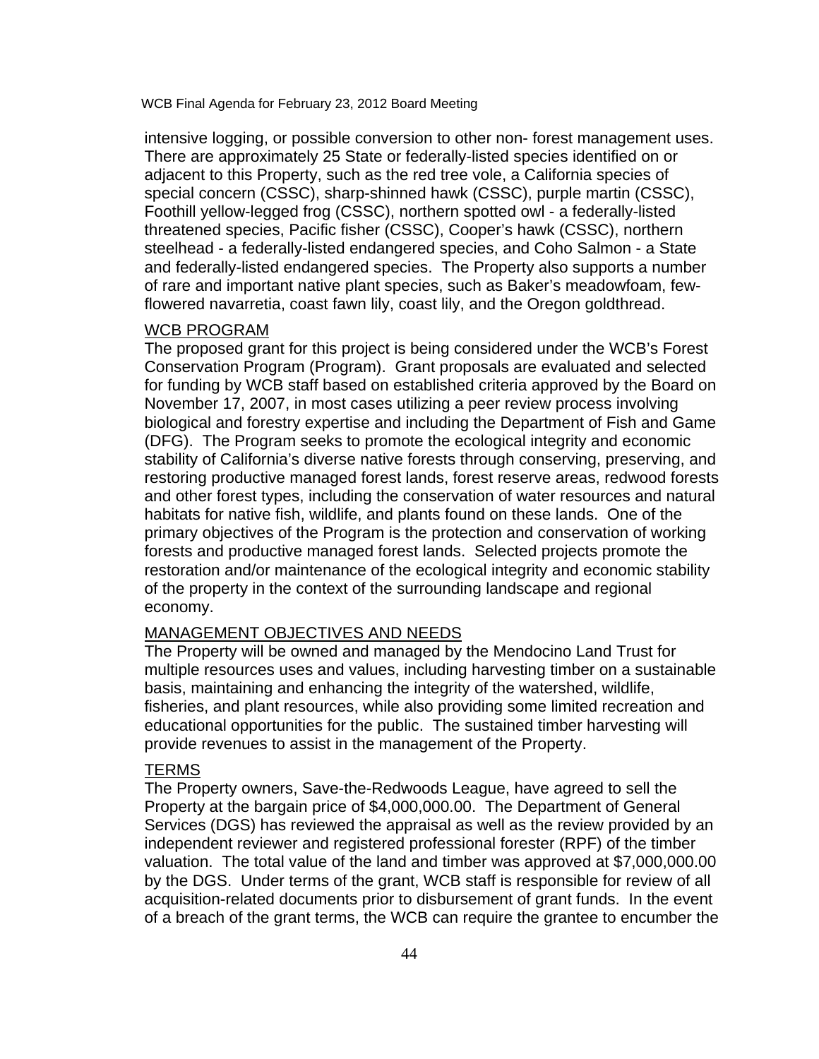intensive logging, or possible conversion to other non- forest management uses. There are approximately 25 State or federally-listed species identified on or adjacent to this Property, such as the red tree vole, a California species of special concern (CSSC), sharp-shinned hawk (CSSC), purple martin (CSSC), Foothill yellow-legged frog (CSSC), northern spotted owl - a federally-listed threatened species, Pacific fisher (CSSC), Cooper's hawk (CSSC), northern steelhead - a federally-listed endangered species, and Coho Salmon - a State and federally-listed endangered species. The Property also supports a number of rare and important native plant species, such as Baker's meadowfoam, few-flowered navarretia, coast fawn lily, coast lily, and the Oregon goldthread.

## WCB PROGRAM

The proposed grant for this project is being considered under the WCB's Forest Conservation Program (Program). Grant proposals are evaluated and selected for funding by WCB staff based on established criteria approved by the Board on November 17, 2007, in most cases utilizing a peer review process involving biological and forestry expertise and including the Department of Fish and Game (DFG). The Program seeks to promote the ecological integrity and economic stability of California's diverse native forests through conserving, preserving, and restoring productive managed forest lands, forest reserve areas, redwood forests and other forest types, including the conservation of water resources and natural habitats for native fish, wildlife, and plants found on these lands. One of the primary objectives of the Program is the protection and conservation of working forests and productive managed forest lands. Selected projects promote the restoration and/or maintenance of the ecological integrity and economic stability of the property in the context of the surrounding landscape and regional economy.

## MANAGEMENT OBJECTIVES AND NEEDS

The Property will be owned and managed by the Mendocino Land Trust for multiple resources uses and values, including harvesting timber on a sustainable basis, maintaining and enhancing the integrity of the watershed, wildlife, fisheries, and plant resources, while also providing some limited recreation and educational opportunities for the public. The sustained timber harvesting will provide revenues to assist in the management of the Property.

## TERMS

The Property owners, Save-the-Redwoods League, have agreed to sell the Property at the bargain price of $4,000,000.00. The Department of General Services (DGS) has reviewed the appraisal as well as the review provided by an independent reviewer and registered professional forester (RPF) of the timber valuation. The total value of the land and timber was approved at $7,000,000.00 by the DGS. Under terms of the grant, WCB staff is responsible for review of all acquisition-related documents prior to disbursement of grant funds. In the event of a breach of the grant terms, the WCB can require the grantee to encumber the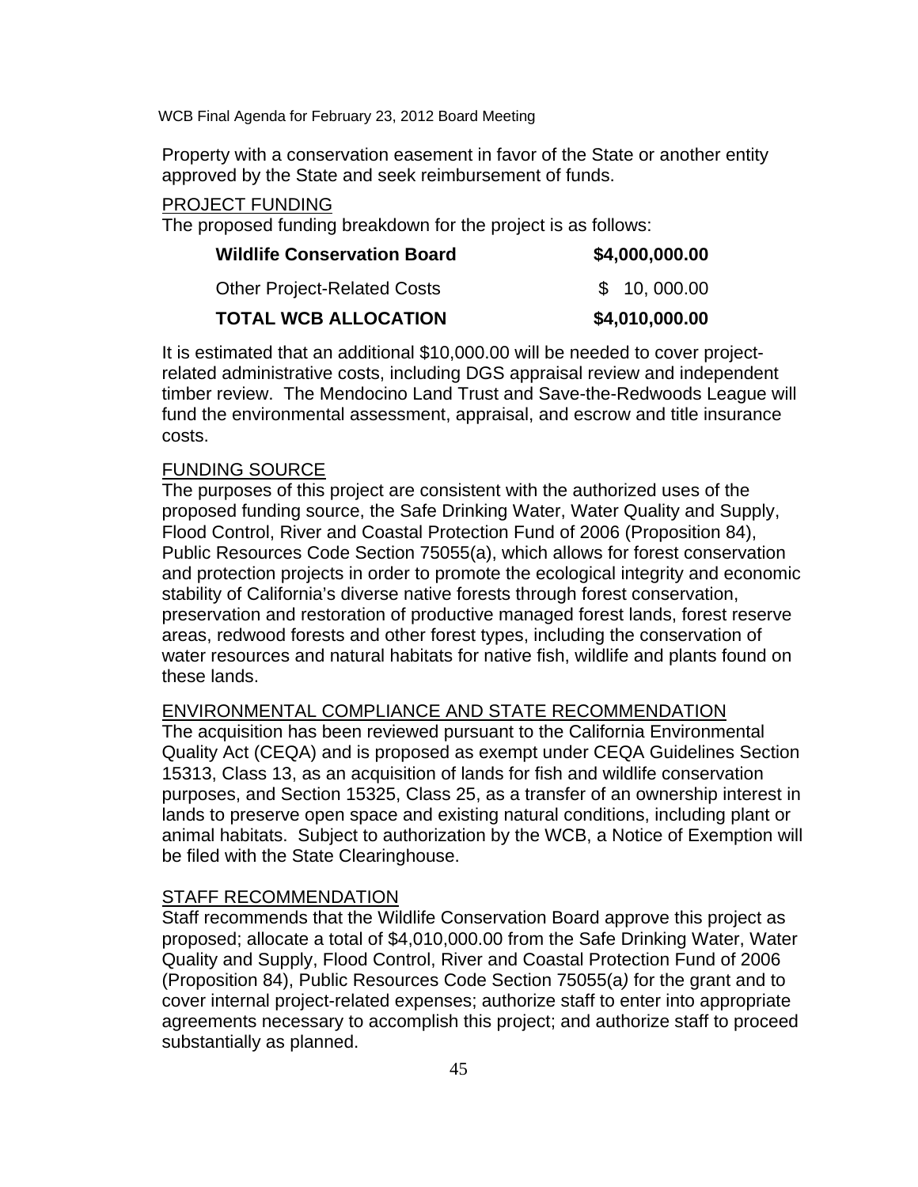Property with a conservation easement in favor of the State or another entity approved by the State and seek reimbursement of funds.

PROJECT FUNDING

The proposed funding breakdown for the project is as follows:

| | |
|---|---|
| **Wildlife Conservation Board** | **$4,000,000.00** |
| Other Project-Related Costs | $ 10, 000.00 |
| **TOTAL WCB ALLOCATION** | **$4,010,000.00** |

It is estimated that an additional $10,000.00 will be needed to cover project-related administrative costs, including DGS appraisal review and independent timber review. The Mendocino Land Trust and Save-the-Redwoods League will fund the environmental assessment, appraisal, and escrow and title insurance costs.

FUNDING SOURCE

The purposes of this project are consistent with the authorized uses of the proposed funding source, the Safe Drinking Water, Water Quality and Supply, Flood Control, River and Coastal Protection Fund of 2006 (Proposition 84), Public Resources Code Section 75055(a), which allows for forest conservation and protection projects in order to promote the ecological integrity and economic stability of California's diverse native forests through forest conservation, preservation and restoration of productive managed forest lands, forest reserve areas, redwood forests and other forest types, including the conservation of water resources and natural habitats for native fish, wildlife and plants found on these lands.

ENVIRONMENTAL COMPLIANCE AND STATE RECOMMENDATION

The acquisition has been reviewed pursuant to the California Environmental Quality Act (CEQA) and is proposed as exempt under CEQA Guidelines Section 15313, Class 13, as an acquisition of lands for fish and wildlife conservation purposes, and Section 15325, Class 25, as a transfer of an ownership interest in lands to preserve open space and existing natural conditions, including plant or animal habitats. Subject to authorization by the WCB, a Notice of Exemption will be filed with the State Clearinghouse.

STAFF RECOMMENDATION

Staff recommends that the Wildlife Conservation Board approve this project as proposed; allocate a total of $4,010,000.00 from the Safe Drinking Water, Water Quality and Supply, Flood Control, River and Coastal Protection Fund of 2006 (Proposition 84), Public Resources Code Section 75055(a) for the grant and to cover internal project-related expenses; authorize staff to enter into appropriate agreements necessary to accomplish this project; and authorize staff to proceed substantially as planned.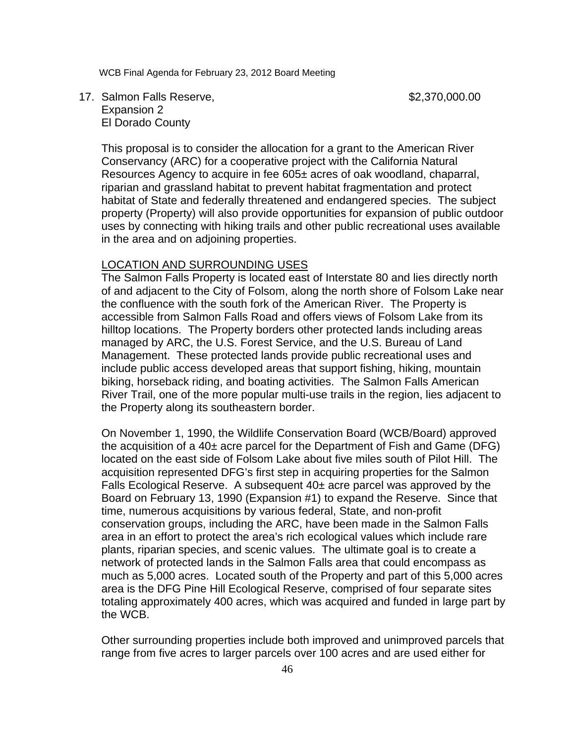17. Salmon Falls Reserve, Expansion 2, El Dorado County — $2,370,000.00

This proposal is to consider the allocation for a grant to the American River Conservancy (ARC) for a cooperative project with the California Natural Resources Agency to acquire in fee 605± acres of oak woodland, chaparral, riparian and grassland habitat to prevent habitat fragmentation and protect habitat of State and federally threatened and endangered species. The subject property (Property) will also provide opportunities for expansion of public outdoor uses by connecting with hiking trails and other public recreational uses available in the area and on adjoining properties.

LOCATION AND SURROUNDING USES

The Salmon Falls Property is located east of Interstate 80 and lies directly north of and adjacent to the City of Folsom, along the north shore of Folsom Lake near the confluence with the south fork of the American River. The Property is accessible from Salmon Falls Road and offers views of Folsom Lake from its hilltop locations. The Property borders other protected lands including areas managed by ARC, the U.S. Forest Service, and the U.S. Bureau of Land Management. These protected lands provide public recreational uses and include public access developed areas that support fishing, hiking, mountain biking, horseback riding, and boating activities. The Salmon Falls American River Trail, one of the more popular multi-use trails in the region, lies adjacent to the Property along its southeastern border.

On November 1, 1990, the Wildlife Conservation Board (WCB/Board) approved the acquisition of a 40± acre parcel for the Department of Fish and Game (DFG) located on the east side of Folsom Lake about five miles south of Pilot Hill. The acquisition represented DFG's first step in acquiring properties for the Salmon Falls Ecological Reserve. A subsequent 40± acre parcel was approved by the Board on February 13, 1990 (Expansion #1) to expand the Reserve. Since that time, numerous acquisitions by various federal, State, and non-profit conservation groups, including the ARC, have been made in the Salmon Falls area in an effort to protect the area's rich ecological values which include rare plants, riparian species, and scenic values. The ultimate goal is to create a network of protected lands in the Salmon Falls area that could encompass as much as 5,000 acres. Located south of the Property and part of this 5,000 acres area is the DFG Pine Hill Ecological Reserve, comprised of four separate sites totaling approximately 400 acres, which was acquired and funded in large part by the WCB.

Other surrounding properties include both improved and unimproved parcels that range from five acres to larger parcels over 100 acres and are used either for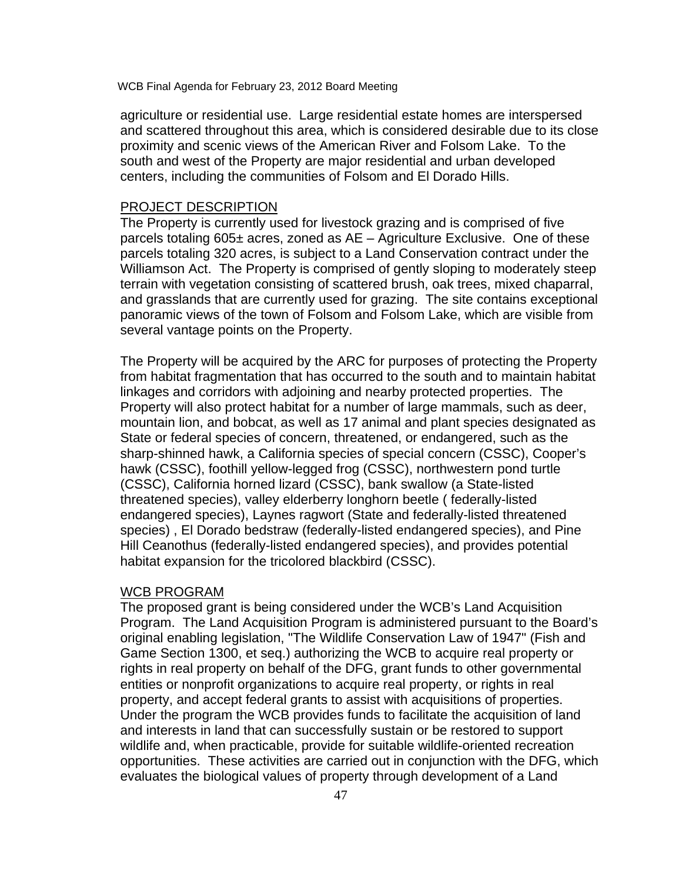agriculture or residential use. Large residential estate homes are interspersed and scattered throughout this area, which is considered desirable due to its close proximity and scenic views of the American River and Folsom Lake. To the south and west of the Property are major residential and urban developed centers, including the communities of Folsom and El Dorado Hills.

PROJECT DESCRIPTION

The Property is currently used for livestock grazing and is comprised of five parcels totaling 605± acres, zoned as AE – Agriculture Exclusive. One of these parcels totaling 320 acres, is subject to a Land Conservation contract under the Williamson Act. The Property is comprised of gently sloping to moderately steep terrain with vegetation consisting of scattered brush, oak trees, mixed chaparral, and grasslands that are currently used for grazing. The site contains exceptional panoramic views of the town of Folsom and Folsom Lake, which are visible from several vantage points on the Property.

The Property will be acquired by the ARC for purposes of protecting the Property from habitat fragmentation that has occurred to the south and to maintain habitat linkages and corridors with adjoining and nearby protected properties. The Property will also protect habitat for a number of large mammals, such as deer, mountain lion, and bobcat, as well as 17 animal and plant species designated as State or federal species of concern, threatened, or endangered, such as the sharp-shinned hawk, a California species of special concern (CSSC), Cooper's hawk (CSSC), foothill yellow-legged frog (CSSC), northwestern pond turtle (CSSC), California horned lizard (CSSC), bank swallow (a State-listed threatened species), valley elderberry longhorn beetle ( federally-listed endangered species), Laynes ragwort (State and federally-listed threatened species) , El Dorado bedstraw (federally-listed endangered species), and Pine Hill Ceanothus (federally-listed endangered species), and provides potential habitat expansion for the tricolored blackbird (CSSC).

WCB PROGRAM

The proposed grant is being considered under the WCB's Land Acquisition Program. The Land Acquisition Program is administered pursuant to the Board's original enabling legislation, "The Wildlife Conservation Law of 1947" (Fish and Game Section 1300, et seq.) authorizing the WCB to acquire real property or rights in real property on behalf of the DFG, grant funds to other governmental entities or nonprofit organizations to acquire real property, or rights in real property, and accept federal grants to assist with acquisitions of properties. Under the program the WCB provides funds to facilitate the acquisition of land and interests in land that can successfully sustain or be restored to support wildlife and, when practicable, provide for suitable wildlife-oriented recreation opportunities. These activities are carried out in conjunction with the DFG, which evaluates the biological values of property through development of a Land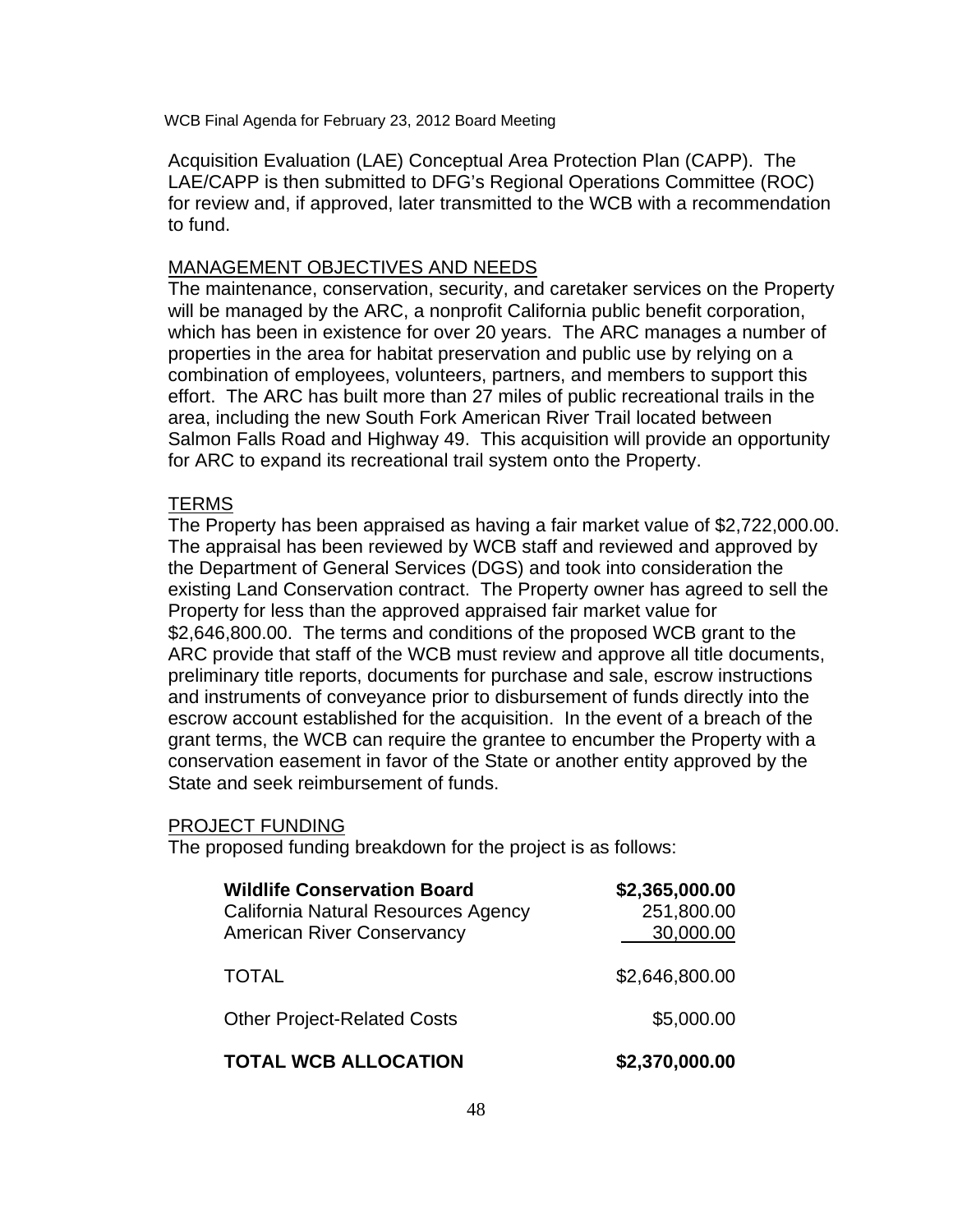Acquisition Evaluation (LAE) Conceptual Area Protection Plan (CAPP). The LAE/CAPP is then submitted to DFG's Regional Operations Committee (ROC) for review and, if approved, later transmitted to the WCB with a recommendation to fund.

## MANAGEMENT OBJECTIVES AND NEEDS

The maintenance, conservation, security, and caretaker services on the Property will be managed by the ARC, a nonprofit California public benefit corporation, which has been in existence for over 20 years. The ARC manages a number of properties in the area for habitat preservation and public use by relying on a combination of employees, volunteers, partners, and members to support this effort. The ARC has built more than 27 miles of public recreational trails in the area, including the new South Fork American River Trail located between Salmon Falls Road and Highway 49. This acquisition will provide an opportunity for ARC to expand its recreational trail system onto the Property.

## TERMS

The Property has been appraised as having a fair market value of $2,722,000.00. The appraisal has been reviewed by WCB staff and reviewed and approved by the Department of General Services (DGS) and took into consideration the existing Land Conservation contract. The Property owner has agreed to sell the Property for less than the approved appraised fair market value for $2,646,800.00. The terms and conditions of the proposed WCB grant to the ARC provide that staff of the WCB must review and approve all title documents, preliminary title reports, documents for purchase and sale, escrow instructions and instruments of conveyance prior to disbursement of funds directly into the escrow account established for the acquisition. In the event of a breach of the grant terms, the WCB can require the grantee to encumber the Property with a conservation easement in favor of the State or another entity approved by the State and seek reimbursement of funds.

## PROJECT FUNDING

The proposed funding breakdown for the project is as follows:

| | |
|---|---|
| **Wildlife Conservation Board** | **$2,365,000.00** |
| California Natural Resources Agency | 251,800.00 |
| American River Conservancy | 30,000.00 |
| TOTAL | $2,646,800.00 |
| Other Project-Related Costs | $5,000.00 |
| **TOTAL WCB ALLOCATION** | **$2,370,000.00** |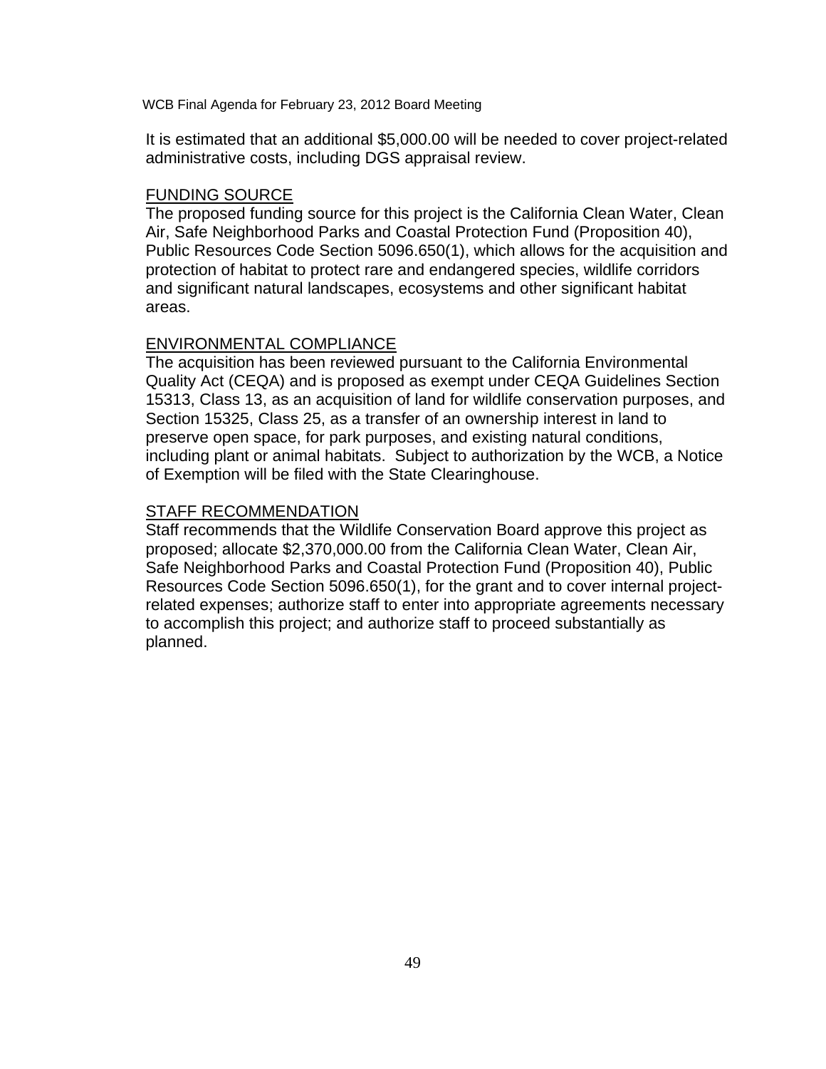It is estimated that an additional $5,000.00 will be needed to cover project-related administrative costs, including DGS appraisal review.

## FUNDING SOURCE

The proposed funding source for this project is the California Clean Water, Clean Air, Safe Neighborhood Parks and Coastal Protection Fund (Proposition 40), Public Resources Code Section 5096.650(1), which allows for the acquisition and protection of habitat to protect rare and endangered species, wildlife corridors and significant natural landscapes, ecosystems and other significant habitat areas.

## ENVIRONMENTAL COMPLIANCE

The acquisition has been reviewed pursuant to the California Environmental Quality Act (CEQA) and is proposed as exempt under CEQA Guidelines Section 15313, Class 13, as an acquisition of land for wildlife conservation purposes, and Section 15325, Class 25, as a transfer of an ownership interest in land to preserve open space, for park purposes, and existing natural conditions, including plant or animal habitats. Subject to authorization by the WCB, a Notice of Exemption will be filed with the State Clearinghouse.

## STAFF RECOMMENDATION

Staff recommends that the Wildlife Conservation Board approve this project as proposed; allocate $2,370,000.00 from the California Clean Water, Clean Air, Safe Neighborhood Parks and Coastal Protection Fund (Proposition 40), Public Resources Code Section 5096.650(1), for the grant and to cover internal project-related expenses; authorize staff to enter into appropriate agreements necessary to accomplish this project; and authorize staff to proceed substantially as planned.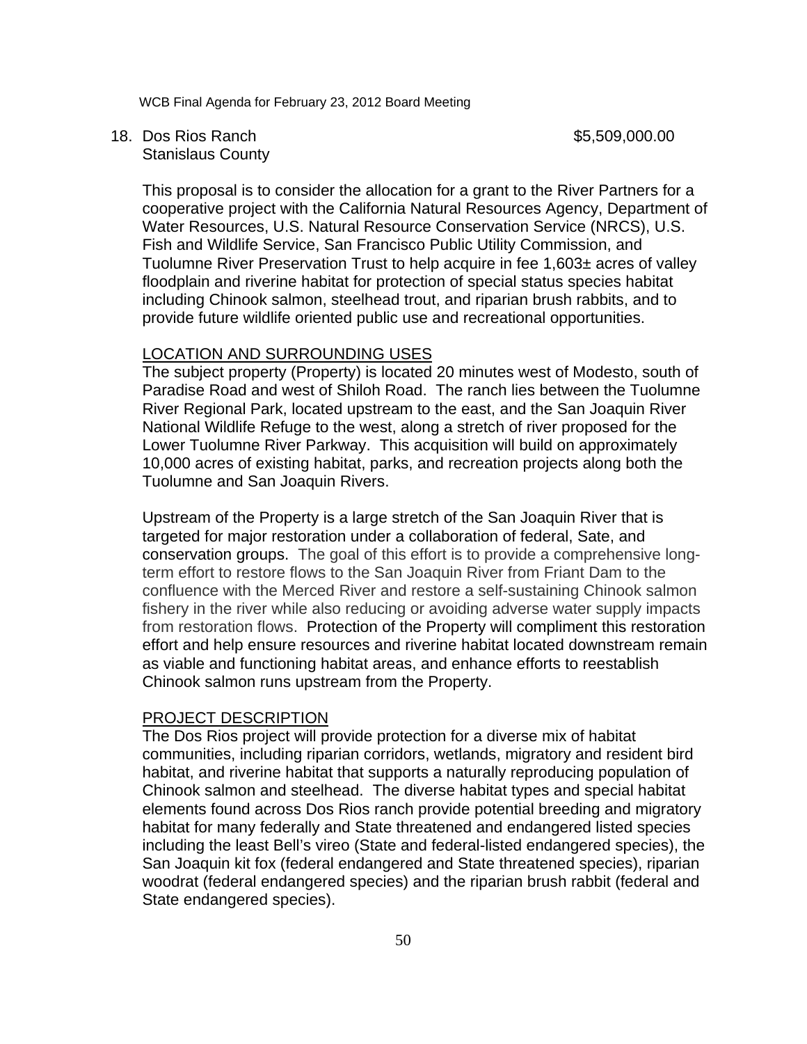18. Dos Rios Ranch $5,509,000.00
Stanislaus County

This proposal is to consider the allocation for a grant to the River Partners for a cooperative project with the California Natural Resources Agency, Department of Water Resources, U.S. Natural Resource Conservation Service (NRCS), U.S. Fish and Wildlife Service, San Francisco Public Utility Commission, and Tuolumne River Preservation Trust to help acquire in fee 1,603± acres of valley floodplain and riverine habitat for protection of special status species habitat including Chinook salmon, steelhead trout, and riparian brush rabbits, and to provide future wildlife oriented public use and recreational opportunities.

LOCATION AND SURROUNDING USES

The subject property (Property) is located 20 minutes west of Modesto, south of Paradise Road and west of Shiloh Road. The ranch lies between the Tuolumne River Regional Park, located upstream to the east, and the San Joaquin River National Wildlife Refuge to the west, along a stretch of river proposed for the Lower Tuolumne River Parkway. This acquisition will build on approximately 10,000 acres of existing habitat, parks, and recreation projects along both the Tuolumne and San Joaquin Rivers.

Upstream of the Property is a large stretch of the San Joaquin River that is targeted for major restoration under a collaboration of federal, Sate, and conservation groups. The goal of this effort is to provide a comprehensive long-term effort to restore flows to the San Joaquin River from Friant Dam to the confluence with the Merced River and restore a self-sustaining Chinook salmon fishery in the river while also reducing or avoiding adverse water supply impacts from restoration flows. Protection of the Property will compliment this restoration effort and help ensure resources and riverine habitat located downstream remain as viable and functioning habitat areas, and enhance efforts to reestablish Chinook salmon runs upstream from the Property.

PROJECT DESCRIPTION

The Dos Rios project will provide protection for a diverse mix of habitat communities, including riparian corridors, wetlands, migratory and resident bird habitat, and riverine habitat that supports a naturally reproducing population of Chinook salmon and steelhead. The diverse habitat types and special habitat elements found across Dos Rios ranch provide potential breeding and migratory habitat for many federally and State threatened and endangered listed species including the least Bell's vireo (State and federal-listed endangered species), the San Joaquin kit fox (federal endangered and State threatened species), riparian woodrat (federal endangered species) and the riparian brush rabbit (federal and State endangered species).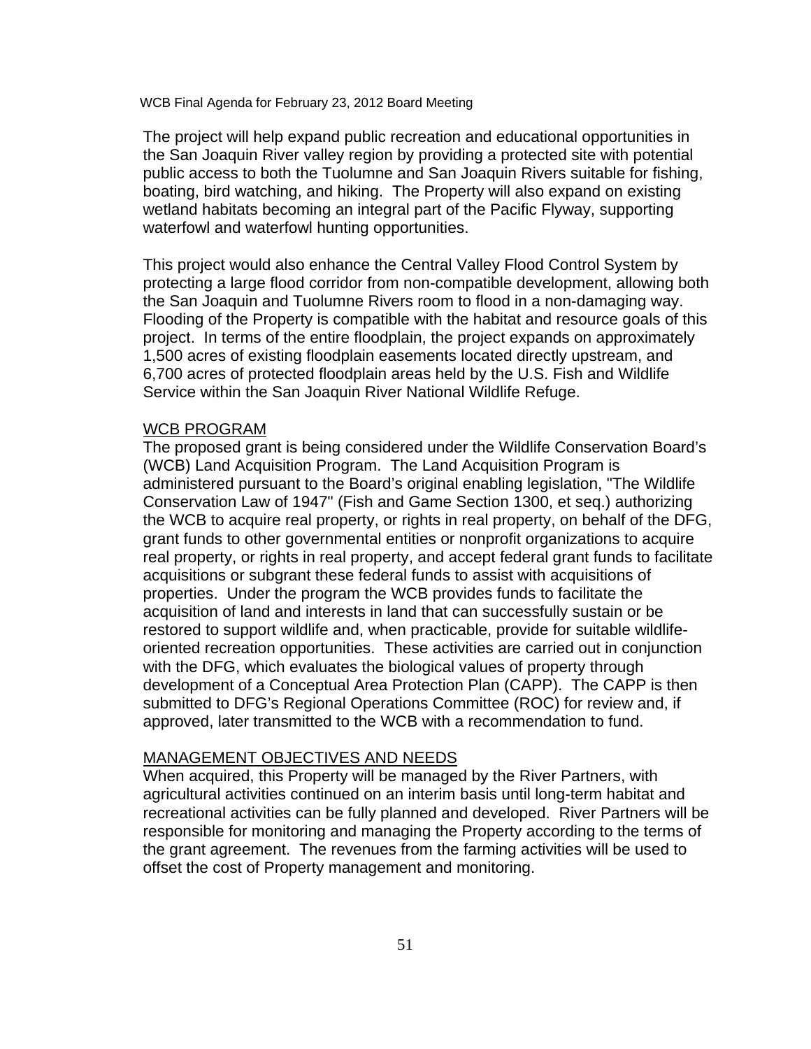The project will help expand public recreation and educational opportunities in the San Joaquin River valley region by providing a protected site with potential public access to both the Tuolumne and San Joaquin Rivers suitable for fishing, boating, bird watching, and hiking. The Property will also expand on existing wetland habitats becoming an integral part of the Pacific Flyway, supporting waterfowl and waterfowl hunting opportunities.

This project would also enhance the Central Valley Flood Control System by protecting a large flood corridor from non-compatible development, allowing both the San Joaquin and Tuolumne Rivers room to flood in a non-damaging way. Flooding of the Property is compatible with the habitat and resource goals of this project. In terms of the entire floodplain, the project expands on approximately 1,500 acres of existing floodplain easements located directly upstream, and 6,700 acres of protected floodplain areas held by the U.S. Fish and Wildlife Service within the San Joaquin River National Wildlife Refuge.

## WCB PROGRAM

The proposed grant is being considered under the Wildlife Conservation Board's (WCB) Land Acquisition Program. The Land Acquisition Program is administered pursuant to the Board's original enabling legislation, "The Wildlife Conservation Law of 1947" (Fish and Game Section 1300, et seq.) authorizing the WCB to acquire real property, or rights in real property, on behalf of the DFG, grant funds to other governmental entities or nonprofit organizations to acquire real property, or rights in real property, and accept federal grant funds to facilitate acquisitions or subgrant these federal funds to assist with acquisitions of properties. Under the program the WCB provides funds to facilitate the acquisition of land and interests in land that can successfully sustain or be restored to support wildlife and, when practicable, provide for suitable wildlife-oriented recreation opportunities. These activities are carried out in conjunction with the DFG, which evaluates the biological values of property through development of a Conceptual Area Protection Plan (CAPP). The CAPP is then submitted to DFG's Regional Operations Committee (ROC) for review and, if approved, later transmitted to the WCB with a recommendation to fund.

## MANAGEMENT OBJECTIVES AND NEEDS

When acquired, this Property will be managed by the River Partners, with agricultural activities continued on an interim basis until long-term habitat and recreational activities can be fully planned and developed. River Partners will be responsible for monitoring and managing the Property according to the terms of the grant agreement. The revenues from the farming activities will be used to offset the cost of Property management and monitoring.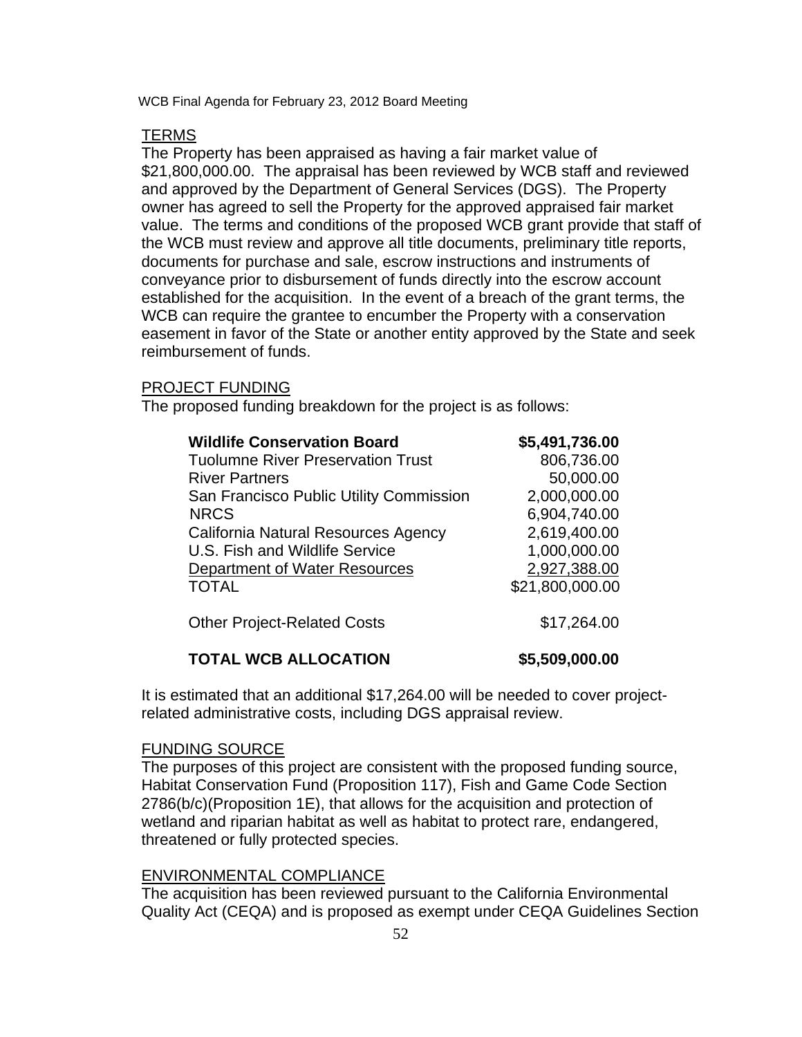TERMS

The Property has been appraised as having a fair market value of $21,800,000.00. The appraisal has been reviewed by WCB staff and reviewed and approved by the Department of General Services (DGS). The Property owner has agreed to sell the Property for the approved appraised fair market value. The terms and conditions of the proposed WCB grant provide that staff of the WCB must review and approve all title documents, preliminary title reports, documents for purchase and sale, escrow instructions and instruments of conveyance prior to disbursement of funds directly into the escrow account established for the acquisition. In the event of a breach of the grant terms, the WCB can require the grantee to encumber the Property with a conservation easement in favor of the State or another entity approved by the State and seek reimbursement of funds.

PROJECT FUNDING

The proposed funding breakdown for the project is as follows:

| | |
|---|---|
| **Wildlife Conservation Board** | **$5,491,736.00** |
| Tuolumne River Preservation Trust | 806,736.00 |
| River Partners | 50,000.00 |
| San Francisco Public Utility Commission | 2,000,000.00 |
| NRCS | 6,904,740.00 |
| California Natural Resources Agency | 2,619,400.00 |
| U.S. Fish and Wildlife Service | 1,000,000.00 |
| Department of Water Resources | 2,927,388.00 |
| TOTAL | $21,800,000.00 |
| Other Project-Related Costs | $17,264.00 |
| **TOTAL WCB ALLOCATION** | **$5,509,000.00** |

It is estimated that an additional $17,264.00 will be needed to cover project-related administrative costs, including DGS appraisal review.

FUNDING SOURCE

The purposes of this project are consistent with the proposed funding source, Habitat Conservation Fund (Proposition 117), Fish and Game Code Section 2786(b/c)(Proposition 1E), that allows for the acquisition and protection of wetland and riparian habitat as well as habitat to protect rare, endangered, threatened or fully protected species.

ENVIRONMENTAL COMPLIANCE

The acquisition has been reviewed pursuant to the California Environmental Quality Act (CEQA) and is proposed as exempt under CEQA Guidelines Section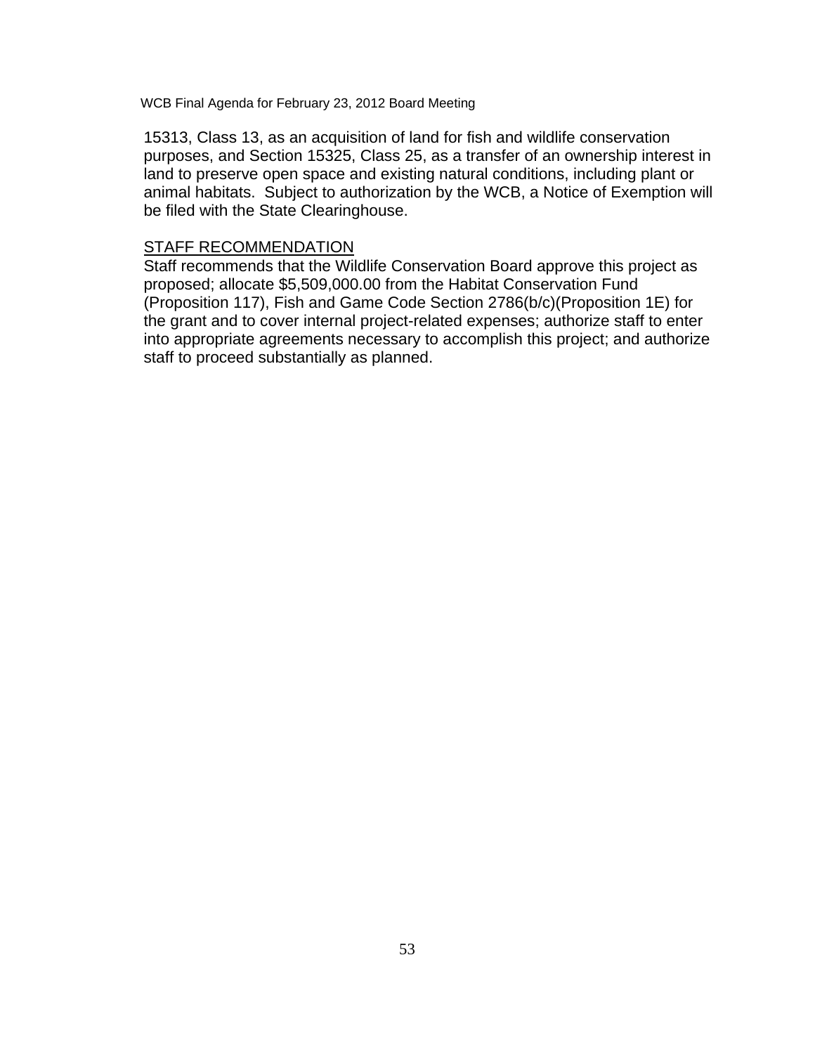15313, Class 13, as an acquisition of land for fish and wildlife conservation purposes, and Section 15325, Class 25, as a transfer of an ownership interest in land to preserve open space and existing natural conditions, including plant or animal habitats. Subject to authorization by the WCB, a Notice of Exemption will be filed with the State Clearinghouse.

STAFF RECOMMENDATION

Staff recommends that the Wildlife Conservation Board approve this project as proposed; allocate $5,509,000.00 from the Habitat Conservation Fund (Proposition 117), Fish and Game Code Section 2786(b/c)(Proposition 1E) for the grant and to cover internal project-related expenses; authorize staff to enter into appropriate agreements necessary to accomplish this project; and authorize staff to proceed substantially as planned.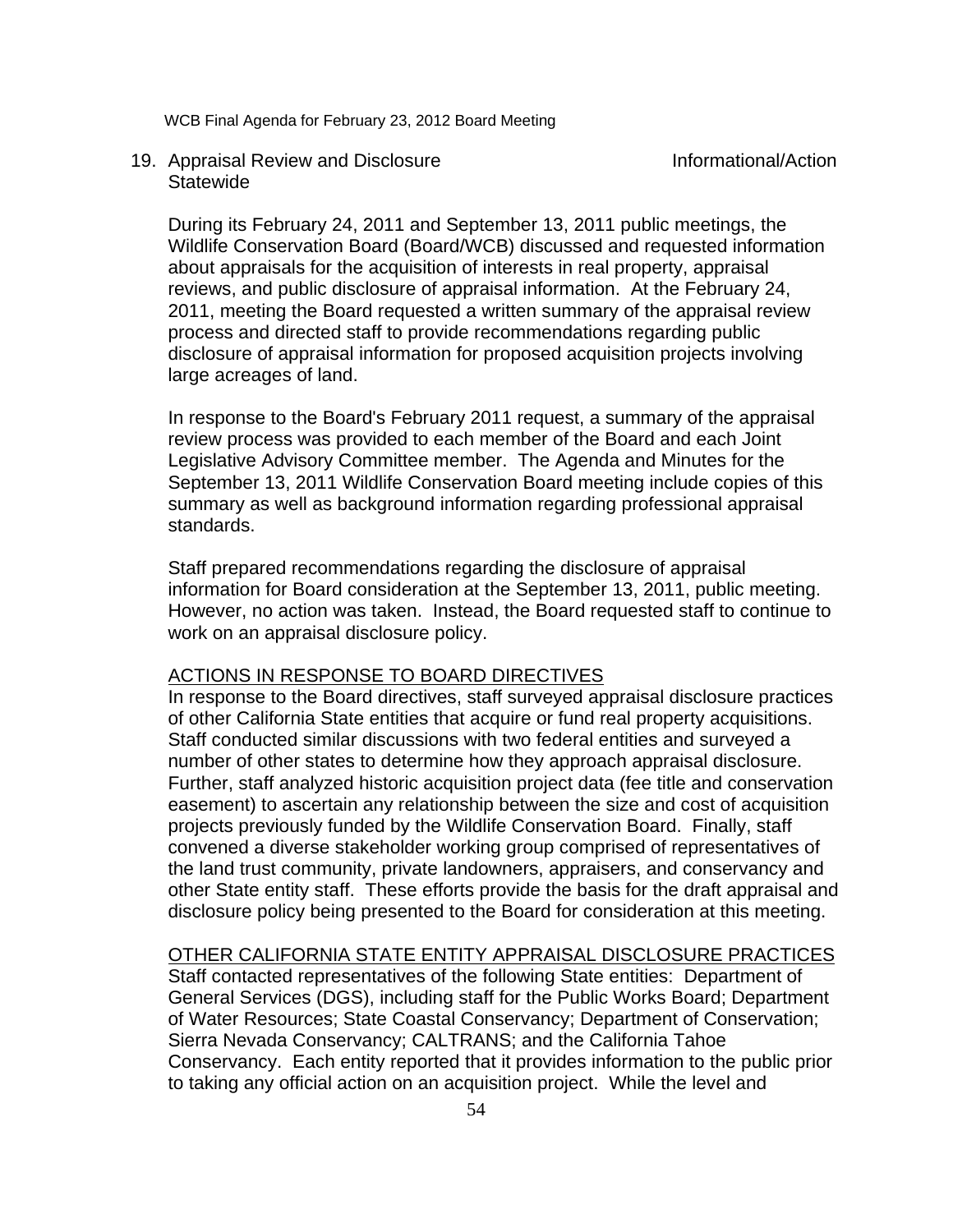19. Appraisal Review and Disclosure — Informational/Action
    Statewide

During its February 24, 2011 and September 13, 2011 public meetings, the Wildlife Conservation Board (Board/WCB) discussed and requested information about appraisals for the acquisition of interests in real property, appraisal reviews, and public disclosure of appraisal information. At the February 24, 2011, meeting the Board requested a written summary of the appraisal review process and directed staff to provide recommendations regarding public disclosure of appraisal information for proposed acquisition projects involving large acreages of land.

In response to the Board's February 2011 request, a summary of the appraisal review process was provided to each member of the Board and each Joint Legislative Advisory Committee member. The Agenda and Minutes for the September 13, 2011 Wildlife Conservation Board meeting include copies of this summary as well as background information regarding professional appraisal standards.

Staff prepared recommendations regarding the disclosure of appraisal information for Board consideration at the September 13, 2011, public meeting. However, no action was taken. Instead, the Board requested staff to continue to work on an appraisal disclosure policy.

<u>ACTIONS IN RESPONSE TO BOARD DIRECTIVES</u>

In response to the Board directives, staff surveyed appraisal disclosure practices of other California State entities that acquire or fund real property acquisitions. Staff conducted similar discussions with two federal entities and surveyed a number of other states to determine how they approach appraisal disclosure. Further, staff analyzed historic acquisition project data (fee title and conservation easement) to ascertain any relationship between the size and cost of acquisition projects previously funded by the Wildlife Conservation Board. Finally, staff convened a diverse stakeholder working group comprised of representatives of the land trust community, private landowners, appraisers, and conservancy and other State entity staff. These efforts provide the basis for the draft appraisal and disclosure policy being presented to the Board for consideration at this meeting.

<u>OTHER CALIFORNIA STATE ENTITY APPRAISAL DISCLOSURE PRACTICES</u>

Staff contacted representatives of the following State entities: Department of General Services (DGS), including staff for the Public Works Board; Department of Water Resources; State Coastal Conservancy; Department of Conservation; Sierra Nevada Conservancy; CALTRANS; and the California Tahoe Conservancy. Each entity reported that it provides information to the public prior to taking any official action on an acquisition project. While the level and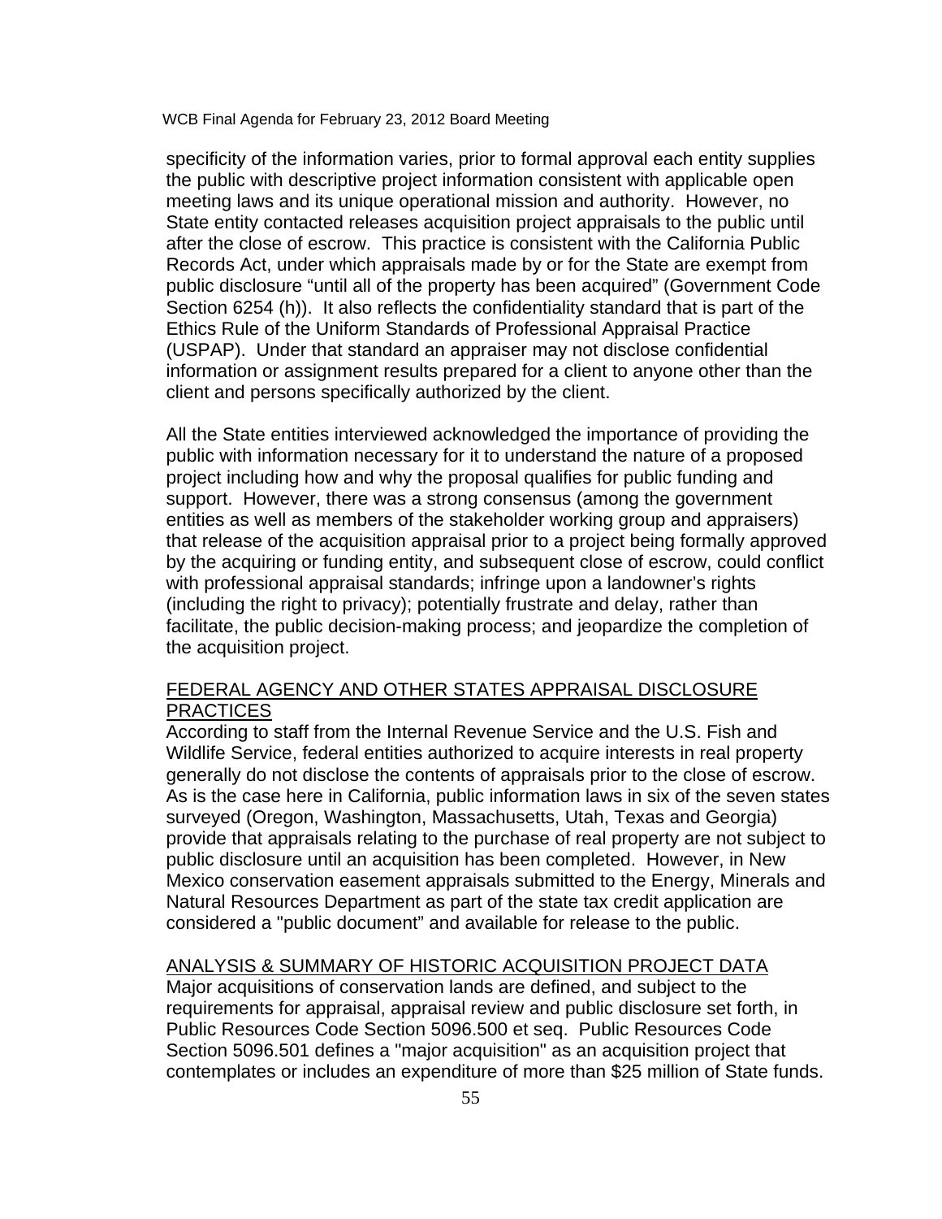specificity of the information varies, prior to formal approval each entity supplies the public with descriptive project information consistent with applicable open meeting laws and its unique operational mission and authority. However, no State entity contacted releases acquisition project appraisals to the public until after the close of escrow. This practice is consistent with the California Public Records Act, under which appraisals made by or for the State are exempt from public disclosure "until all of the property has been acquired" (Government Code Section 6254 (h)). It also reflects the confidentiality standard that is part of the Ethics Rule of the Uniform Standards of Professional Appraisal Practice (USPAP). Under that standard an appraiser may not disclose confidential information or assignment results prepared for a client to anyone other than the client and persons specifically authorized by the client.

All the State entities interviewed acknowledged the importance of providing the public with information necessary for it to understand the nature of a proposed project including how and why the proposal qualifies for public funding and support. However, there was a strong consensus (among the government entities as well as members of the stakeholder working group and appraisers) that release of the acquisition appraisal prior to a project being formally approved by the acquiring or funding entity, and subsequent close of escrow, could conflict with professional appraisal standards; infringe upon a landowner's rights (including the right to privacy); potentially frustrate and delay, rather than facilitate, the public decision-making process; and jeopardize the completion of the acquisition project.

<u>FEDERAL AGENCY AND OTHER STATES APPRAISAL DISCLOSURE PRACTICES</u>

According to staff from the Internal Revenue Service and the U.S. Fish and Wildlife Service, federal entities authorized to acquire interests in real property generally do not disclose the contents of appraisals prior to the close of escrow. As is the case here in California, public information laws in six of the seven states surveyed (Oregon, Washington, Massachusetts, Utah, Texas and Georgia) provide that appraisals relating to the purchase of real property are not subject to public disclosure until an acquisition has been completed. However, in New Mexico conservation easement appraisals submitted to the Energy, Minerals and Natural Resources Department as part of the state tax credit application are considered a "public document" and available for release to the public.

<u>ANALYSIS & SUMMARY OF HISTORIC ACQUISITION PROJECT DATA</u>

Major acquisitions of conservation lands are defined, and subject to the requirements for appraisal, appraisal review and public disclosure set forth, in Public Resources Code Section 5096.500 et seq. Public Resources Code Section 5096.501 defines a "major acquisition" as an acquisition project that contemplates or includes an expenditure of more than $25 million of State funds.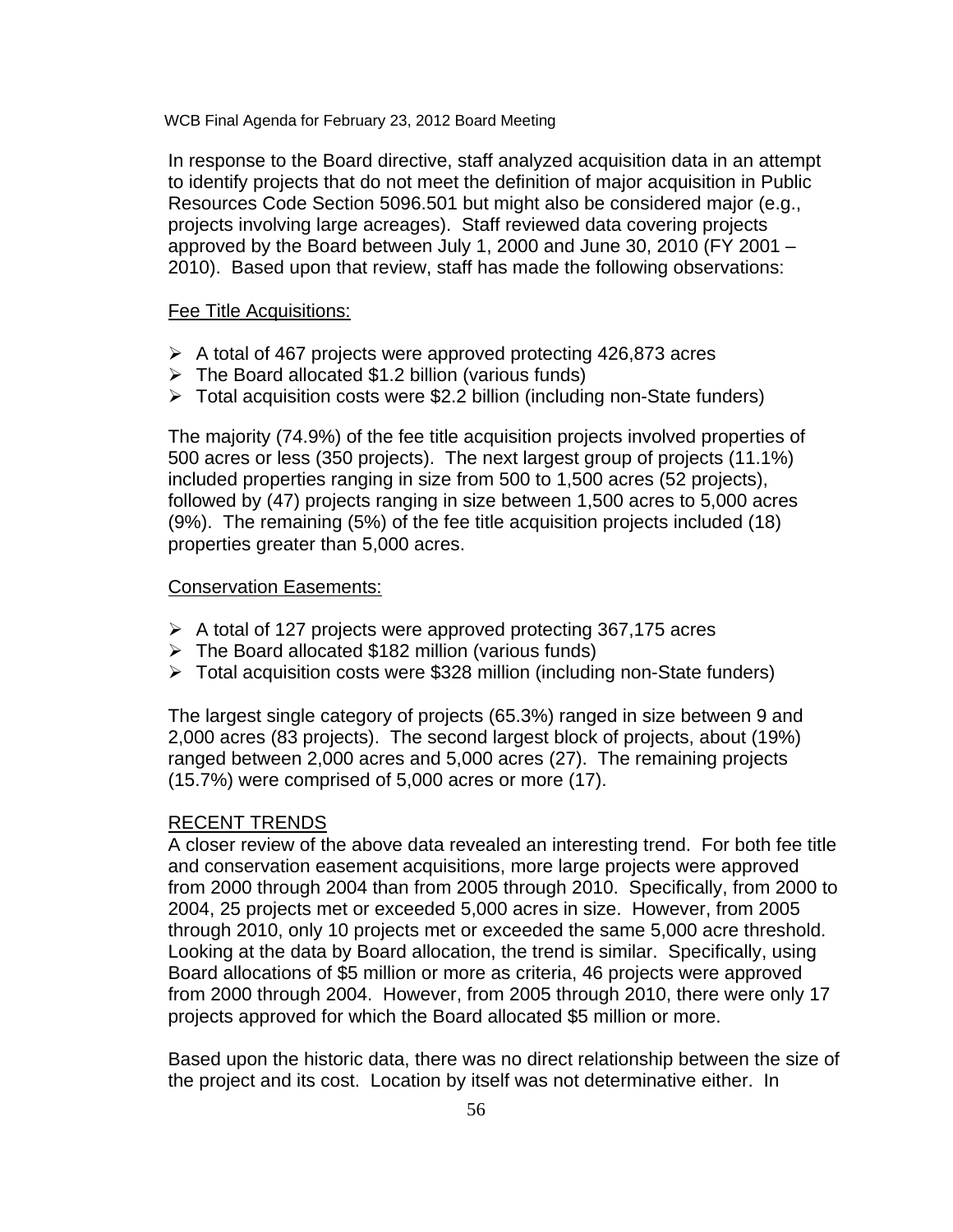In response to the Board directive, staff analyzed acquisition data in an attempt to identify projects that do not meet the definition of major acquisition in Public Resources Code Section 5096.501 but might also be considered major (e.g., projects involving large acreages). Staff reviewed data covering projects approved by the Board between July 1, 2000 and June 30, 2010 (FY 2001 – 2010). Based upon that review, staff has made the following observations:

Fee Title Acquisitions:

- A total of 467 projects were approved protecting 426,873 acres
- The Board allocated $1.2 billion (various funds)
- Total acquisition costs were $2.2 billion (including non-State funders)

The majority (74.9%) of the fee title acquisition projects involved properties of 500 acres or less (350 projects). The next largest group of projects (11.1%) included properties ranging in size from 500 to 1,500 acres (52 projects), followed by (47) projects ranging in size between 1,500 acres to 5,000 acres (9%). The remaining (5%) of the fee title acquisition projects included (18) properties greater than 5,000 acres.

Conservation Easements:

- A total of 127 projects were approved protecting 367,175 acres
- The Board allocated $182 million (various funds)
- Total acquisition costs were $328 million (including non-State funders)

The largest single category of projects (65.3%) ranged in size between 9 and 2,000 acres (83 projects). The second largest block of projects, about (19%) ranged between 2,000 acres and 5,000 acres (27). The remaining projects (15.7%) were comprised of 5,000 acres or more (17).

RECENT TRENDS

A closer review of the above data revealed an interesting trend. For both fee title and conservation easement acquisitions, more large projects were approved from 2000 through 2004 than from 2005 through 2010. Specifically, from 2000 to 2004, 25 projects met or exceeded 5,000 acres in size. However, from 2005 through 2010, only 10 projects met or exceeded the same 5,000 acre threshold. Looking at the data by Board allocation, the trend is similar. Specifically, using Board allocations of $5 million or more as criteria, 46 projects were approved from 2000 through 2004. However, from 2005 through 2010, there were only 17 projects approved for which the Board allocated $5 million or more.

Based upon the historic data, there was no direct relationship between the size of the project and its cost. Location by itself was not determinative either. In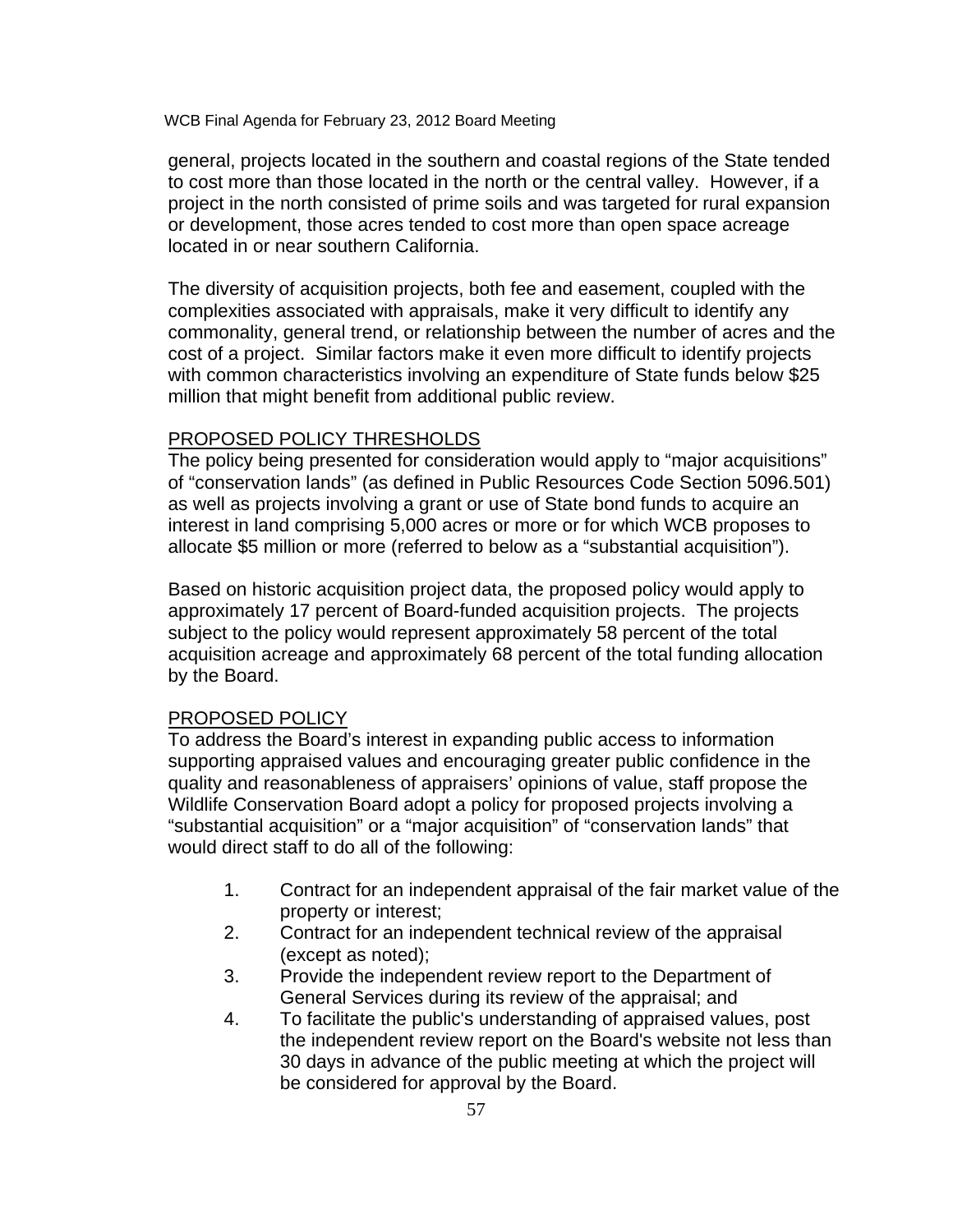general, projects located in the southern and coastal regions of the State tended to cost more than those located in the north or the central valley. However, if a project in the north consisted of prime soils and was targeted for rural expansion or development, those acres tended to cost more than open space acreage located in or near southern California.

The diversity of acquisition projects, both fee and easement, coupled with the complexities associated with appraisals, make it very difficult to identify any commonality, general trend, or relationship between the number of acres and the cost of a project. Similar factors make it even more difficult to identify projects with common characteristics involving an expenditure of State funds below $25 million that might benefit from additional public review.

<u>PROPOSED POLICY THRESHOLDS</u>

The policy being presented for consideration would apply to "major acquisitions" of "conservation lands" (as defined in Public Resources Code Section 5096.501) as well as projects involving a grant or use of State bond funds to acquire an interest in land comprising 5,000 acres or more or for which WCB proposes to allocate $5 million or more (referred to below as a "substantial acquisition").

Based on historic acquisition project data, the proposed policy would apply to approximately 17 percent of Board-funded acquisition projects. The projects subject to the policy would represent approximately 58 percent of the total acquisition acreage and approximately 68 percent of the total funding allocation by the Board.

<u>PROPOSED POLICY</u>

To address the Board's interest in expanding public access to information supporting appraised values and encouraging greater public confidence in the quality and reasonableness of appraisers' opinions of value, staff propose the Wildlife Conservation Board adopt a policy for proposed projects involving a "substantial acquisition" or a "major acquisition" of "conservation lands" that would direct staff to do all of the following:

1. Contract for an independent appraisal of the fair market value of the property or interest;
2. Contract for an independent technical review of the appraisal (except as noted);
3. Provide the independent review report to the Department of General Services during its review of the appraisal; and
4. To facilitate the public's understanding of appraised values, post the independent review report on the Board's website not less than 30 days in advance of the public meeting at which the project will be considered for approval by the Board.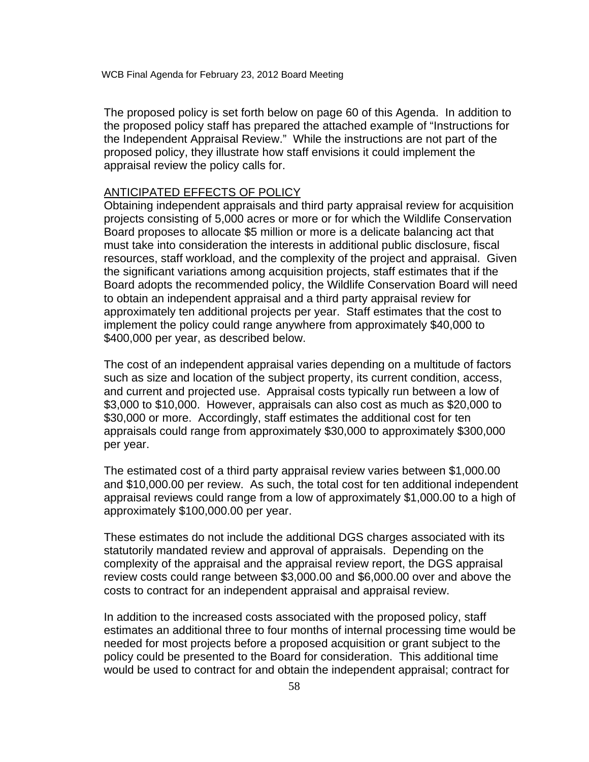The proposed policy is set forth below on page 60 of this Agenda. In addition to the proposed policy staff has prepared the attached example of "Instructions for the Independent Appraisal Review." While the instructions are not part of the proposed policy, they illustrate how staff envisions it could implement the appraisal review the policy calls for.

ANTICIPATED EFFECTS OF POLICY

Obtaining independent appraisals and third party appraisal review for acquisition projects consisting of 5,000 acres or more or for which the Wildlife Conservation Board proposes to allocate $5 million or more is a delicate balancing act that must take into consideration the interests in additional public disclosure, fiscal resources, staff workload, and the complexity of the project and appraisal. Given the significant variations among acquisition projects, staff estimates that if the Board adopts the recommended policy, the Wildlife Conservation Board will need to obtain an independent appraisal and a third party appraisal review for approximately ten additional projects per year. Staff estimates that the cost to implement the policy could range anywhere from approximately $40,000 to $400,000 per year, as described below.

The cost of an independent appraisal varies depending on a multitude of factors such as size and location of the subject property, its current condition, access, and current and projected use. Appraisal costs typically run between a low of $3,000 to $10,000. However, appraisals can also cost as much as $20,000 to $30,000 or more. Accordingly, staff estimates the additional cost for ten appraisals could range from approximately $30,000 to approximately $300,000 per year.

The estimated cost of a third party appraisal review varies between $1,000.00 and $10,000.00 per review. As such, the total cost for ten additional independent appraisal reviews could range from a low of approximately $1,000.00 to a high of approximately $100,000.00 per year.

These estimates do not include the additional DGS charges associated with its statutorily mandated review and approval of appraisals. Depending on the complexity of the appraisal and the appraisal review report, the DGS appraisal review costs could range between $3,000.00 and $6,000.00 over and above the costs to contract for an independent appraisal and appraisal review.

In addition to the increased costs associated with the proposed policy, staff estimates an additional three to four months of internal processing time would be needed for most projects before a proposed acquisition or grant subject to the policy could be presented to the Board for consideration. This additional time would be used to contract for and obtain the independent appraisal; contract for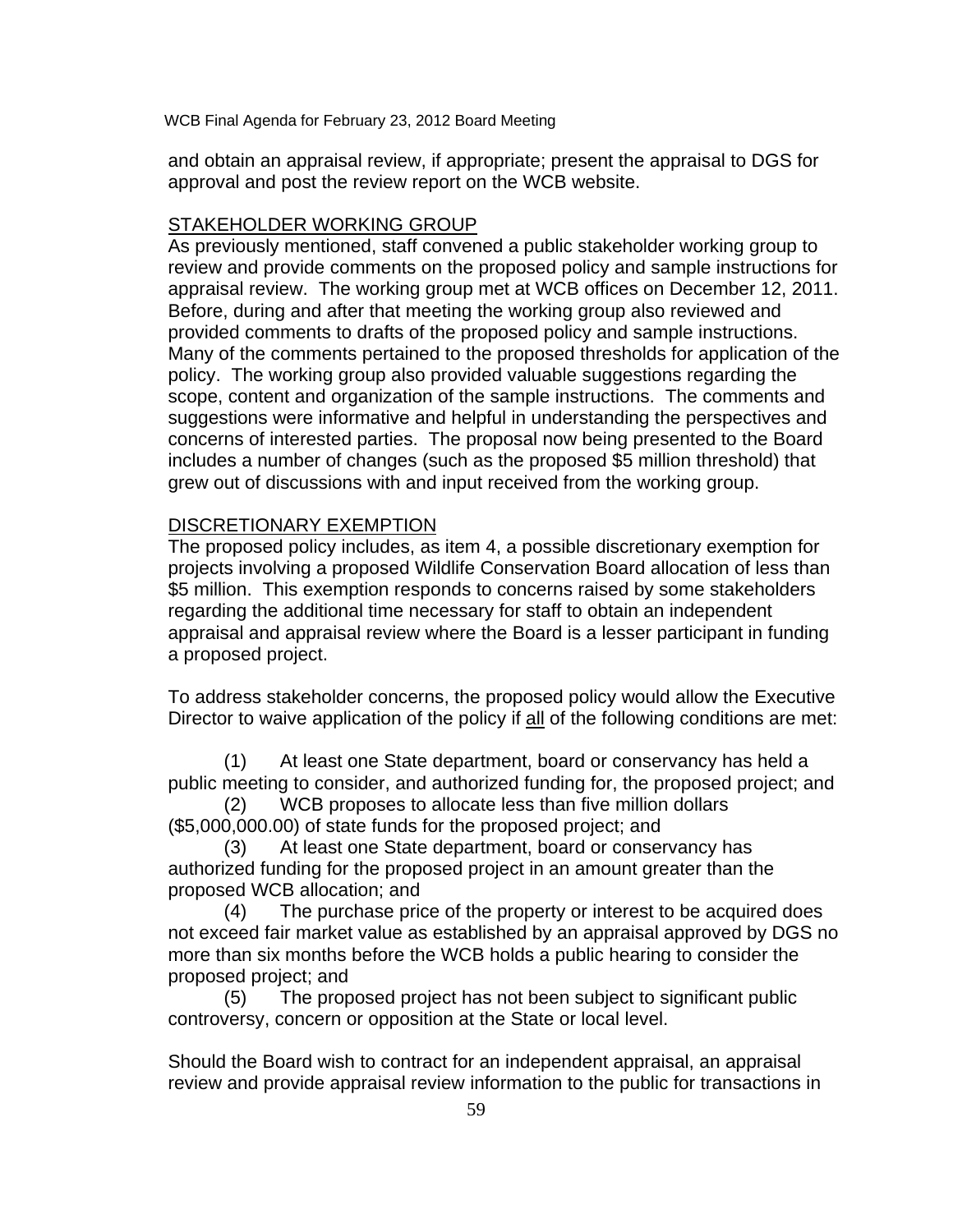and obtain an appraisal review, if appropriate; present the appraisal to DGS for approval and post the review report on the WCB website.

## STAKEHOLDER WORKING GROUP

As previously mentioned, staff convened a public stakeholder working group to review and provide comments on the proposed policy and sample instructions for appraisal review. The working group met at WCB offices on December 12, 2011. Before, during and after that meeting the working group also reviewed and provided comments to drafts of the proposed policy and sample instructions. Many of the comments pertained to the proposed thresholds for application of the policy. The working group also provided valuable suggestions regarding the scope, content and organization of the sample instructions. The comments and suggestions were informative and helpful in understanding the perspectives and concerns of interested parties. The proposal now being presented to the Board includes a number of changes (such as the proposed $5 million threshold) that grew out of discussions with and input received from the working group.

## DISCRETIONARY EXEMPTION

The proposed policy includes, as item 4, a possible discretionary exemption for projects involving a proposed Wildlife Conservation Board allocation of less than $5 million. This exemption responds to concerns raised by some stakeholders regarding the additional time necessary for staff to obtain an independent appraisal and appraisal review where the Board is a lesser participant in funding a proposed project.

To address stakeholder concerns, the proposed policy would allow the Executive Director to waive application of the policy if all of the following conditions are met:

(1) At least one State department, board or conservancy has held a public meeting to consider, and authorized funding for, the proposed project; and

(2) WCB proposes to allocate less than five million dollars ($5,000,000.00) of state funds for the proposed project; and

(3) At least one State department, board or conservancy has authorized funding for the proposed project in an amount greater than the proposed WCB allocation; and

(4) The purchase price of the property or interest to be acquired does not exceed fair market value as established by an appraisal approved by DGS no more than six months before the WCB holds a public hearing to consider the proposed project; and

(5) The proposed project has not been subject to significant public controversy, concern or opposition at the State or local level.

Should the Board wish to contract for an independent appraisal, an appraisal review and provide appraisal review information to the public for transactions in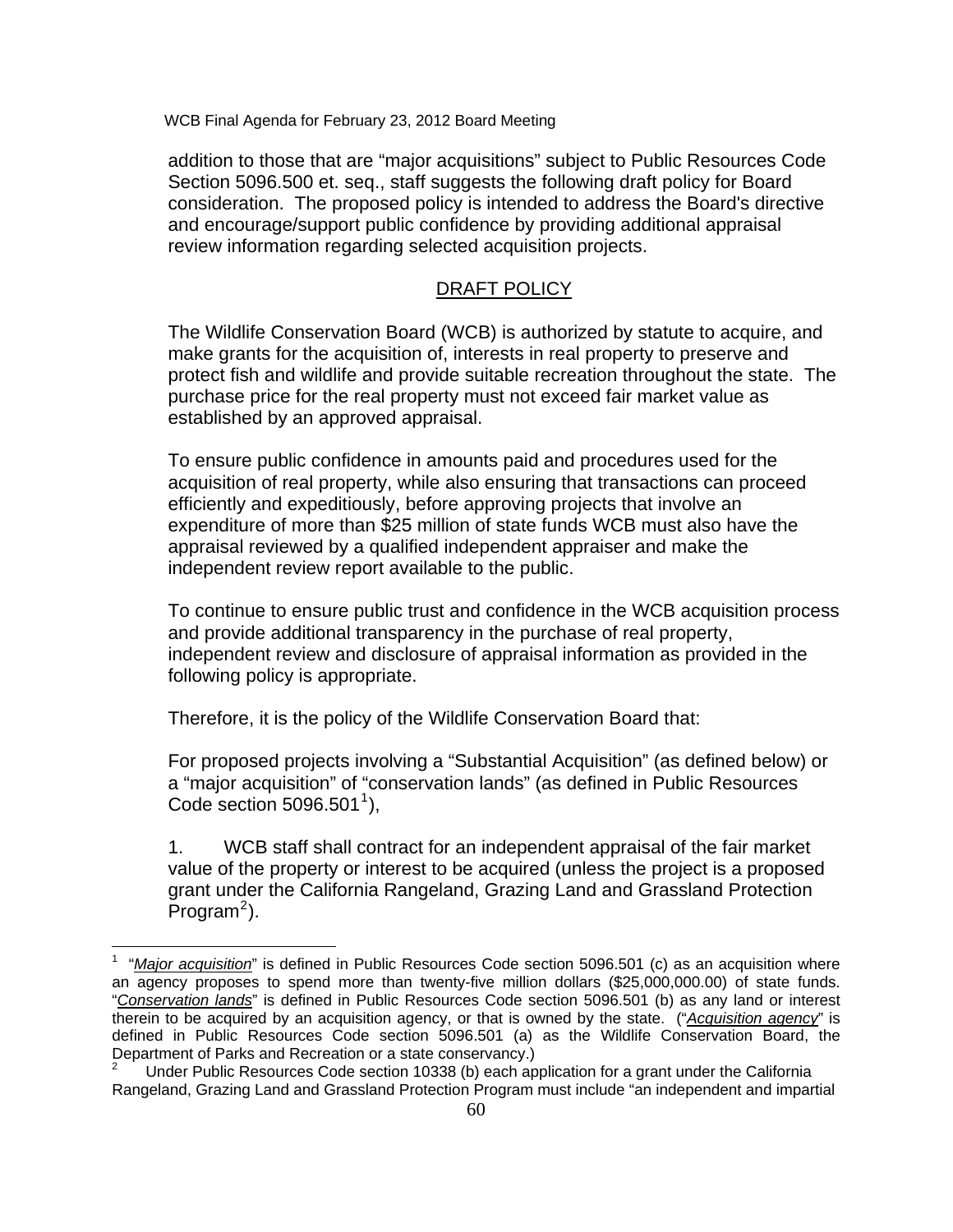addition to those that are "major acquisitions" subject to Public Resources Code Section 5096.500 et. seq., staff suggests the following draft policy for Board consideration. The proposed policy is intended to address the Board's directive and encourage/support public confidence by providing additional appraisal review information regarding selected acquisition projects.

## DRAFT POLICY

The Wildlife Conservation Board (WCB) is authorized by statute to acquire, and make grants for the acquisition of, interests in real property to preserve and protect fish and wildlife and provide suitable recreation throughout the state. The purchase price for the real property must not exceed fair market value as established by an approved appraisal.

To ensure public confidence in amounts paid and procedures used for the acquisition of real property, while also ensuring that transactions can proceed efficiently and expeditiously, before approving projects that involve an expenditure of more than $25 million of state funds WCB must also have the appraisal reviewed by a qualified independent appraiser and make the independent review report available to the public.

To continue to ensure public trust and confidence in the WCB acquisition process and provide additional transparency in the purchase of real property, independent review and disclosure of appraisal information as provided in the following policy is appropriate.

Therefore, it is the policy of the Wildlife Conservation Board that:

For proposed projects involving a "Substantial Acquisition" (as defined below) or a "major acquisition" of "conservation lands" (as defined in Public Resources Code section 5096.501[1]),

1. WCB staff shall contract for an independent appraisal of the fair market value of the property or interest to be acquired (unless the project is a proposed grant under the California Rangeland, Grazing Land and Grassland Protection Program[2]).

---

[1] "*Major acquisition*" is defined in Public Resources Code section 5096.501 (c) as an acquisition where an agency proposes to spend more than twenty-five million dollars ($25,000,000.00) of state funds. "*Conservation lands*" is defined in Public Resources Code section 5096.501 (b) as any land or interest therein to be acquired by an acquisition agency, or that is owned by the state. ("*Acquisition agency*" is defined in Public Resources Code section 5096.501 (a) as the Wildlife Conservation Board, the Department of Parks and Recreation or a state conservancy.)

[2] Under Public Resources Code section 10338 (b) each application for a grant under the California Rangeland, Grazing Land and Grassland Protection Program must include "an independent and impartial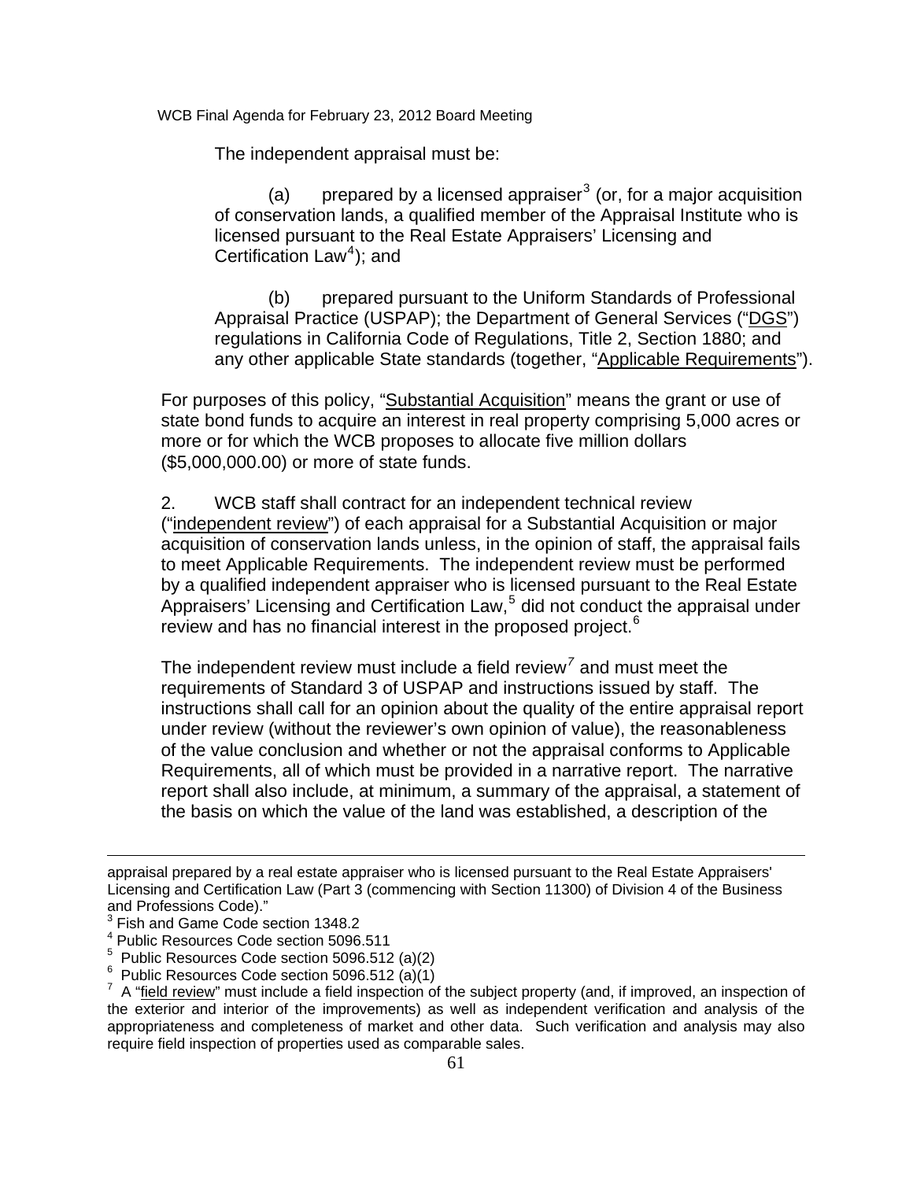The independent appraisal must be:

(a) prepared by a licensed appraiser[3] (or, for a major acquisition of conservation lands, a qualified member of the Appraisal Institute who is licensed pursuant to the Real Estate Appraisers' Licensing and Certification Law[4]); and

(b) prepared pursuant to the Uniform Standards of Professional Appraisal Practice (USPAP); the Department of General Services ("DGS") regulations in California Code of Regulations, Title 2, Section 1880; and any other applicable State standards (together, "Applicable Requirements").

For purposes of this policy, "Substantial Acquisition" means the grant or use of state bond funds to acquire an interest in real property comprising 5,000 acres or more or for which the WCB proposes to allocate five million dollars ($5,000,000.00) or more of state funds.

2. WCB staff shall contract for an independent technical review ("independent review") of each appraisal for a Substantial Acquisition or major acquisition of conservation lands unless, in the opinion of staff, the appraisal fails to meet Applicable Requirements. The independent review must be performed by a qualified independent appraiser who is licensed pursuant to the Real Estate Appraisers' Licensing and Certification Law,[5] did not conduct the appraisal under review and has no financial interest in the proposed project.[6]

The independent review must include a field review[7] and must meet the requirements of Standard 3 of USPAP and instructions issued by staff. The instructions shall call for an opinion about the quality of the entire appraisal report under review (without the reviewer's own opinion of value), the reasonableness of the value conclusion and whether or not the appraisal conforms to Applicable Requirements, all of which must be provided in a narrative report. The narrative report shall also include, at minimum, a summary of the appraisal, a statement of the basis on which the value of the land was established, a description of the

---

appraisal prepared by a real estate appraiser who is licensed pursuant to the Real Estate Appraisers' Licensing and Certification Law (Part 3 (commencing with Section 11300) of Division 4 of the Business and Professions Code)."

[3] Fish and Game Code section 1348.2

[4] Public Resources Code section 5096.511

[5] Public Resources Code section 5096.512 (a)(2)

[6] Public Resources Code section 5096.512 (a)(1)

[7] A "field review" must include a field inspection of the subject property (and, if improved, an inspection of the exterior and interior of the improvements) as well as independent verification and analysis of the appropriateness and completeness of market and other data. Such verification and analysis may also require field inspection of properties used as comparable sales.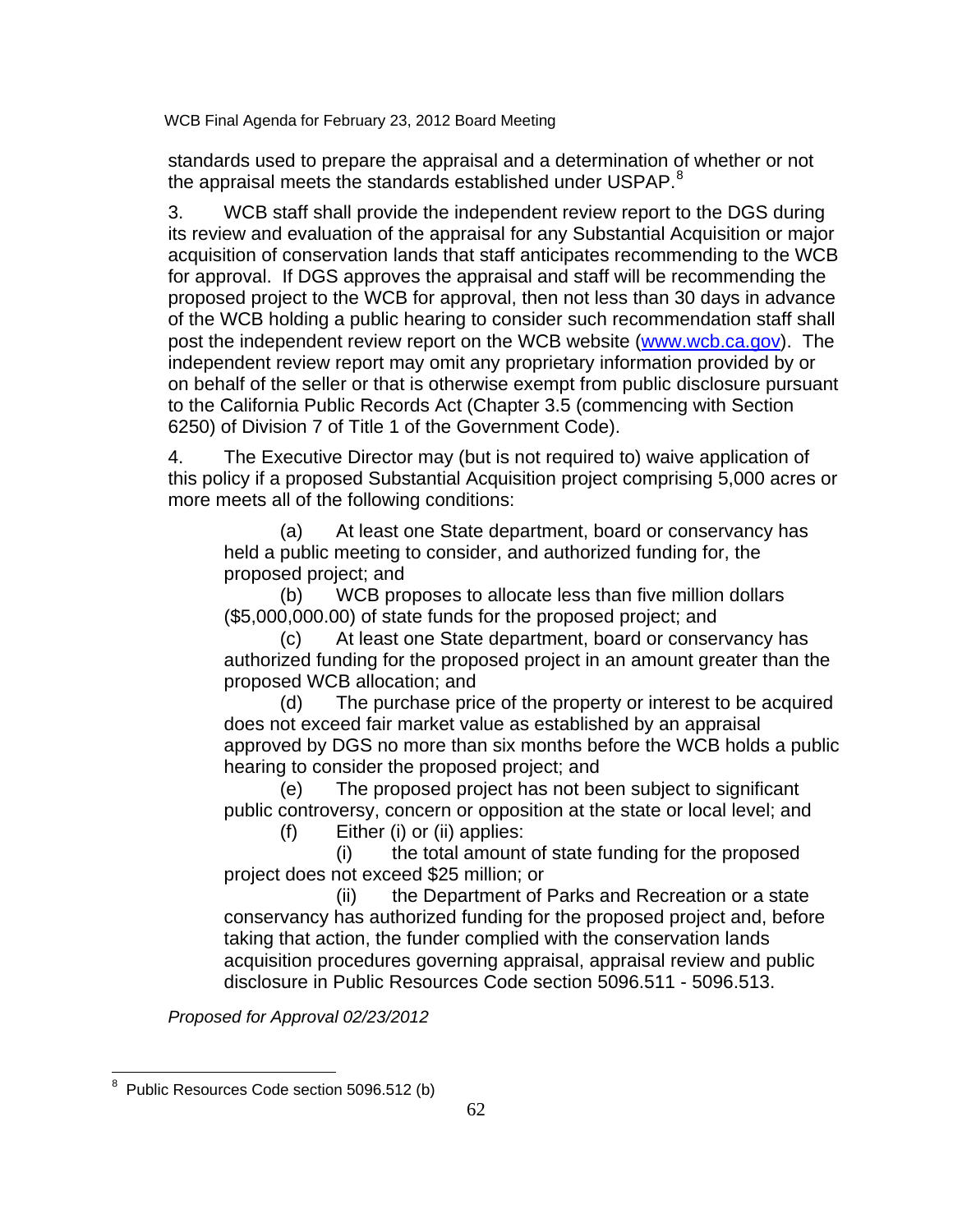standards used to prepare the appraisal and a determination of whether or not the appraisal meets the standards established under USPAP.[8]

3. WCB staff shall provide the independent review report to the DGS during its review and evaluation of the appraisal for any Substantial Acquisition or major acquisition of conservation lands that staff anticipates recommending to the WCB for approval. If DGS approves the appraisal and staff will be recommending the proposed project to the WCB for approval, then not less than 30 days in advance of the WCB holding a public hearing to consider such recommendation staff shall post the independent review report on the WCB website (www.wcb.ca.gov). The independent review report may omit any proprietary information provided by or on behalf of the seller or that is otherwise exempt from public disclosure pursuant to the California Public Records Act (Chapter 3.5 (commencing with Section 6250) of Division 7 of Title 1 of the Government Code).

4. The Executive Director may (but is not required to) waive application of this policy if a proposed Substantial Acquisition project comprising 5,000 acres or more meets all of the following conditions:

(a) At least one State department, board or conservancy has held a public meeting to consider, and authorized funding for, the proposed project; and
(b) WCB proposes to allocate less than five million dollars ($5,000,000.00) of state funds for the proposed project; and
(c) At least one State department, board or conservancy has authorized funding for the proposed project in an amount greater than the proposed WCB allocation; and
(d) The purchase price of the property or interest to be acquired does not exceed fair market value as established by an appraisal approved by DGS no more than six months before the WCB holds a public hearing to consider the proposed project; and
(e) The proposed project has not been subject to significant public controversy, concern or opposition at the state or local level; and
(f) Either (i) or (ii) applies:
(i) the total amount of state funding for the proposed project does not exceed $25 million; or
(ii) the Department of Parks and Recreation or a state conservancy has authorized funding for the proposed project and, before taking that action, the funder complied with the conservation lands acquisition procedures governing appraisal, appraisal review and public disclosure in Public Resources Code section 5096.511 - 5096.513.

*Proposed for Approval 02/23/2012*

---

[8] Public Resources Code section 5096.512 (b)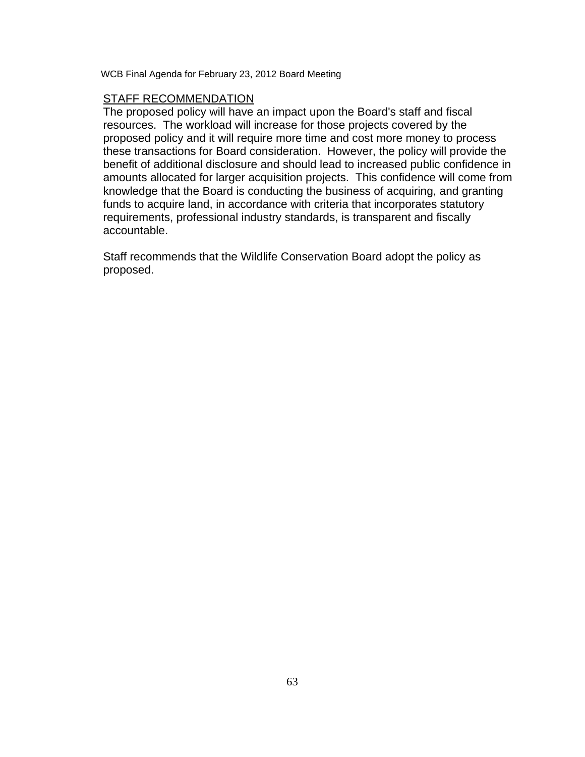## STAFF RECOMMENDATION

The proposed policy will have an impact upon the Board's staff and fiscal resources. The workload will increase for those projects covered by the proposed policy and it will require more time and cost more money to process these transactions for Board consideration. However, the policy will provide the benefit of additional disclosure and should lead to increased public confidence in amounts allocated for larger acquisition projects. This confidence will come from knowledge that the Board is conducting the business of acquiring, and granting funds to acquire land, in accordance with criteria that incorporates statutory requirements, professional industry standards, is transparent and fiscally accountable.

Staff recommends that the Wildlife Conservation Board adopt the policy as proposed.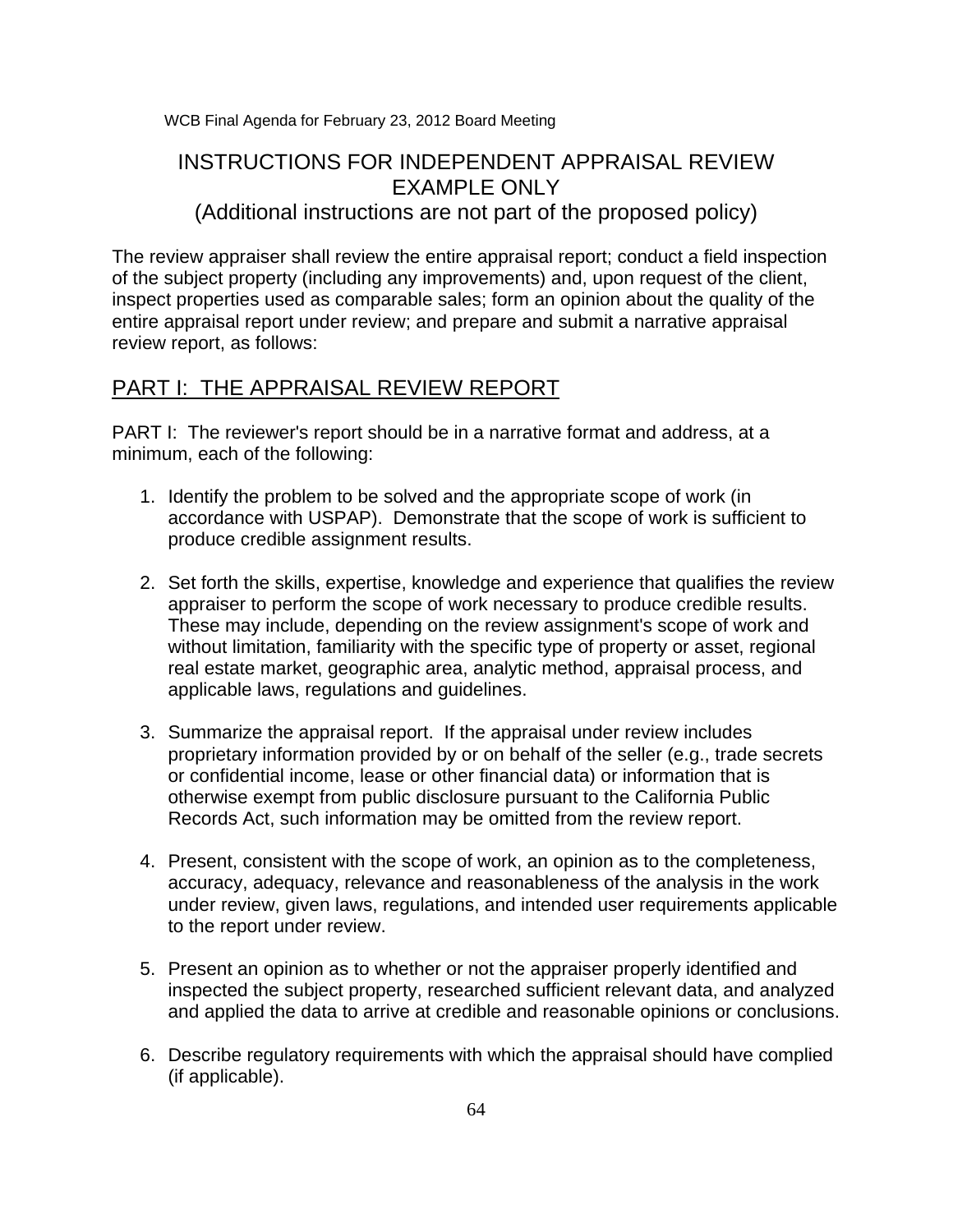# INSTRUCTIONS FOR INDEPENDENT APPRAISAL REVIEW EXAMPLE ONLY
(Additional instructions are not part of the proposed policy)

The review appraiser shall review the entire appraisal report; conduct a field inspection of the subject property (including any improvements) and, upon request of the client, inspect properties used as comparable sales; form an opinion about the quality of the entire appraisal report under review; and prepare and submit a narrative appraisal review report, as follows:

## PART I: THE APPRAISAL REVIEW REPORT

PART I: The reviewer's report should be in a narrative format and address, at a minimum, each of the following:

1. Identify the problem to be solved and the appropriate scope of work (in accordance with USPAP). Demonstrate that the scope of work is sufficient to produce credible assignment results.

2. Set forth the skills, expertise, knowledge and experience that qualifies the review appraiser to perform the scope of work necessary to produce credible results. These may include, depending on the review assignment's scope of work and without limitation, familiarity with the specific type of property or asset, regional real estate market, geographic area, analytic method, appraisal process, and applicable laws, regulations and guidelines.

3. Summarize the appraisal report. If the appraisal under review includes proprietary information provided by or on behalf of the seller (e.g., trade secrets or confidential income, lease or other financial data) or information that is otherwise exempt from public disclosure pursuant to the California Public Records Act, such information may be omitted from the review report.

4. Present, consistent with the scope of work, an opinion as to the completeness, accuracy, adequacy, relevance and reasonableness of the analysis in the work under review, given laws, regulations, and intended user requirements applicable to the report under review.

5. Present an opinion as to whether or not the appraiser properly identified and inspected the subject property, researched sufficient relevant data, and analyzed and applied the data to arrive at credible and reasonable opinions or conclusions.

6. Describe regulatory requirements with which the appraisal should have complied (if applicable).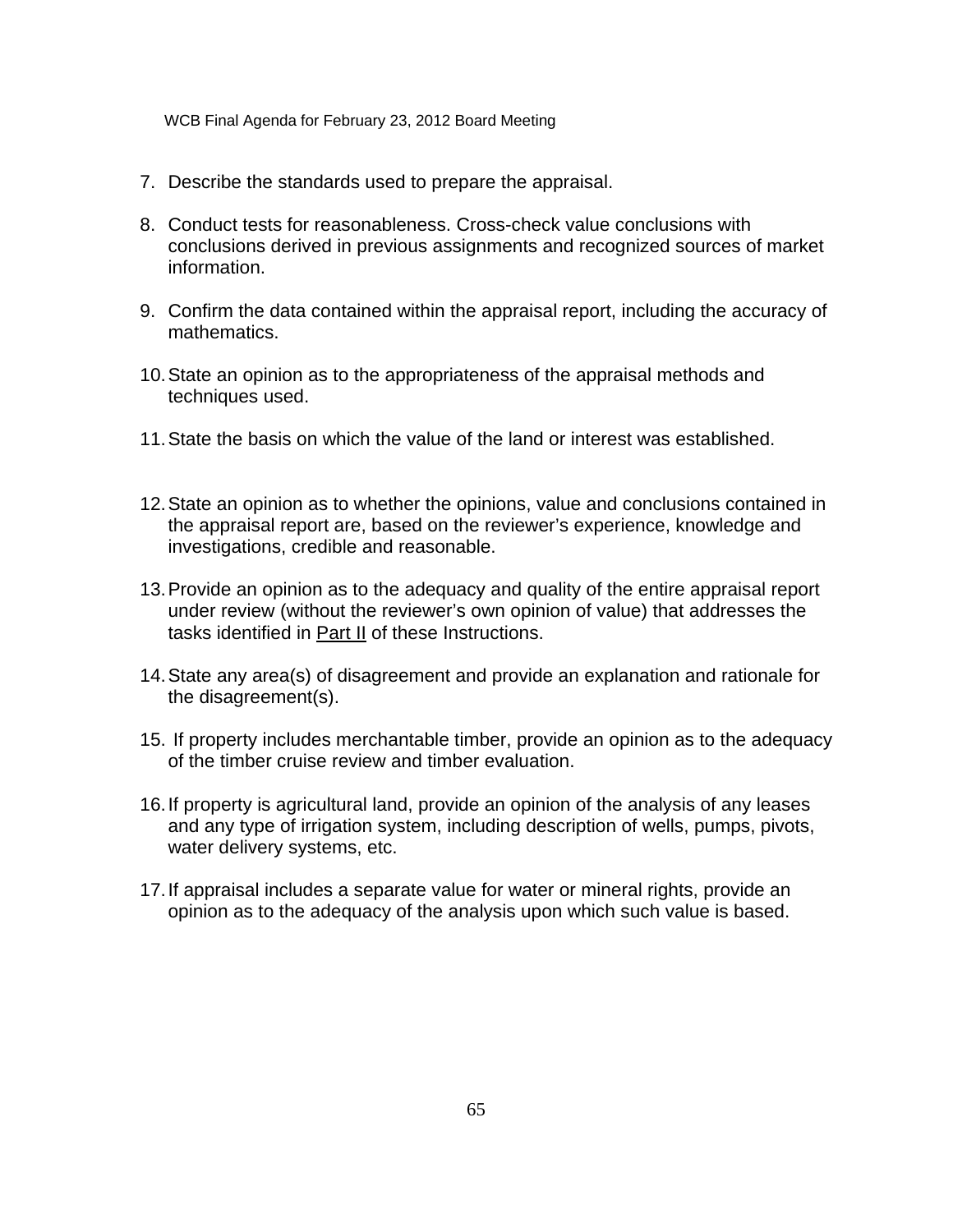7. Describe the standards used to prepare the appraisal.

8. Conduct tests for reasonableness. Cross-check value conclusions with conclusions derived in previous assignments and recognized sources of market information.

9. Confirm the data contained within the appraisal report, including the accuracy of mathematics.

10. State an opinion as to the appropriateness of the appraisal methods and techniques used.

11. State the basis on which the value of the land or interest was established.

12. State an opinion as to whether the opinions, value and conclusions contained in the appraisal report are, based on the reviewer's experience, knowledge and investigations, credible and reasonable.

13. Provide an opinion as to the adequacy and quality of the entire appraisal report under review (without the reviewer's own opinion of value) that addresses the tasks identified in Part II of these Instructions.

14. State any area(s) of disagreement and provide an explanation and rationale for the disagreement(s).

15. If property includes merchantable timber, provide an opinion as to the adequacy of the timber cruise review and timber evaluation.

16. If property is agricultural land, provide an opinion of the analysis of any leases and any type of irrigation system, including description of wells, pumps, pivots, water delivery systems, etc.

17. If appraisal includes a separate value for water or mineral rights, provide an opinion as to the adequacy of the analysis upon which such value is based.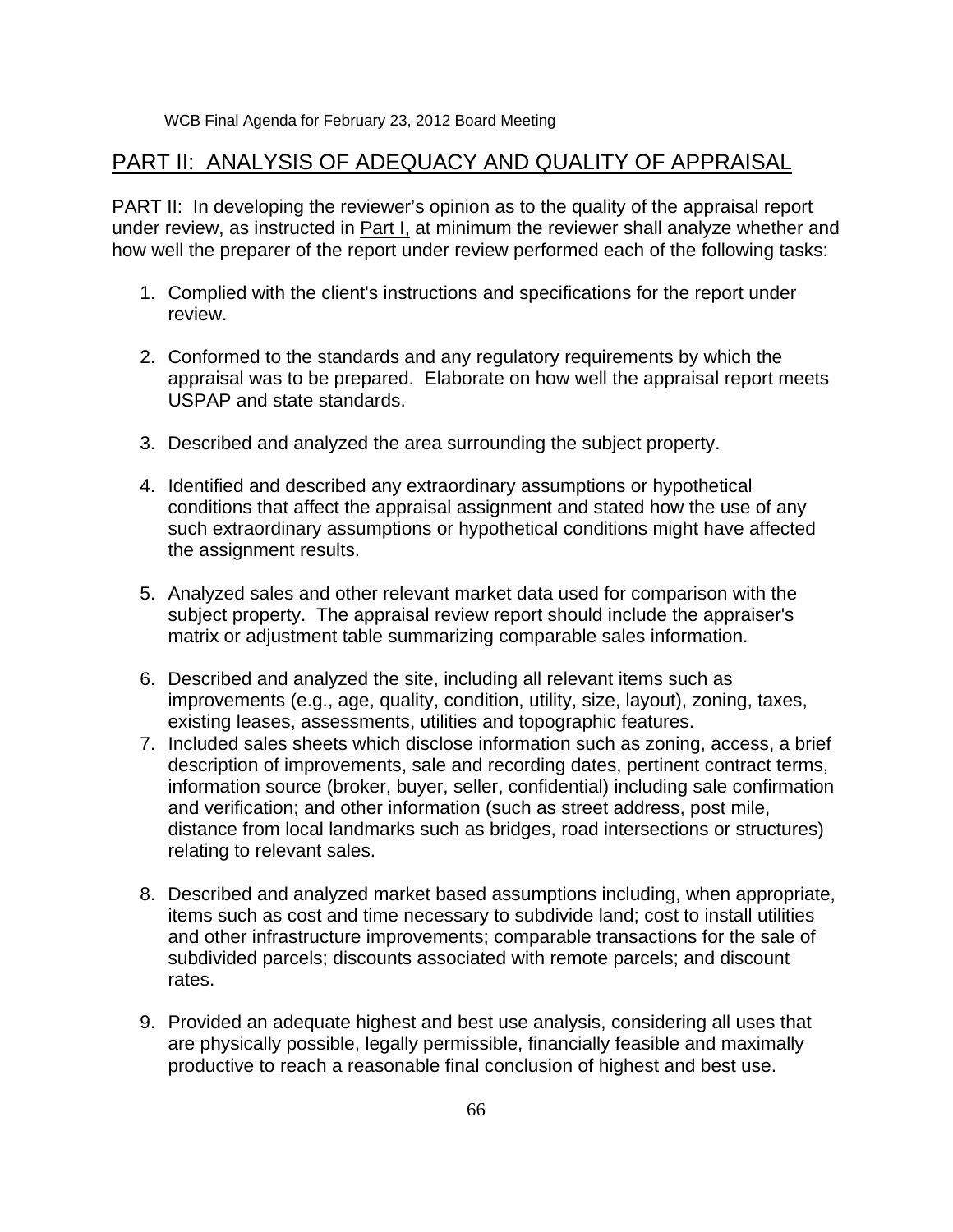## PART II: ANALYSIS OF ADEQUACY AND QUALITY OF APPRAISAL

PART II: In developing the reviewer's opinion as to the quality of the appraisal report under review, as instructed in Part I, at minimum the reviewer shall analyze whether and how well the preparer of the report under review performed each of the following tasks:

1. Complied with the client's instructions and specifications for the report under review.
2. Conformed to the standards and any regulatory requirements by which the appraisal was to be prepared. Elaborate on how well the appraisal report meets USPAP and state standards.
3. Described and analyzed the area surrounding the subject property.
4. Identified and described any extraordinary assumptions or hypothetical conditions that affect the appraisal assignment and stated how the use of any such extraordinary assumptions or hypothetical conditions might have affected the assignment results.
5. Analyzed sales and other relevant market data used for comparison with the subject property. The appraisal review report should include the appraiser's matrix or adjustment table summarizing comparable sales information.
6. Described and analyzed the site, including all relevant items such as improvements (e.g., age, quality, condition, utility, size, layout), zoning, taxes, existing leases, assessments, utilities and topographic features.
7. Included sales sheets which disclose information such as zoning, access, a brief description of improvements, sale and recording dates, pertinent contract terms, information source (broker, buyer, seller, confidential) including sale confirmation and verification; and other information (such as street address, post mile, distance from local landmarks such as bridges, road intersections or structures) relating to relevant sales.
8. Described and analyzed market based assumptions including, when appropriate, items such as cost and time necessary to subdivide land; cost to install utilities and other infrastructure improvements; comparable transactions for the sale of subdivided parcels; discounts associated with remote parcels; and discount rates.
9. Provided an adequate highest and best use analysis, considering all uses that are physically possible, legally permissible, financially feasible and maximally productive to reach a reasonable final conclusion of highest and best use.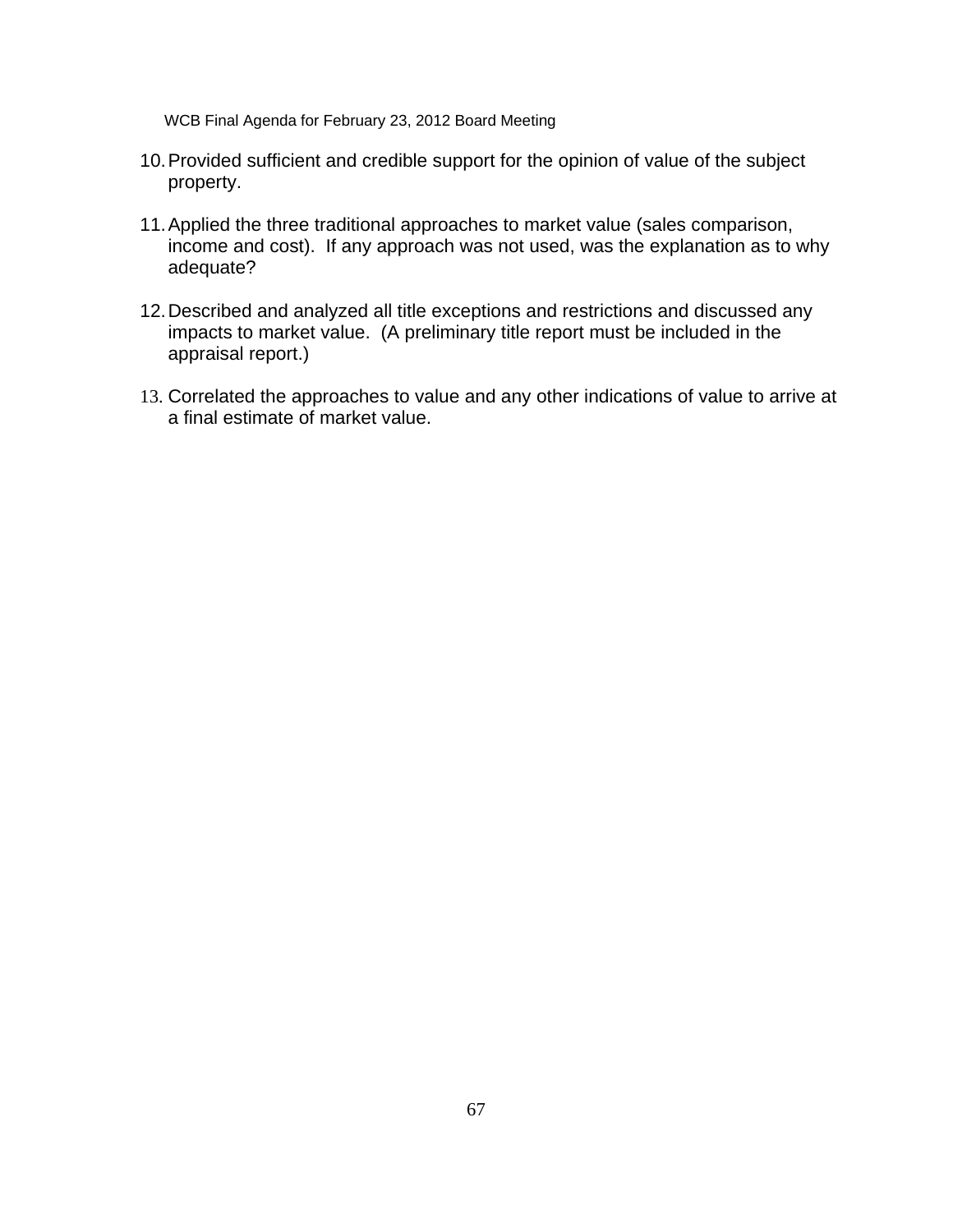10. Provided sufficient and credible support for the opinion of value of the subject property.

11. Applied the three traditional approaches to market value (sales comparison, income and cost). If any approach was not used, was the explanation as to why adequate?

12. Described and analyzed all title exceptions and restrictions and discussed any impacts to market value. (A preliminary title report must be included in the appraisal report.)

13. Correlated the approaches to value and any other indications of value to arrive at a final estimate of market value.